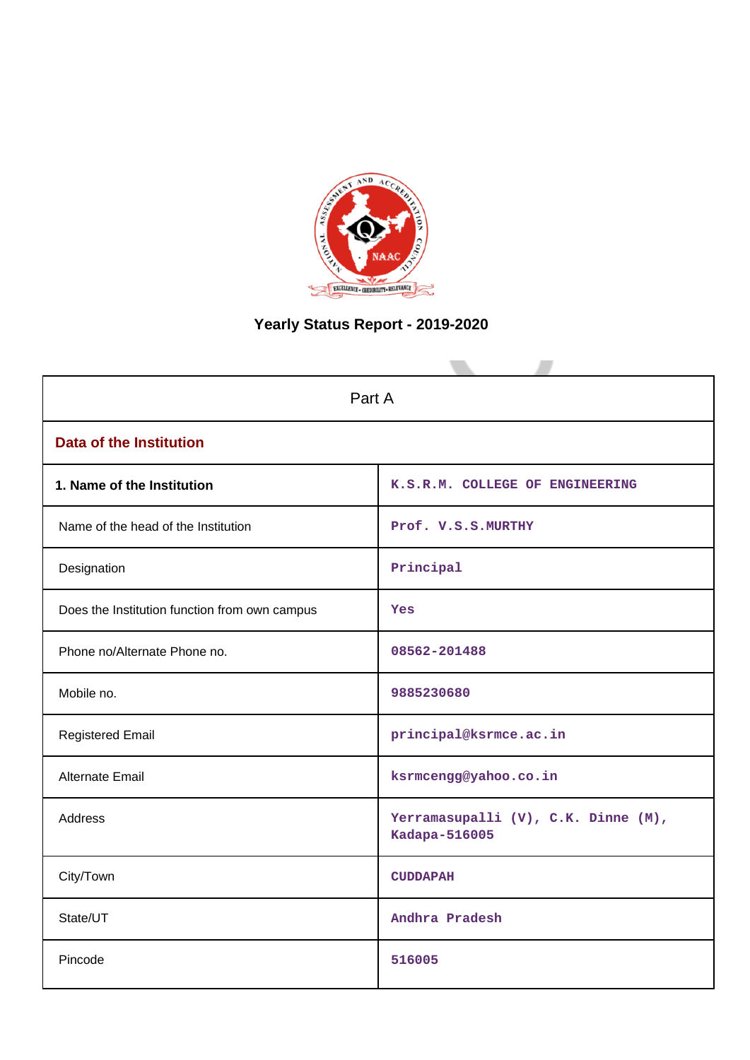# Yearly Status Report - 2019-2020

| Part A | |
|---|---|
| **Data of the Institution** | |
| **1. Name of the Institution** | K.S.R.M. COLLEGE OF ENGINEERING |
| Name of the head of the Institution | Prof. V.S.S.MURTHY |
| Designation | Principal |
| Does the Institution function from own campus | Yes |
| Phone no/Alternate Phone no. | 08562-201488 |
| Mobile no. | 9885230680 |
| Registered Email | principal@ksrmce.ac.in |
| Alternate Email | ksrmcengg@yahoo.co.in |
| Address | Yerramasupalli (V), C.K. Dinne (M), Kadapa-516005 |
| City/Town | CUDDAPAH |
| State/UT | Andhra Pradesh |
| Pincode | 516005 |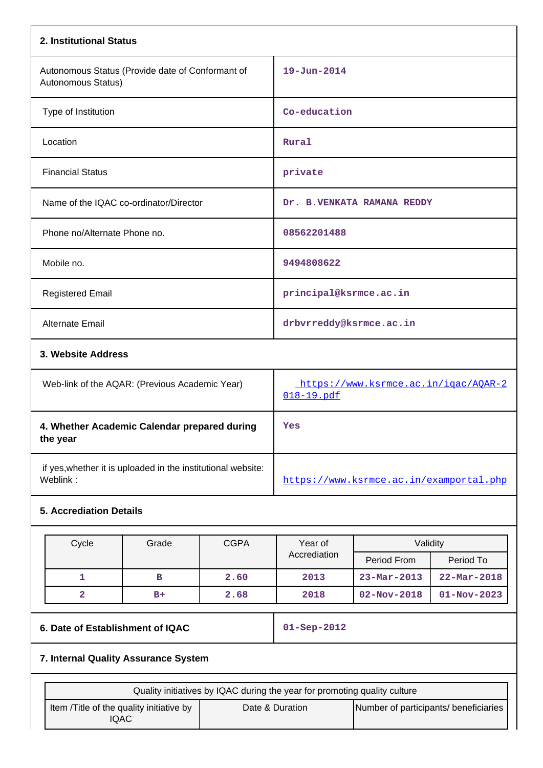## 2. Institutional Status

| | |
|---|---|
| Autonomous Status (Provide date of Conformant of Autonomous Status) | 19-Jun-2014 |
| Type of Institution | Co-education |
| Location | Rural |
| Financial Status | private |
| Name of the IQAC co-ordinator/Director | Dr. B.VENKATA RAMANA REDDY |
| Phone no/Alternate Phone no. | 08562201488 |
| Mobile no. | 9494808622 |
| Registered Email | principal@ksrmce.ac.in |
| Alternate Email | drbvrreddy@ksrmce.ac.in |

## 3. Website Address

| | |
|---|---|
| Web-link of the AQAR: (Previous Academic Year) | https://www.ksrmce.ac.in/iqac/AQAR-2018-19.pdf |
| **4. Whether Academic Calendar prepared during the year** | Yes |
| if yes,whether it is uploaded in the institutional website: Weblink : | https://www.ksrmce.ac.in/examportal.php |

## 5. Accrediation Details

| Cycle | Grade | CGPA | Year of Accrediation | Validity | |
|---|---|---|---|---|---|
| | | | | Period From | Period To |
| 1 | B | 2.60 | 2013 | 23-Mar-2013 | 22-Mar-2018 |
| 2 | B+ | 2.68 | 2018 | 02-Nov-2018 | 01-Nov-2023 |

| | |
|---|---|
| **6. Date of Establishment of IQAC** | 01-Sep-2012 |

## 7. Internal Quality Assurance System

| Quality initiatives by IQAC during the year for promoting quality culture | | |
|---|---|---|
| Item /Title of the quality initiative by IQAC | Date & Duration | Number of participants/ beneficiaries |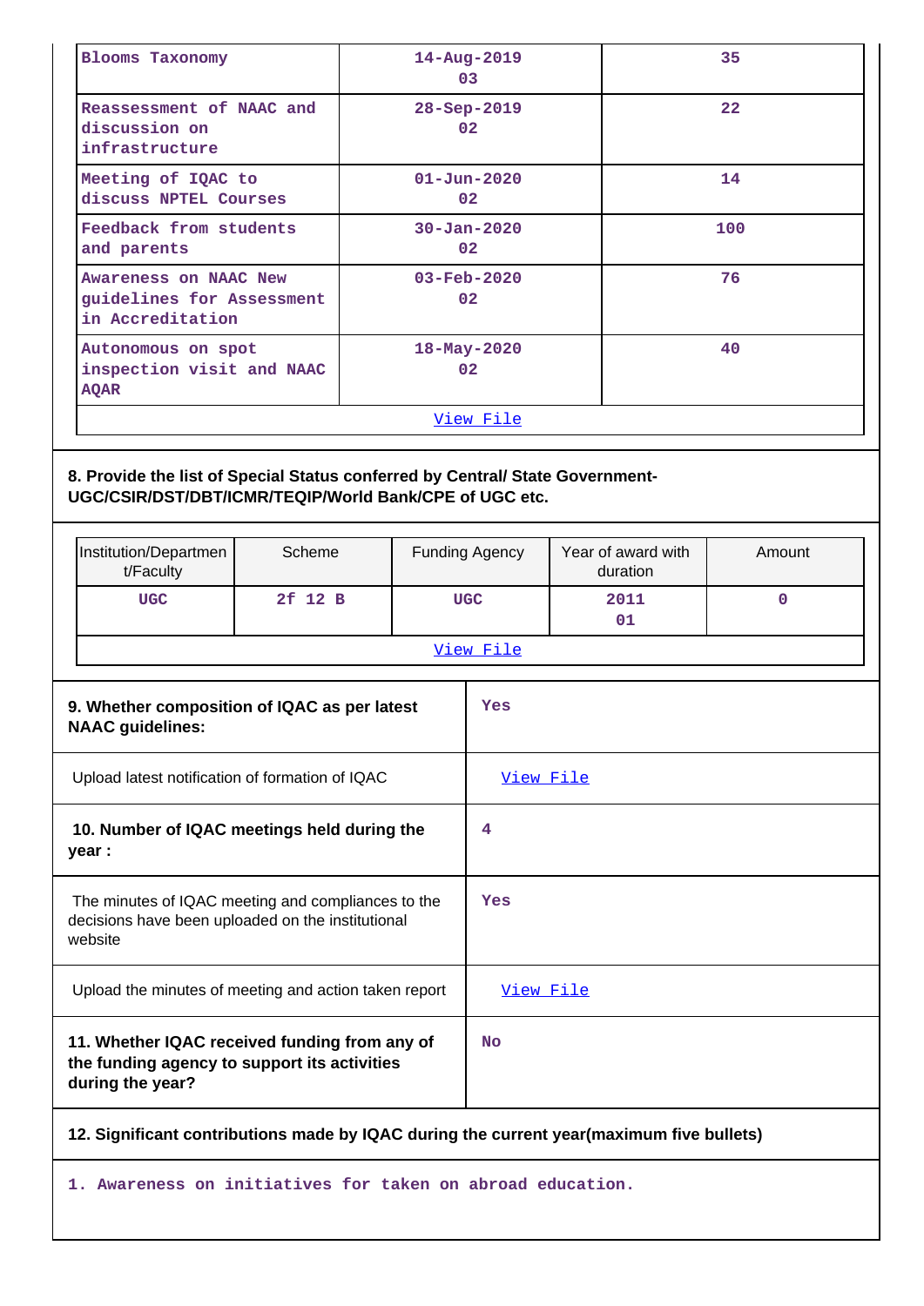| | | |
|---|---|---|
| Blooms Taxonomy | 14-Aug-2019<br>03 | 35 |
| Reassessment of NAAC and discussion on infrastructure | 28-Sep-2019<br>02 | 22 |
| Meeting of IQAC to discuss NPTEL Courses | 01-Jun-2020<br>02 | 14 |
| Feedback from students and parents | 30-Jan-2020<br>02 | 100 |
| Awareness on NAAC New guidelines for Assessment in Accreditation | 03-Feb-2020<br>02 | 76 |
| Autonomous on spot inspection visit and NAAC AQAR | 18-May-2020<br>02 | 40 |

View File

**8. Provide the list of Special Status conferred by Central/ State Government-UGC/CSIR/DST/DBT/ICMR/TEQIP/World Bank/CPE of UGC etc.**

| Institution/Department/Faculty | Scheme | Funding Agency | Year of award with duration | Amount |
|---|---|---|---|---|
| UGC | 2f 12 B | UGC | 2011<br>01 | 0 |

View File

| | |
|---|---|
| **9. Whether composition of IQAC as per latest NAAC guidelines:** | Yes |
| Upload latest notification of formation of IQAC | View File |
| **10. Number of IQAC meetings held during the year :** | 4 |
| The minutes of IQAC meeting and compliances to the decisions have been uploaded on the institutional website | Yes |
| Upload the minutes of meeting and action taken report | View File |
| **11. Whether IQAC received funding from any of the funding agency to support its activities during the year?** | No |

**12. Significant contributions made by IQAC during the current year(maximum five bullets)**

1. Awareness on initiatives for taken on abroad education.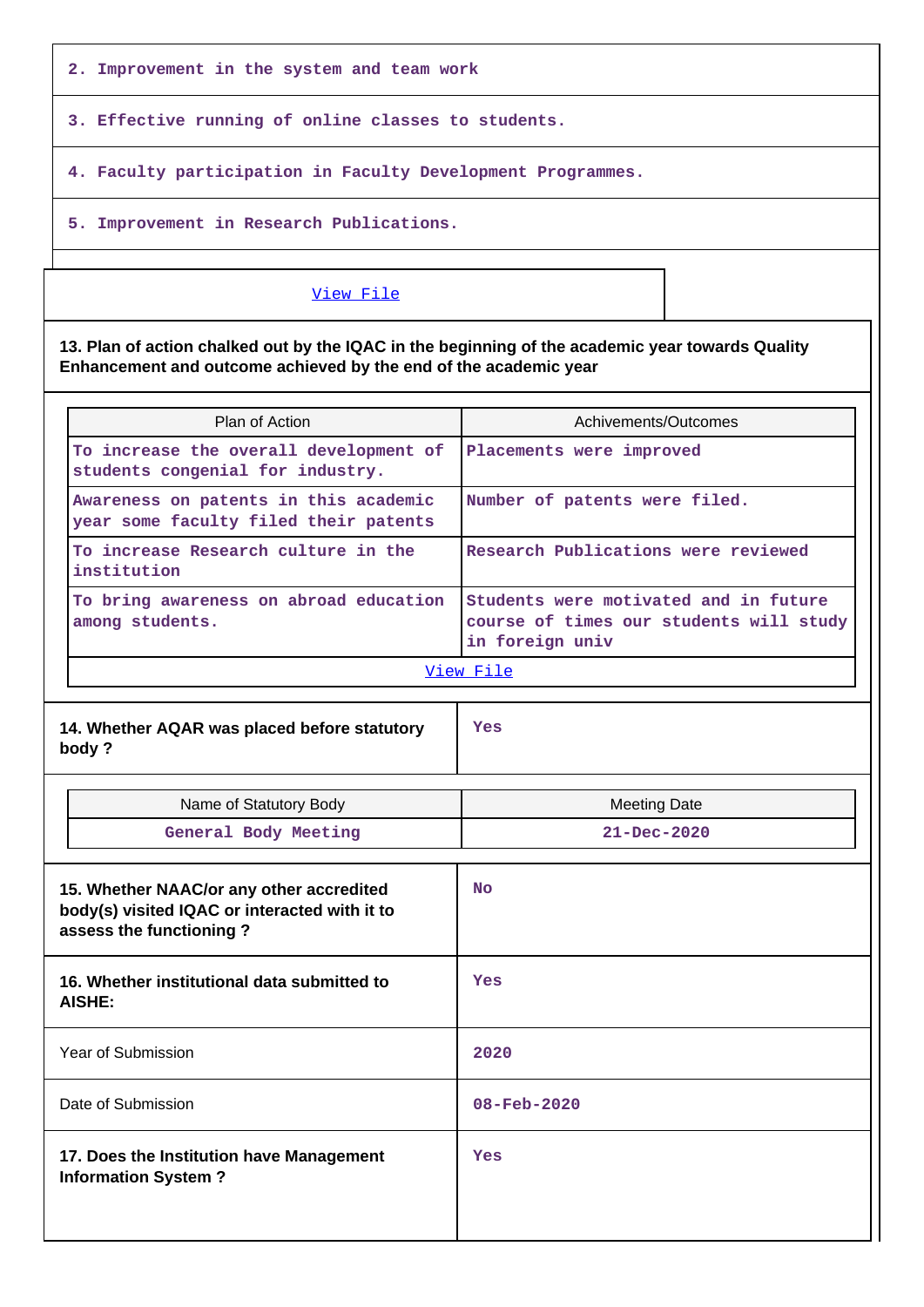2. Improvement in the system and team work

3. Effective running of online classes to students.

4. Faculty participation in Faculty Development Programmes.

5. Improvement in Research Publications.

View File

**13. Plan of action chalked out by the IQAC in the beginning of the academic year towards Quality Enhancement and outcome achieved by the end of the academic year**

| Plan of Action | Achivements/Outcomes |
|---|---|
| To increase the overall development of students congenial for industry. | Placements were improved |
| Awareness on patents in this academic year some faculty filed their patents | Number of patents were filed. |
| To increase Research culture in the institution | Research Publications were reviewed |
| To bring awareness on abroad education among students. | Students were motivated and in future course of times our students will study in foreign univ |

View File

| **14. Whether AQAR was placed before statutory body ?** | Yes |
|---|---|

| Name of Statutory Body | Meeting Date |
|---|---|
| General Body Meeting | 21-Dec-2020 |

| **15. Whether NAAC/or any other accredited body(s) visited IQAC or interacted with it to assess the functioning ?** | No |
|---|---|
| **16. Whether institutional data submitted to AISHE:** | Yes |
| Year of Submission | 2020 |
| Date of Submission | 08-Feb-2020 |
| **17. Does the Institution have Management Information System ?** | Yes |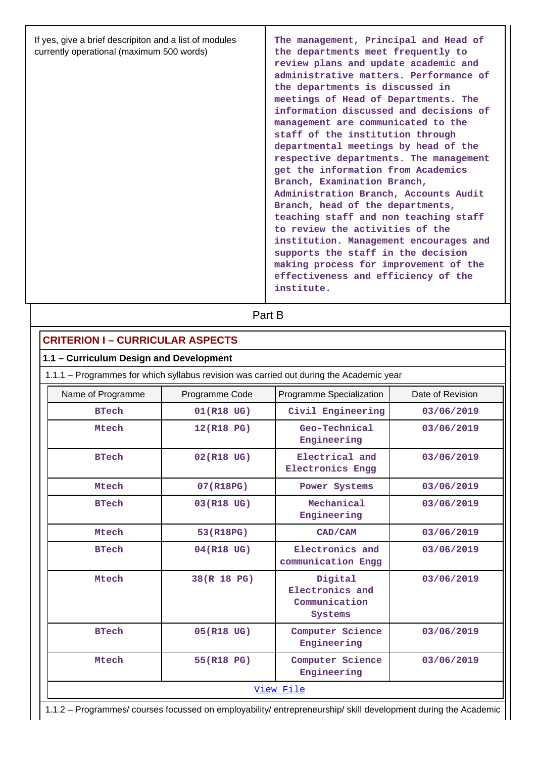| If yes, give a brief descripiton and a list of modules currently operational (maximum 500 words) | The management, Principal and Head of the departments meet frequently to review plans and update academic and administrative matters. Performance of the departments is discussed in meetings of Head of Departments. The information discussed and decisions of management are communicated to the staff of the institution through departmental meetings by head of the respective departments. The management get the information from Academics Branch, Examination Branch, Administration Branch, Accounts Audit Branch, head of the departments, teaching staff and non teaching staff to review the activities of the institution. Management encourages and supports the staff in the decision making process for improvement of the effectiveness and efficiency of the institute. |
|---|---|

# Part B

## CRITERION I – CURRICULAR ASPECTS

### 1.1 – Curriculum Design and Development

1.1.1 – Programmes for which syllabus revision was carried out during the Academic year

| Name of Programme | Programme Code | Programme Specialization | Date of Revision |
|---|---|---|---|
| BTech | 01(R18 UG) | Civil Engineering | 03/06/2019 |
| Mtech | 12(R18 PG) | Geo-Technical Engineering | 03/06/2019 |
| BTech | 02(R18 UG) | Electrical and Electronics Engg | 03/06/2019 |
| Mtech | 07(R18PG) | Power Systems | 03/06/2019 |
| BTech | 03(R18 UG) | Mechanical Engineering | 03/06/2019 |
| Mtech | 53(R18PG) | CAD/CAM | 03/06/2019 |
| BTech | 04(R18 UG) | Electronics and communication Engg | 03/06/2019 |
| Mtech | 38(R 18 PG) | Digital Electronics and Communication Systems | 03/06/2019 |
| BTech | 05(R18 UG) | Computer Science Engineering | 03/06/2019 |
| Mtech | 55(R18 PG) | Computer Science Engineering | 03/06/2019 |

View File

1.1.2 – Programmes/ courses focussed on employability/ entrepreneurship/ skill development during the Academic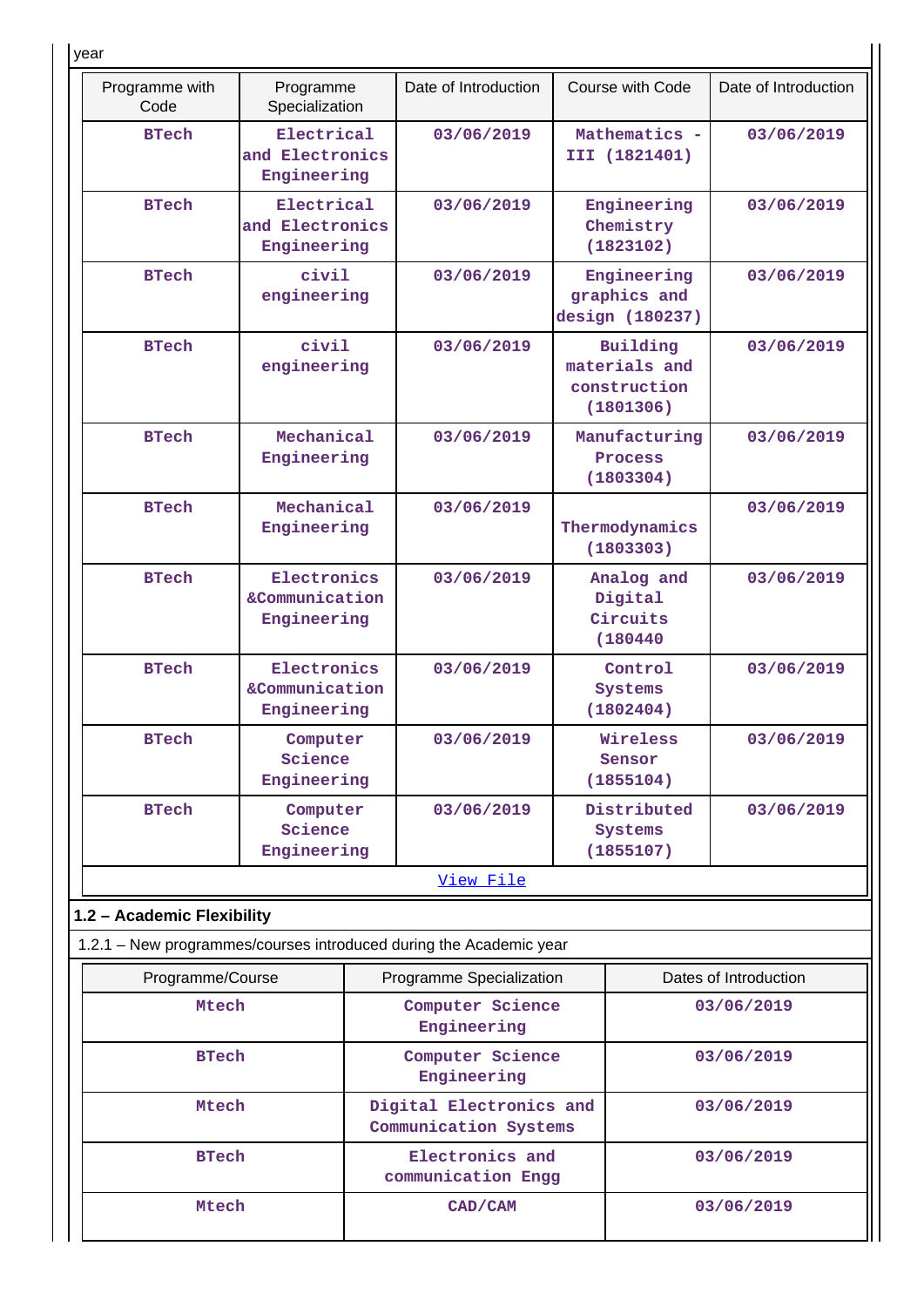year

| Programme with Code | Programme Specialization | Date of Introduction | Course with Code | Date of Introduction |
|---|---|---|---|---|
| BTech | Electrical and Electronics Engineering | 03/06/2019 | Mathematics - III (1821401) | 03/06/2019 |
| BTech | Electrical and Electronics Engineering | 03/06/2019 | Engineering Chemistry (1823102) | 03/06/2019 |
| BTech | civil engineering | 03/06/2019 | Engineering graphics and design (180237) | 03/06/2019 |
| BTech | civil engineering | 03/06/2019 | Building materials and construction (1801306) | 03/06/2019 |
| BTech | Mechanical Engineering | 03/06/2019 | Manufacturing Process (1803304) | 03/06/2019 |
| BTech | Mechanical Engineering | 03/06/2019 | Thermodynamics (1803303) | 03/06/2019 |
| BTech | Electronics &Communication Engineering | 03/06/2019 | Analog and Digital Circuits (180440 | 03/06/2019 |
| BTech | Electronics &Communication Engineering | 03/06/2019 | Control Systems (1802404) | 03/06/2019 |
| BTech | Computer Science Engineering | 03/06/2019 | Wireless Sensor (1855104) | 03/06/2019 |
| BTech | Computer Science Engineering | 03/06/2019 | Distributed Systems (1855107) | 03/06/2019 |

View File

**1.2 – Academic Flexibility**

1.2.1 – New programmes/courses introduced during the Academic year

| Programme/Course | Programme Specialization | Dates of Introduction |
|---|---|---|
| Mtech | Computer Science Engineering | 03/06/2019 |
| BTech | Computer Science Engineering | 03/06/2019 |
| Mtech | Digital Electronics and Communication Systems | 03/06/2019 |
| BTech | Electronics and communication Engg | 03/06/2019 |
| Mtech | CAD/CAM | 03/06/2019 |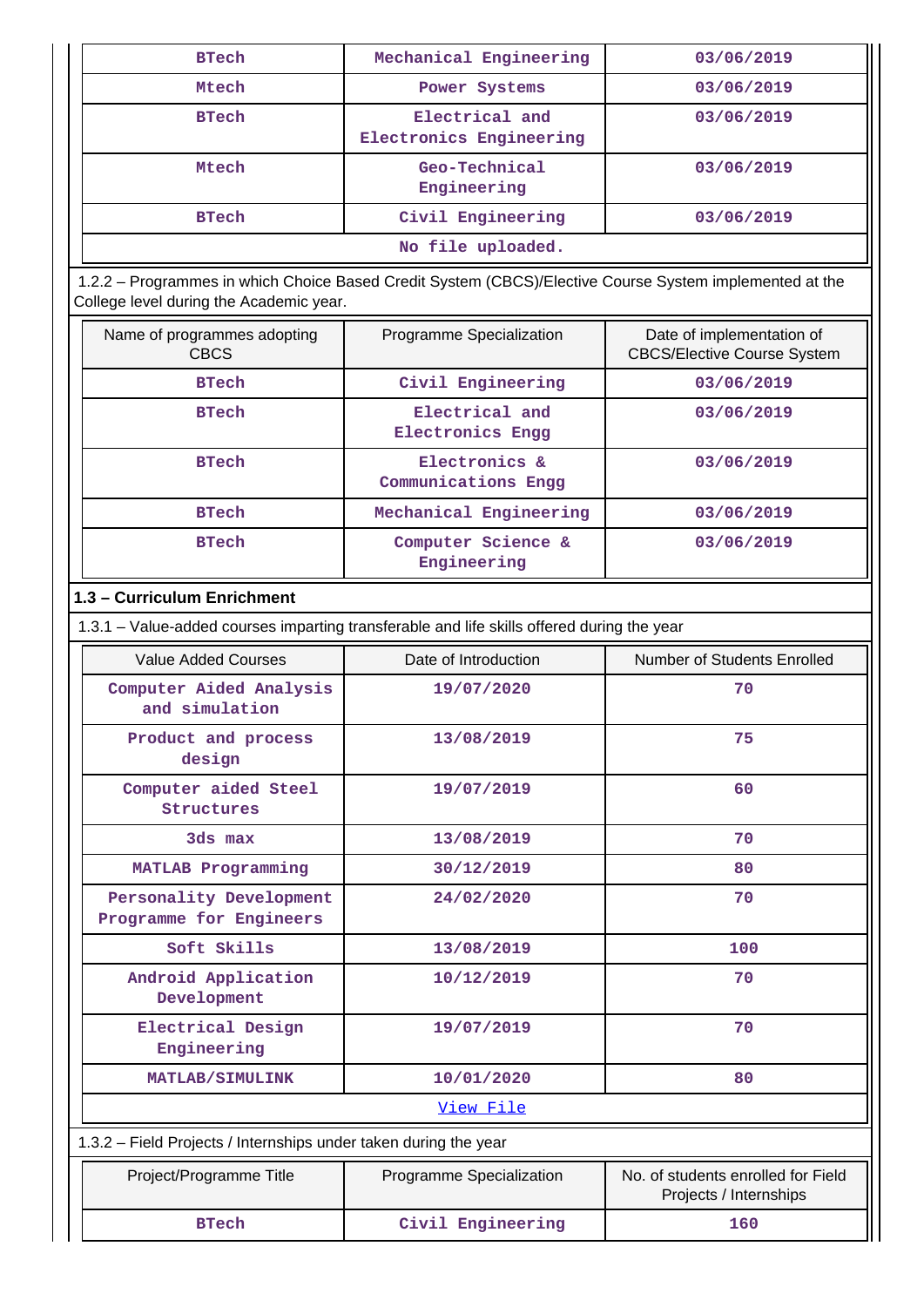| BTech | Mechanical Engineering | 03/06/2019 |
|---|---|---|
| Mtech | Power Systems | 03/06/2019 |
| BTech | Electrical and Electronics Engineering | 03/06/2019 |
| Mtech | Geo-Technical Engineering | 03/06/2019 |
| BTech | Civil Engineering | 03/06/2019 |
| No file uploaded. | | |

1.2.2 – Programmes in which Choice Based Credit System (CBCS)/Elective Course System implemented at the College level during the Academic year.

| Name of programmes adopting CBCS | Programme Specialization | Date of implementation of CBCS/Elective Course System |
|---|---|---|
| BTech | Civil Engineering | 03/06/2019 |
| BTech | Electrical and Electronics Engg | 03/06/2019 |
| BTech | Electronics & Communications Engg | 03/06/2019 |
| BTech | Mechanical Engineering | 03/06/2019 |
| BTech | Computer Science & Engineering | 03/06/2019 |

**1.3 – Curriculum Enrichment**

1.3.1 – Value-added courses imparting transferable and life skills offered during the year

| Value Added Courses | Date of Introduction | Number of Students Enrolled |
|---|---|---|
| Computer Aided Analysis and simulation | 19/07/2020 | 70 |
| Product and process design | 13/08/2019 | 75 |
| Computer aided Steel Structures | 19/07/2019 | 60 |
| 3ds max | 13/08/2019 | 70 |
| MATLAB Programming | 30/12/2019 | 80 |
| Personality Development Programme for Engineers | 24/02/2020 | 70 |
| Soft Skills | 13/08/2019 | 100 |
| Android Application Development | 10/12/2019 | 70 |
| Electrical Design Engineering | 19/07/2019 | 70 |
| MATLAB/SIMULINK | 10/01/2020 | 80 |
| View File | | |

1.3.2 – Field Projects / Internships under taken during the year

| Project/Programme Title | Programme Specialization | No. of students enrolled for Field Projects / Internships |
|---|---|---|
| BTech | Civil Engineering | 160 |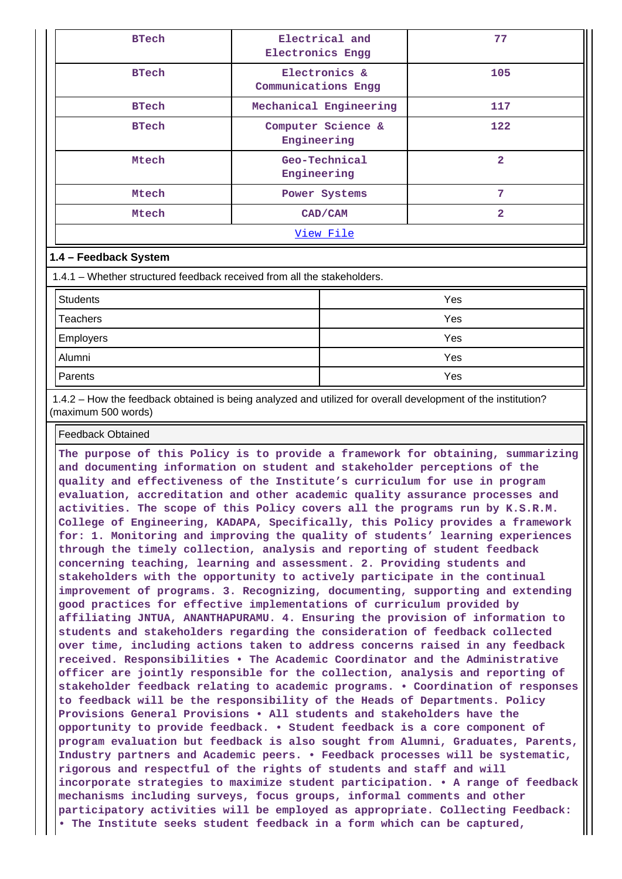| BTech | Electrical and Electronics Engg | 77 |
|---|---|---|
| BTech | Electronics & Communications Engg | 105 |
| BTech | Mechanical Engineering | 117 |
| BTech | Computer Science & Engineering | 122 |
| Mtech | Geo-Technical Engineering | 2 |
| Mtech | Power Systems | 7 |
| Mtech | CAD/CAM | 2 |

View File

### 1.4 – Feedback System

1.4.1 – Whether structured feedback received from all the stakeholders.

| Students | Yes |
|---|---|
| Teachers | Yes |
| Employers | Yes |
| Alumni | Yes |
| Parents | Yes |

1.4.2 – How the feedback obtained is being analyzed and utilized for overall development of the institution? (maximum 500 words)

Feedback Obtained

**The purpose of this Policy is to provide a framework for obtaining, summarizing and documenting information on student and stakeholder perceptions of the quality and effectiveness of the Institute's curriculum for use in program evaluation, accreditation and other academic quality assurance processes and activities. The scope of this Policy covers all the programs run by K.S.R.M. College of Engineering, KADAPA, Specifically, this Policy provides a framework for: 1. Monitoring and improving the quality of students' learning experiences through the timely collection, analysis and reporting of student feedback concerning teaching, learning and assessment. 2. Providing students and stakeholders with the opportunity to actively participate in the continual improvement of programs. 3. Recognizing, documenting, supporting and extending good practices for effective implementations of curriculum provided by affiliating JNTUA, ANANTHAPURAMU. 4. Ensuring the provision of information to students and stakeholders regarding the consideration of feedback collected over time, including actions taken to address concerns raised in any feedback received. Responsibilities • The Academic Coordinator and the Administrative officer are jointly responsible for the collection, analysis and reporting of stakeholder feedback relating to academic programs. • Coordination of responses to feedback will be the responsibility of the Heads of Departments. Policy Provisions General Provisions • All students and stakeholders have the opportunity to provide feedback. • Student feedback is a core component of program evaluation but feedback is also sought from Alumni, Graduates, Parents, Industry partners and Academic peers. • Feedback processes will be systematic, rigorous and respectful of the rights of students and staff and will incorporate strategies to maximize student participation. • A range of feedback mechanisms including surveys, focus groups, informal comments and other participatory activities will be employed as appropriate. Collecting Feedback: • The Institute seeks student feedback in a form which can be captured,**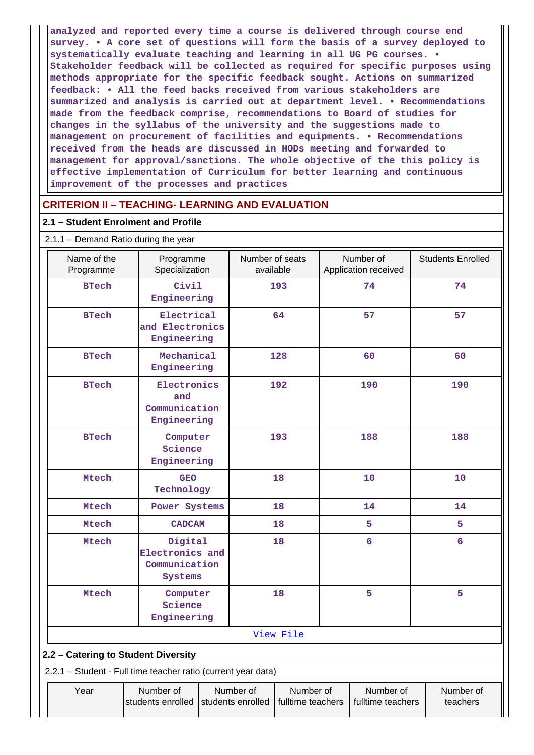analyzed and reported every time a course is delivered through course end survey. • A core set of questions will form the basis of a survey deployed to systematically evaluate teaching and learning in all UG PG courses. • Stakeholder feedback will be collected as required for specific purposes using methods appropriate for the specific feedback sought. Actions on summarized feedback: • All the feed backs received from various stakeholders are summarized and analysis is carried out at department level. • Recommendations made from the feedback comprise, recommendations to Board of studies for changes in the syllabus of the university and the suggestions made to management on procurement of facilities and equipments. • Recommendations received from the heads are discussed in HODs meeting and forwarded to management for approval/sanctions. The whole objective of the this policy is effective implementation of Curriculum for better learning and continuous improvement of the processes and practices

## CRITERION II – TEACHING- LEARNING AND EVALUATION

### 2.1 – Student Enrolment and Profile

2.1.1 – Demand Ratio during the year

| Name of the Programme | Programme Specialization | Number of seats available | Number of Application received | Students Enrolled |
|---|---|---|---|---|
| BTech | Civil Engineering | 193 | 74 | 74 |
| BTech | Electrical and Electronics Engineering | 64 | 57 | 57 |
| BTech | Mechanical Engineering | 128 | 60 | 60 |
| BTech | Electronics and Communication Engineering | 192 | 190 | 190 |
| BTech | Computer Science Engineering | 193 | 188 | 188 |
| Mtech | GEO Technology | 18 | 10 | 10 |
| Mtech | Power Systems | 18 | 14 | 14 |
| Mtech | CADCAM | 18 | 5 | 5 |
| Mtech | Digital Electronics and Communication Systems | 18 | 6 | 6 |
| Mtech | Computer Science Engineering | 18 | 5 | 5 |

View File

### 2.2 – Catering to Student Diversity

2.2.1 – Student - Full time teacher ratio (current year data)

| Year | Number of students enrolled | Number of students enrolled | Number of fulltime teachers | Number of fulltime teachers | Number of teachers |
|---|---|---|---|---|---|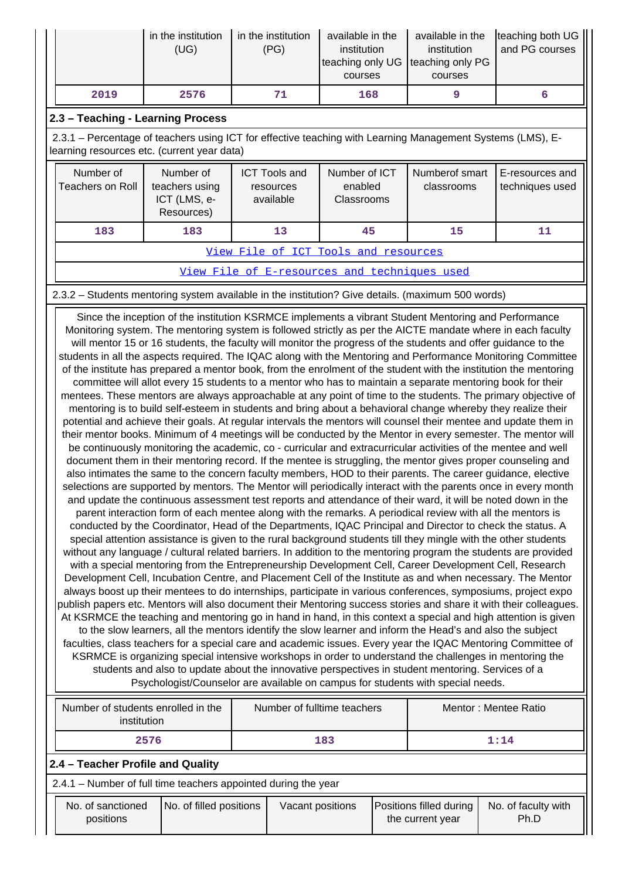| | in the institution (UG) | in the institution (PG) | available in the institution teaching only UG courses | available in the institution teaching only PG courses | teaching both UG and PG courses |
|---|---|---|---|---|---|
| 2019 | 2576 | 71 | 168 | 9 | 6 |

## 2.3 – Teaching - Learning Process

2.3.1 – Percentage of teachers using ICT for effective teaching with Learning Management Systems (LMS), E-learning resources etc. (current year data)

| Number of Teachers on Roll | Number of teachers using ICT (LMS, e-Resources) | ICT Tools and resources available | Number of ICT enabled Classrooms | Numberof smart classrooms | E-resources and techniques used |
|---|---|---|---|---|---|
| 183 | 183 | 13 | 45 | 15 | 11 |

View File of ICT Tools and resources

View File of E-resources and techniques used

2.3.2 – Students mentoring system available in the institution? Give details. (maximum 500 words)

Since the inception of the institution KSRMCE implements a vibrant Student Mentoring and Performance Monitoring system. The mentoring system is followed strictly as per the AICTE mandate where in each faculty will mentor 15 or 16 students, the faculty will monitor the progress of the students and offer guidance to the students in all the aspects required. The IQAC along with the Mentoring and Performance Monitoring Committee of the institute has prepared a mentor book, from the enrolment of the student with the institution the mentoring committee will allot every 15 students to a mentor who has to maintain a separate mentoring book for their mentees. These mentors are always approachable at any point of time to the students. The primary objective of mentoring is to build self-esteem in students and bring about a behavioral change whereby they realize their potential and achieve their goals. At regular intervals the mentors will counsel their mentee and update them in their mentor books. Minimum of 4 meetings will be conducted by the Mentor in every semester. The mentor will be continuously monitoring the academic, co - curricular and extracurricular activities of the mentee and well document them in their mentoring record. If the mentee is struggling, the mentor gives proper counseling and also intimates the same to the concern faculty members, HOD to their parents. The career guidance, elective selections are supported by mentors. The Mentor will periodically interact with the parents once in every month and update the continuous assessment test reports and attendance of their ward, it will be noted down in the parent interaction form of each mentee along with the remarks. A periodical review with all the mentors is conducted by the Coordinator, Head of the Departments, IQAC Principal and Director to check the status. A special attention assistance is given to the rural background students till they mingle with the other students without any language / cultural related barriers. In addition to the mentoring program the students are provided with a special mentoring from the Entrepreneurship Development Cell, Career Development Cell, Research Development Cell, Incubation Centre, and Placement Cell of the Institute as and when necessary. The Mentor always boost up their mentees to do internships, participate in various conferences, symposiums, project expo publish papers etc. Mentors will also document their Mentoring success stories and share it with their colleagues. At KSRMCE the teaching and mentoring go in hand in hand, in this context a special and high attention is given to the slow learners, all the mentors identify the slow learner and inform the Head's and also the subject faculties, class teachers for a special care and academic issues. Every year the IQAC Mentoring Committee of KSRMCE is organizing special intensive workshops in order to understand the challenges in mentoring the students and also to update about the innovative perspectives in student mentoring. Services of a Psychologist/Counselor are available on campus for students with special needs.

| Number of students enrolled in the institution | Number of fulltime teachers | Mentor : Mentee Ratio |
|---|---|---|
| 2576 | 183 | 1:14 |

## 2.4 – Teacher Profile and Quality

2.4.1 – Number of full time teachers appointed during the year

| No. of sanctioned positions | No. of filled positions | Vacant positions | Positions filled during the current year | No. of faculty with Ph.D |
|---|---|---|---|---|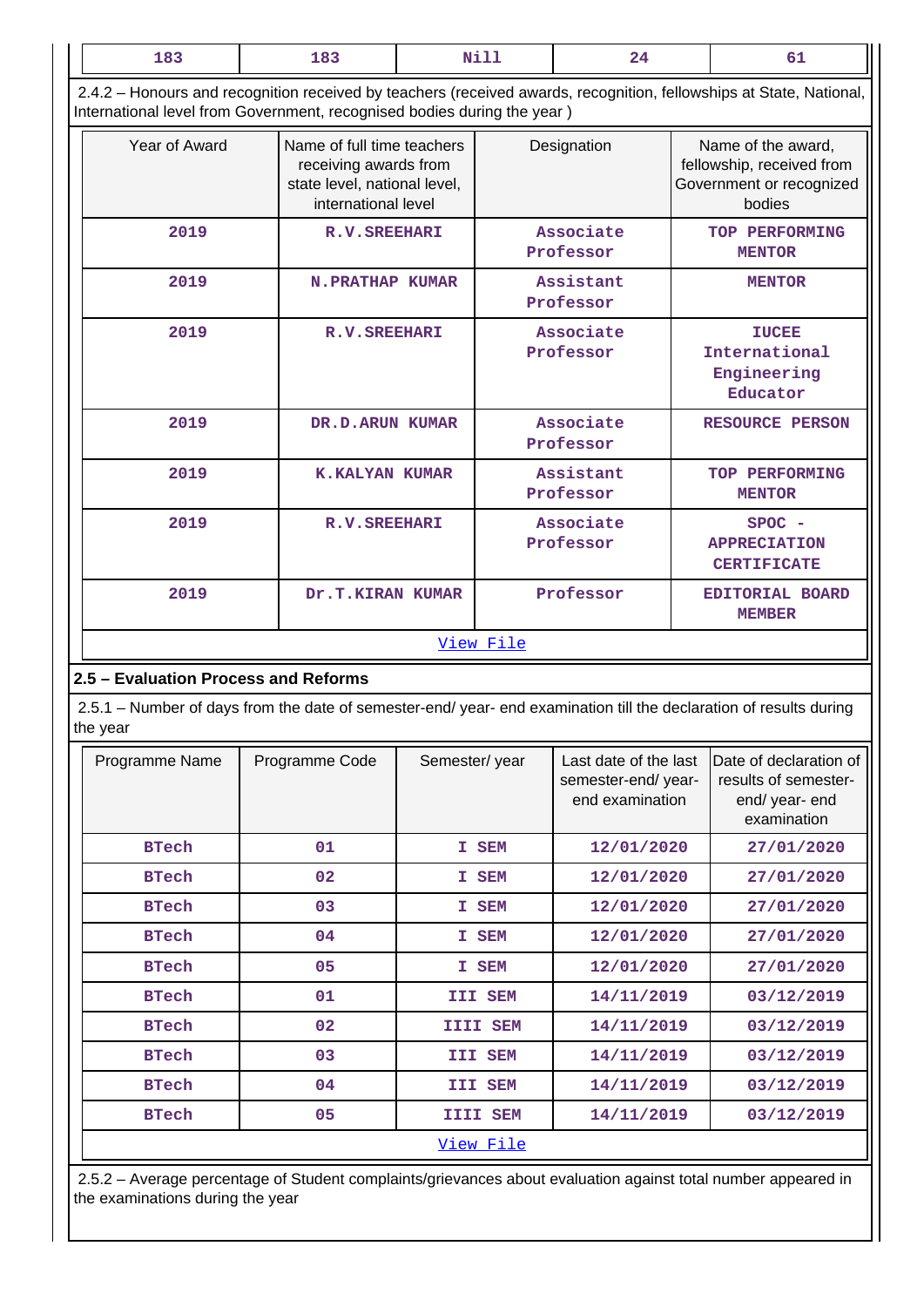| 183 | 183 | Nill | 24 | 61 |
|---|---|---|---|---|

2.4.2 – Honours and recognition received by teachers (received awards, recognition, fellowships at State, National, International level from Government, recognised bodies during the year )

| Year of Award | Name of full time teachers receiving awards from state level, national level, international level | Designation | Name of the award, fellowship, received from Government or recognized bodies |
|---|---|---|---|
| 2019 | R.V.SREEHARI | Associate Professor | TOP PERFORMING MENTOR |
| 2019 | N.PRATHAP KUMAR | Assistant Professor | MENTOR |
| 2019 | R.V.SREEHARI | Associate Professor | IUCEE International Engineering Educator |
| 2019 | DR.D.ARUN KUMAR | Associate Professor | RESOURCE PERSON |
| 2019 | K.KALYAN KUMAR | Assistant Professor | TOP PERFORMING MENTOR |
| 2019 | R.V.SREEHARI | Associate Professor | SPOC - APPRECIATION CERTIFICATE |
| 2019 | Dr.T.KIRAN KUMAR | Professor | EDITORIAL BOARD MEMBER |

View File

## 2.5 – Evaluation Process and Reforms

2.5.1 – Number of days from the date of semester-end/ year- end examination till the declaration of results during the year

| Programme Name | Programme Code | Semester/ year | Last date of the last semester-end/ year- end examination | Date of declaration of results of semester-end/ year- end examination |
|---|---|---|---|---|
| BTech | 01 | I SEM | 12/01/2020 | 27/01/2020 |
| BTech | 02 | I SEM | 12/01/2020 | 27/01/2020 |
| BTech | 03 | I SEM | 12/01/2020 | 27/01/2020 |
| BTech | 04 | I SEM | 12/01/2020 | 27/01/2020 |
| BTech | 05 | I SEM | 12/01/2020 | 27/01/2020 |
| BTech | 01 | III SEM | 14/11/2019 | 03/12/2019 |
| BTech | 02 | IIII SEM | 14/11/2019 | 03/12/2019 |
| BTech | 03 | III SEM | 14/11/2019 | 03/12/2019 |
| BTech | 04 | III SEM | 14/11/2019 | 03/12/2019 |
| BTech | 05 | IIII SEM | 14/11/2019 | 03/12/2019 |

View File

2.5.2 – Average percentage of Student complaints/grievances about evaluation against total number appeared in the examinations during the year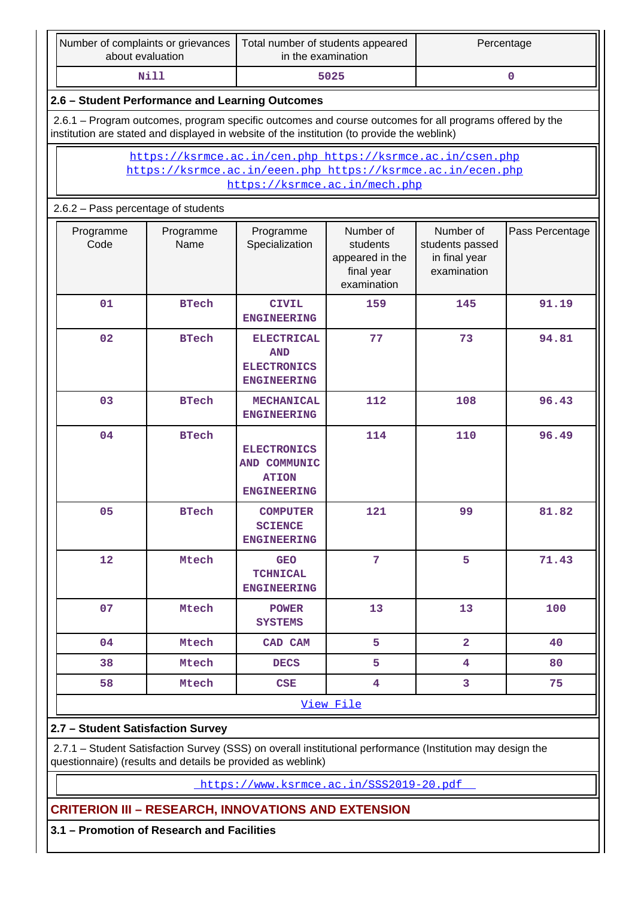| Number of complaints or grievances about evaluation | Total number of students appeared in the examination | Percentage |
|---|---|---|
| Nill | 5025 | 0 |

### 2.6 – Student Performance and Learning Outcomes

2.6.1 – Program outcomes, program specific outcomes and course outcomes for all programs offered by the institution are stated and displayed in website of the institution (to provide the weblink)

https://ksrmce.ac.in/cen.php https://ksrmce.ac.in/csen.php https://ksrmce.ac.in/eeen.php https://ksrmce.ac.in/ecen.php https://ksrmce.ac.in/mech.php

2.6.2 – Pass percentage of students

| Programme Code | Programme Name | Programme Specialization | Number of students appeared in the final year examination | Number of students passed in final year examination | Pass Percentage |
|---|---|---|---|---|---|
| 01 | BTech | CIVIL ENGINEERING | 159 | 145 | 91.19 |
| 02 | BTech | ELECTRICAL AND ELECTRONICS ENGINEERING | 77 | 73 | 94.81 |
| 03 | BTech | MECHANICAL ENGINEERING | 112 | 108 | 96.43 |
| 04 | BTech | ELECTRONICS AND COMMUNIC ATION ENGINEERING | 114 | 110 | 96.49 |
| 05 | BTech | COMPUTER SCIENCE ENGINEERING | 121 | 99 | 81.82 |
| 12 | Mtech | GEO TCHNICAL ENGINEERING | 7 | 5 | 71.43 |
| 07 | Mtech | POWER SYSTEMS | 13 | 13 | 100 |
| 04 | Mtech | CAD CAM | 5 | 2 | 40 |
| 38 | Mtech | DECS | 5 | 4 | 80 |
| 58 | Mtech | CSE | 4 | 3 | 75 |

View File

### 2.7 – Student Satisfaction Survey

2.7.1 – Student Satisfaction Survey (SSS) on overall institutional performance (Institution may design the questionnaire) (results and details be provided as weblink)

https://www.ksrmce.ac.in/SSS2019-20.pdf

## CRITERION III – RESEARCH, INNOVATIONS AND EXTENSION

### 3.1 – Promotion of Research and Facilities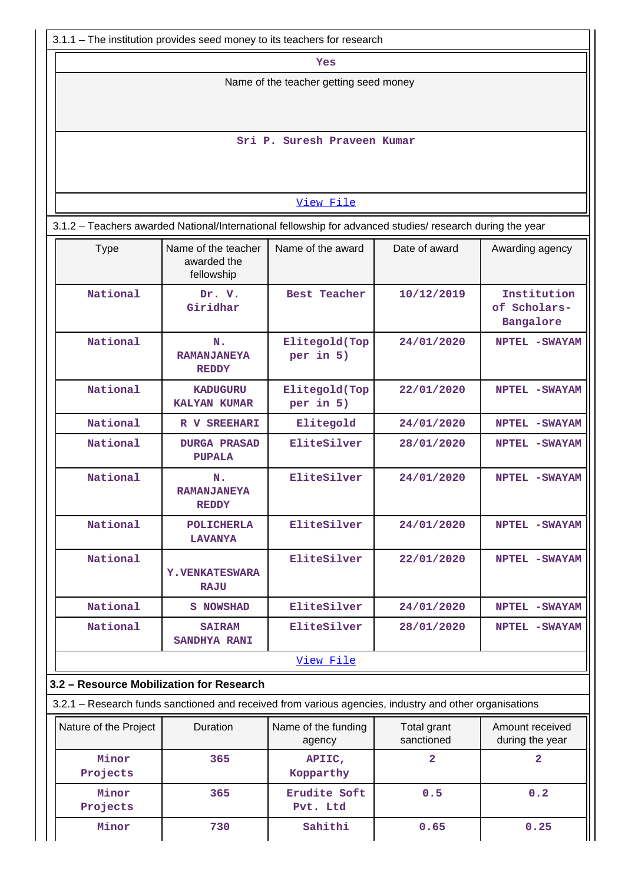3.1.1 – The institution provides seed money to its teachers for research

| Yes |
|---|
| Name of the teacher getting seed money |
| Sri P. Suresh Praveen Kumar |
| View File |

3.1.2 – Teachers awarded National/International fellowship for advanced studies/ research during the year

| Type | Name of the teacher awarded the fellowship | Name of the award | Date of award | Awarding agency |
|---|---|---|---|---|
| National | Dr. V. Giridhar | Best Teacher | 10/12/2019 | Institution of Scholars-Bangalore |
| National | N. RAMANJANEYA REDDY | Elitegold(Topper in 5) | 24/01/2020 | NPTEL -SWAYAM |
| National | KADUGURU KALYAN KUMAR | Elitegold(Topper in 5) | 22/01/2020 | NPTEL -SWAYAM |
| National | R V SREEHARI | Elitegold | 24/01/2020 | NPTEL -SWAYAM |
| National | DURGA PRASAD PUPALA | EliteSilver | 28/01/2020 | NPTEL -SWAYAM |
| National | N. RAMANJANEYA REDDY | EliteSilver | 24/01/2020 | NPTEL -SWAYAM |
| National | POLICHERLA LAVANYA | EliteSilver | 24/01/2020 | NPTEL -SWAYAM |
| National | Y.VENKATESWARA RAJU | EliteSilver | 22/01/2020 | NPTEL -SWAYAM |
| National | S NOWSHAD | EliteSilver | 24/01/2020 | NPTEL -SWAYAM |
| National | SAIRAM SANDHYA RANI | EliteSilver | 28/01/2020 | NPTEL -SWAYAM |

View File

## 3.2 – Resource Mobilization for Research

3.2.1 – Research funds sanctioned and received from various agencies, industry and other organisations

| Nature of the Project | Duration | Name of the funding agency | Total grant sanctioned | Amount received during the year |
|---|---|---|---|---|
| Minor Projects | 365 | APIIC, Kopparthy | 2 | 2 |
| Minor Projects | 365 | Erudite Soft Pvt. Ltd | 0.5 | 0.2 |
| Minor | 730 | Sahithi | 0.65 | 0.25 |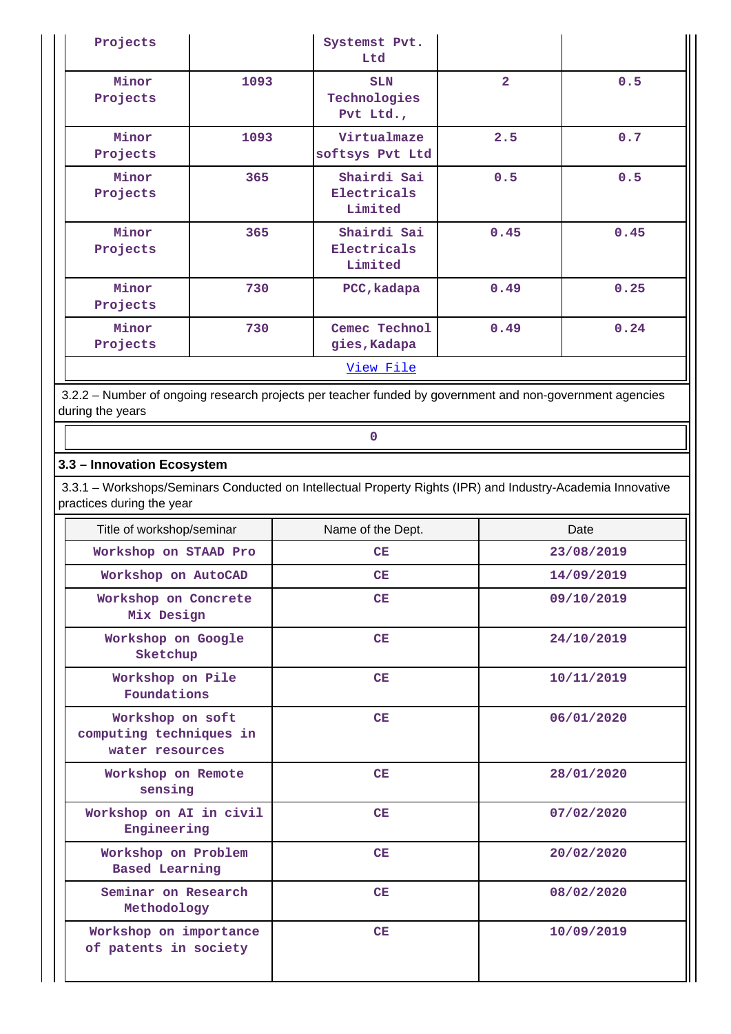| | | | | |
|---|---|---|---|---|
| Projects | | Systemst Pvt. Ltd | | |
| Minor Projects | 1093 | SLN Technologies Pvt Ltd., | 2 | 0.5 |
| Minor Projects | 1093 | Virtualmaze softsys Pvt Ltd | 2.5 | 0.7 |
| Minor Projects | 365 | Shairdi Sai Electricals Limited | 0.5 | 0.5 |
| Minor Projects | 365 | Shairdi Sai Electricals Limited | 0.45 | 0.45 |
| Minor Projects | 730 | PCC,kadapa | 0.49 | 0.25 |
| Minor Projects | 730 | Cemec Technol gies,Kadapa | 0.49 | 0.24 |

View File

3.2.2 – Number of ongoing research projects per teacher funded by government and non-government agencies during the years

| 0 |
|---|

### 3.3 – Innovation Ecosystem

3.3.1 – Workshops/Seminars Conducted on Intellectual Property Rights (IPR) and Industry-Academia Innovative practices during the year

| Title of workshop/seminar | Name of the Dept. | Date |
|---|---|---|
| Workshop on STAAD Pro | CE | 23/08/2019 |
| Workshop on AutoCAD | CE | 14/09/2019 |
| Workshop on Concrete Mix Design | CE | 09/10/2019 |
| Workshop on Google Sketchup | CE | 24/10/2019 |
| Workshop on Pile Foundations | CE | 10/11/2019 |
| Workshop on soft computing techniques in water resources | CE | 06/01/2020 |
| Workshop on Remote sensing | CE | 28/01/2020 |
| Workshop on AI in civil Engineering | CE | 07/02/2020 |
| Workshop on Problem Based Learning | CE | 20/02/2020 |
| Seminar on Research Methodology | CE | 08/02/2020 |
| Workshop on importance of patents in society | CE | 10/09/2019 |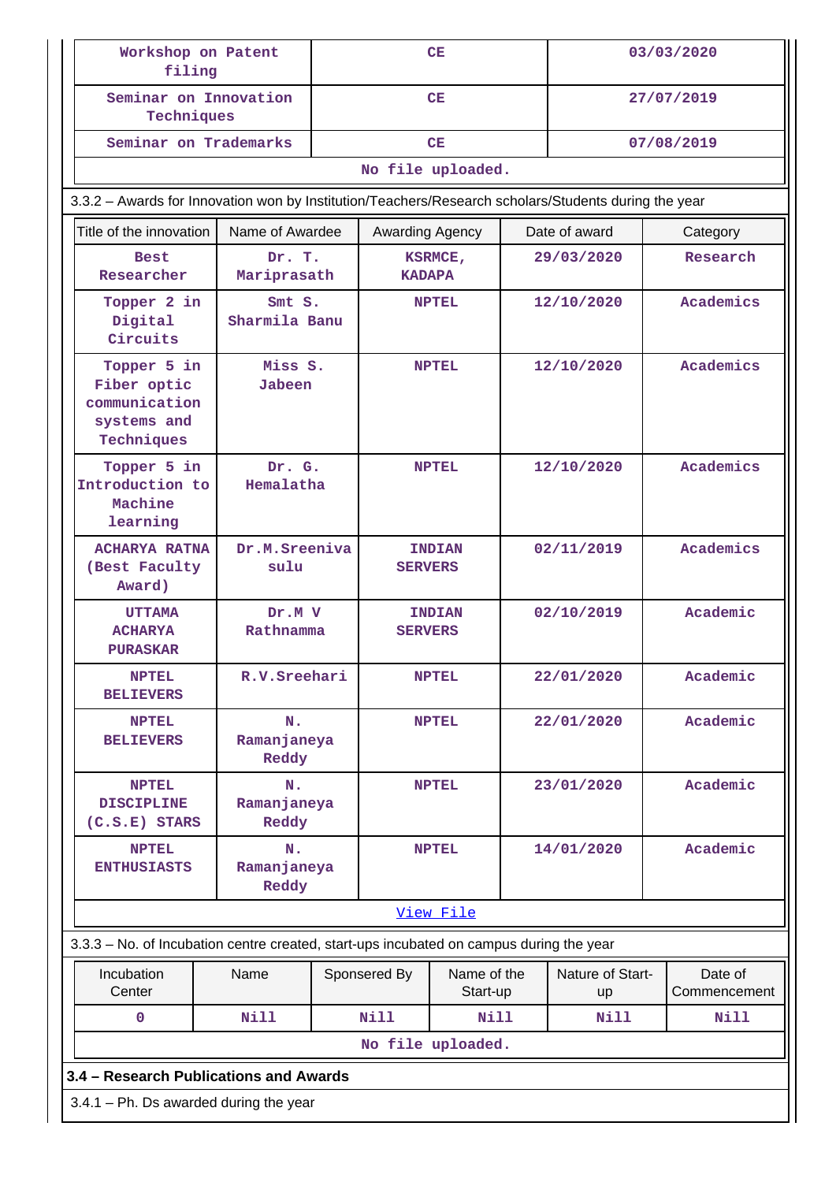| Workshop on Patent filing | CE | 03/03/2020 |
|---|---|---|
| Seminar on Innovation Techniques | CE | 27/07/2019 |
| Seminar on Trademarks | CE | 07/08/2019 |
| No file uploaded. | | |

3.3.2 – Awards for Innovation won by Institution/Teachers/Research scholars/Students during the year

| Title of the innovation | Name of Awardee | Awarding Agency | Date of award | Category |
|---|---|---|---|---|
| Best Researcher | Dr. T. Mariprasath | KSRMCE, KADAPA | 29/03/2020 | Research |
| Topper 2 in Digital Circuits | Smt S. Sharmila Banu | NPTEL | 12/10/2020 | Academics |
| Topper 5 in Fiber optic communication systems and Techniques | Miss S. Jabeen | NPTEL | 12/10/2020 | Academics |
| Topper 5 in Introduction to Machine learning | Dr. G. Hemalatha | NPTEL | 12/10/2020 | Academics |
| ACHARYA RATNA (Best Faculty Award) | Dr.M.Sreenivasulu | INDIAN SERVERS | 02/11/2019 | Academics |
| UTTAMA ACHARYA PURASKAR | Dr.M V Rathnamma | INDIAN SERVERS | 02/10/2019 | Academic |
| NPTEL BELIEVERS | R.V.Sreehari | NPTEL | 22/01/2020 | Academic |
| NPTEL BELIEVERS | N. Ramanjaneya Reddy | NPTEL | 22/01/2020 | Academic |
| NPTEL DISCIPLINE (C.S.E) STARS | N. Ramanjaneya Reddy | NPTEL | 23/01/2020 | Academic |
| NPTEL ENTHUSIASTS | N. Ramanjaneya Reddy | NPTEL | 14/01/2020 | Academic |
| View File | | | | |

3.3.3 – No. of Incubation centre created, start-ups incubated on campus during the year

| Incubation Center | Name | Sponsered By | Name of the Start-up | Nature of Start-up | Date of Commencement |
|---|---|---|---|---|---|
| 0 | Nill | Nill | Nill | Nill | Nill |
| No file uploaded. | | | | | |

**3.4 – Research Publications and Awards**

3.4.1 – Ph. Ds awarded during the year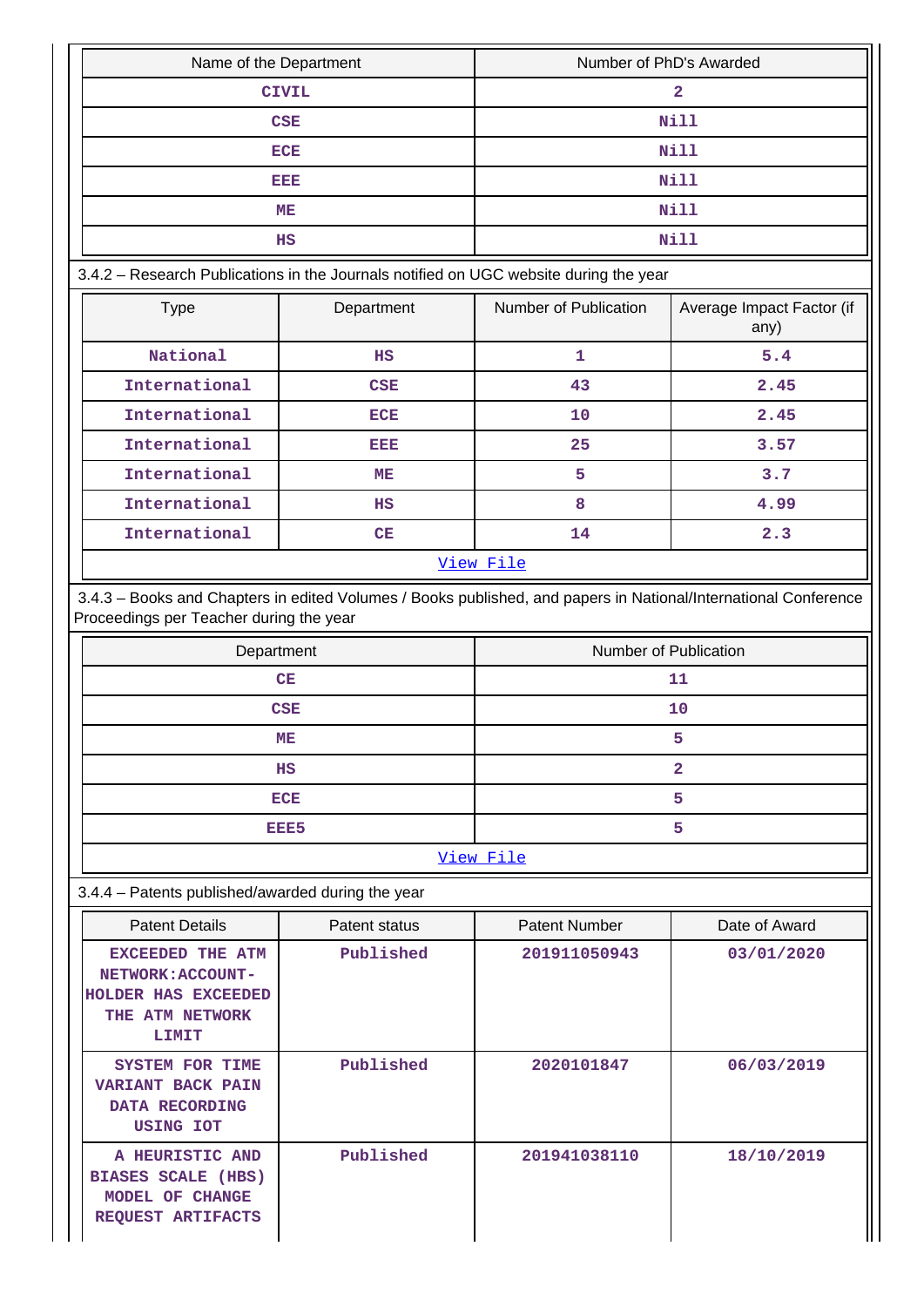| Name of the Department | Number of PhD's Awarded |
|---|---|
| CIVIL | 2 |
| CSE | Nill |
| ECE | Nill |
| EEE | Nill |
| ME | Nill |
| HS | Nill |

3.4.2 – Research Publications in the Journals notified on UGC website during the year

| Type | Department | Number of Publication | Average Impact Factor (if any) |
|---|---|---|---|
| National | HS | 1 | 5.4 |
| International | CSE | 43 | 2.45 |
| International | ECE | 10 | 2.45 |
| International | EEE | 25 | 3.57 |
| International | ME | 5 | 3.7 |
| International | HS | 8 | 4.99 |
| International | CE | 14 | 2.3 |
| View File | | | |

3.4.3 – Books and Chapters in edited Volumes / Books published, and papers in National/International Conference Proceedings per Teacher during the year

| Department | Number of Publication |
|---|---|
| CE | 11 |
| CSE | 10 |
| ME | 5 |
| HS | 2 |
| ECE | 5 |
| EEE5 | 5 |
| View File | |

3.4.4 – Patents published/awarded during the year

| Patent Details | Patent status | Patent Number | Date of Award |
|---|---|---|---|
| EXCEEDED THE ATM NETWORK:ACCOUNT-HOLDER HAS EXCEEDED THE ATM NETWORK LIMIT | Published | 201911050943 | 03/01/2020 |
| SYSTEM FOR TIME VARIANT BACK PAIN DATA RECORDING USING IOT | Published | 2020101847 | 06/03/2019 |
| A HEURISTIC AND BIASES SCALE (HBS) MODEL OF CHANGE REQUEST ARTIFACTS | Published | 201941038110 | 18/10/2019 |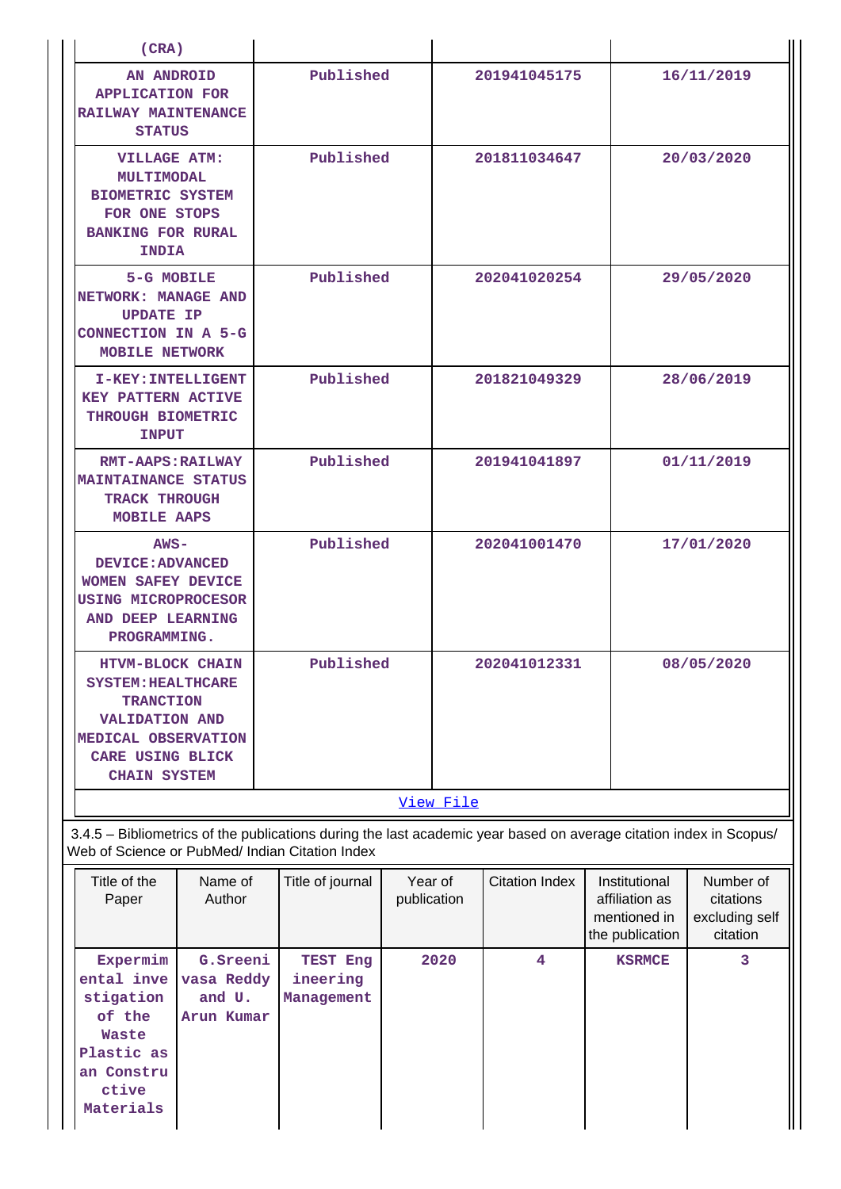| | | | |
|---|---|---|---|
| (CRA) | | | |
| AN ANDROID APPLICATION FOR RAILWAY MAINTENANCE STATUS | Published | 201941045175 | 16/11/2019 |
| VILLAGE ATM: MULTIMODAL BIOMETRIC SYSTEM FOR ONE STOPS BANKING FOR RURAL INDIA | Published | 201811034647 | 20/03/2020 |
| 5-G MOBILE NETWORK: MANAGE AND UPDATE IP CONNECTION IN A 5-G MOBILE NETWORK | Published | 202041020254 | 29/05/2020 |
| I-KEY:INTELLIGENT KEY PATTERN ACTIVE THROUGH BIOMETRIC INPUT | Published | 201821049329 | 28/06/2019 |
| RMT-AAPS:RAILWAY MAINTAINANCE STATUS TRACK THROUGH MOBILE AAPS | Published | 201941041897 | 01/11/2019 |
| AWS-DEVICE:ADVANCED WOMEN SAFEY DEVICE USING MICROPROCESOR AND DEEP LEARNING PROGRAMMING. | Published | 202041001470 | 17/01/2020 |
| HTVM-BLOCK CHAIN SYSTEM:HEALTHCARE TRANCTION VALIDATION AND MEDICAL OBSERVATION CARE USING BLICK CHAIN SYSTEM | Published | 202041012331 | 08/05/2020 |

View File

3.4.5 – Bibliometrics of the publications during the last academic year based on average citation index in Scopus/ Web of Science or PubMed/ Indian Citation Index

| Title of the Paper | Name of Author | Title of journal | Year of publication | Citation Index | Institutional affiliation as mentioned in the publication | Number of citations excluding self citation |
|---|---|---|---|---|---|---|
| Expermimental investigation of the Waste Plastic as an Constructive Materials | G.Sreenivasa Reddy and U. Arun Kumar | TEST Engineering Management | 2020 | 4 | KSRMCE | 3 |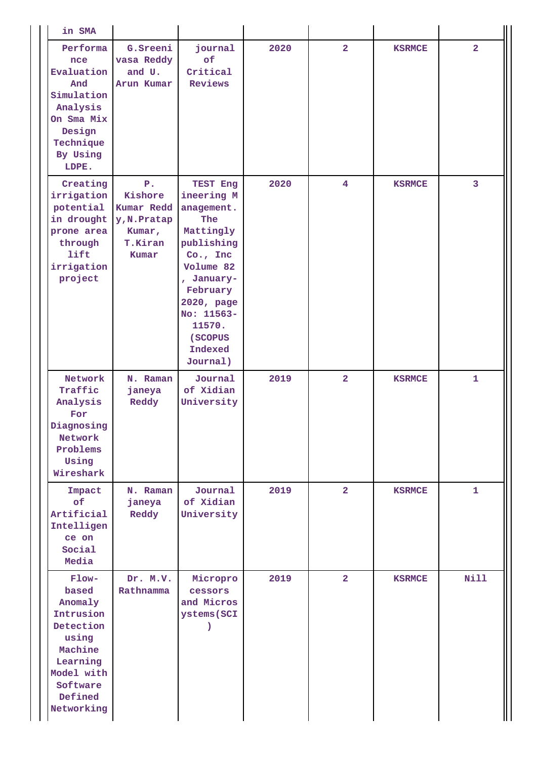| | | | | | | |
|---|---|---|---|---|---|---|
| in SMA | | | | | | |
| Performance Evaluation And Simulation Analysis On Sma Mix Design Technique By Using LDPE. | G.Sreenivasa Reddy and U. Arun Kumar | journal of Critical Reviews | 2020 | 2 | KSRMCE | 2 |
| Creating irrigation potential in drought prone area through lift irrigation project | P. Kishore Kumar Reddy,N.Pratap Kumar, T.Kiran Kumar | TEST Engineering Management. The Mattingly publishing Co., Inc Volume 82 , January-February 2020, page No: 11563-11570. (SCOPUS Indexed Journal) | 2020 | 4 | KSRMCE | 3 |
| Network Traffic Analysis For Diagnosing Network Problems Using Wireshark | N. Ramanjaneya Reddy | Journal of Xidian University | 2019 | 2 | KSRMCE | 1 |
| Impact of Artificial Intelligence on Social Media | N. Ramanjaneya Reddy | Journal of Xidian University | 2019 | 2 | KSRMCE | 1 |
| Flow-based Anomaly Intrusion Detection using Machine Learning Model with Software Defined Networking | Dr. M.V. Rathnamma | Microprocessors and Microsystems(SCI) | 2019 | 2 | KSRMCE | Nill |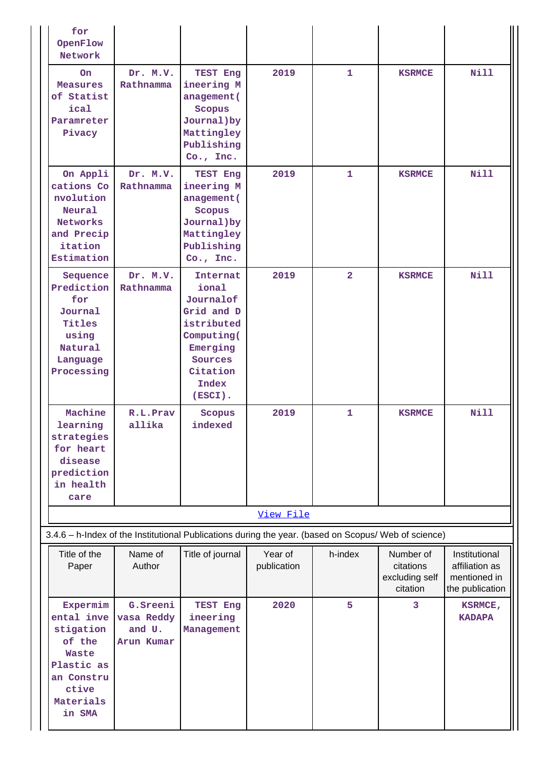| | | | | | | |
|---|---|---|---|---|---|---|
| for OpenFlow Network | | | | | | |
| On Measures of Statistical Paramreter Pivacy | Dr. M.V. Rathnamma | TEST Engineering Management( Scopus Journal)by Mattingley Publishing Co., Inc. | 2019 | 1 | KSRMCE | Nill |
| On Applications Convolution Neural Networks and Precipitation Estimation | Dr. M.V. Rathnamma | TEST Engineering Management( Scopus Journal)by Mattingley Publishing Co., Inc. | 2019 | 1 | KSRMCE | Nill |
| Sequence Prediction for Journal Titles using Natural Language Processing | Dr. M.V. Rathnamma | International Journalof Grid and Distributed Computing( Emerging Sources Citation Index (ESCI). | 2019 | 2 | KSRMCE | Nill |
| Machine learning strategies for heart disease prediction in health care | R.L.Pravallika | Scopus indexed | 2019 | 1 | KSRMCE | Nill |

[View File]

3.4.6 – h-Index of the Institutional Publications during the year. (based on Scopus/ Web of science)

| Title of the Paper | Name of Author | Title of journal | Year of publication | h-index | Number of citations excluding self citation | Institutional affiliation as mentioned in the publication |
|---|---|---|---|---|---|---|
| Expermimental investigation of the Waste Plastic as an Constructive Materials in SMA | G.Sreenivasa Reddy and U. Arun Kumar | TEST Engineering Management | 2020 | 5 | 3 | KSRMCE, KADAPA |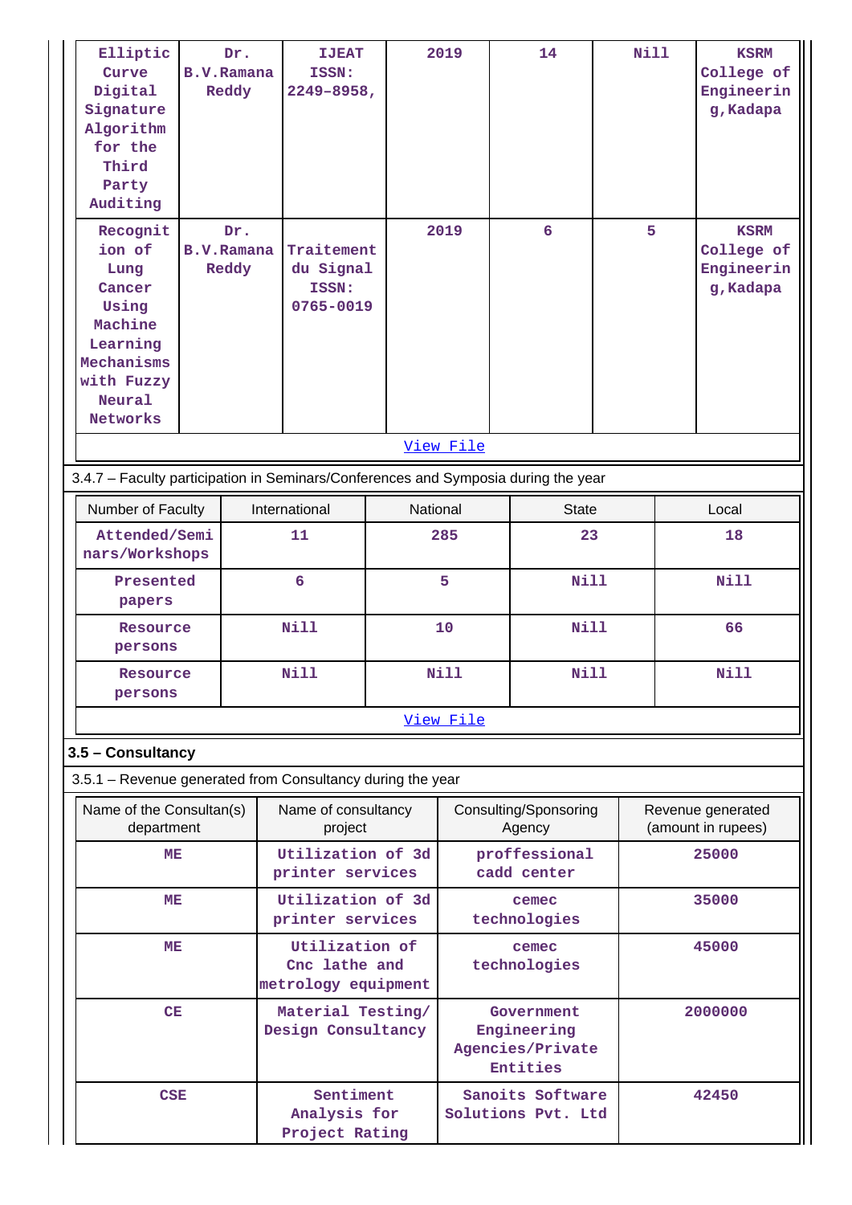| Elliptic Curve Digital Signature Algorithm for the Third Party Auditing | Dr. B.V.Ramana Reddy | IJEAT ISSN: 2249-8958, | 2019 | 14 | Nill | KSRM College of Engineering,Kadapa |
|---|---|---|---|---|---|---|
| Recognition of Lung Cancer Using Machine Learning Mechanisms with Fuzzy Neural Networks | Dr. B.V.Ramana Reddy | Traitement du Signal ISSN: 0765-0019 | 2019 | 6 | 5 | KSRM College of Engineering,Kadapa |

View File

3.4.7 – Faculty participation in Seminars/Conferences and Symposia during the year

| Number of Faculty | International | National | State | Local |
|---|---|---|---|---|
| Attended/Seminars/Workshops | 11 | 285 | 23 | 18 |
| Presented papers | 6 | 5 | Nill | Nill |
| Resource persons | Nill | 10 | Nill | 66 |
| Resource persons | Nill | Nill | Nill | Nill |

View File

### 3.5 – Consultancy

3.5.1 – Revenue generated from Consultancy during the year

| Name of the Consultan(s) department | Name of consultancy project | Consulting/Sponsoring Agency | Revenue generated (amount in rupees) |
|---|---|---|---|
| ME | Utilization of 3d printer services | proffessional cadd center | 25000 |
| ME | Utilization of 3d printer services | cemec technologies | 35000 |
| ME | Utilization of Cnc lathe and metrology equipment | cemec technologies | 45000 |
| CE | Material Testing/ Design Consultancy | Government Engineering Agencies/Private Entities | 2000000 |
| CSE | Sentiment Analysis for Project Rating | Sanoits Software Solutions Pvt. Ltd | 42450 |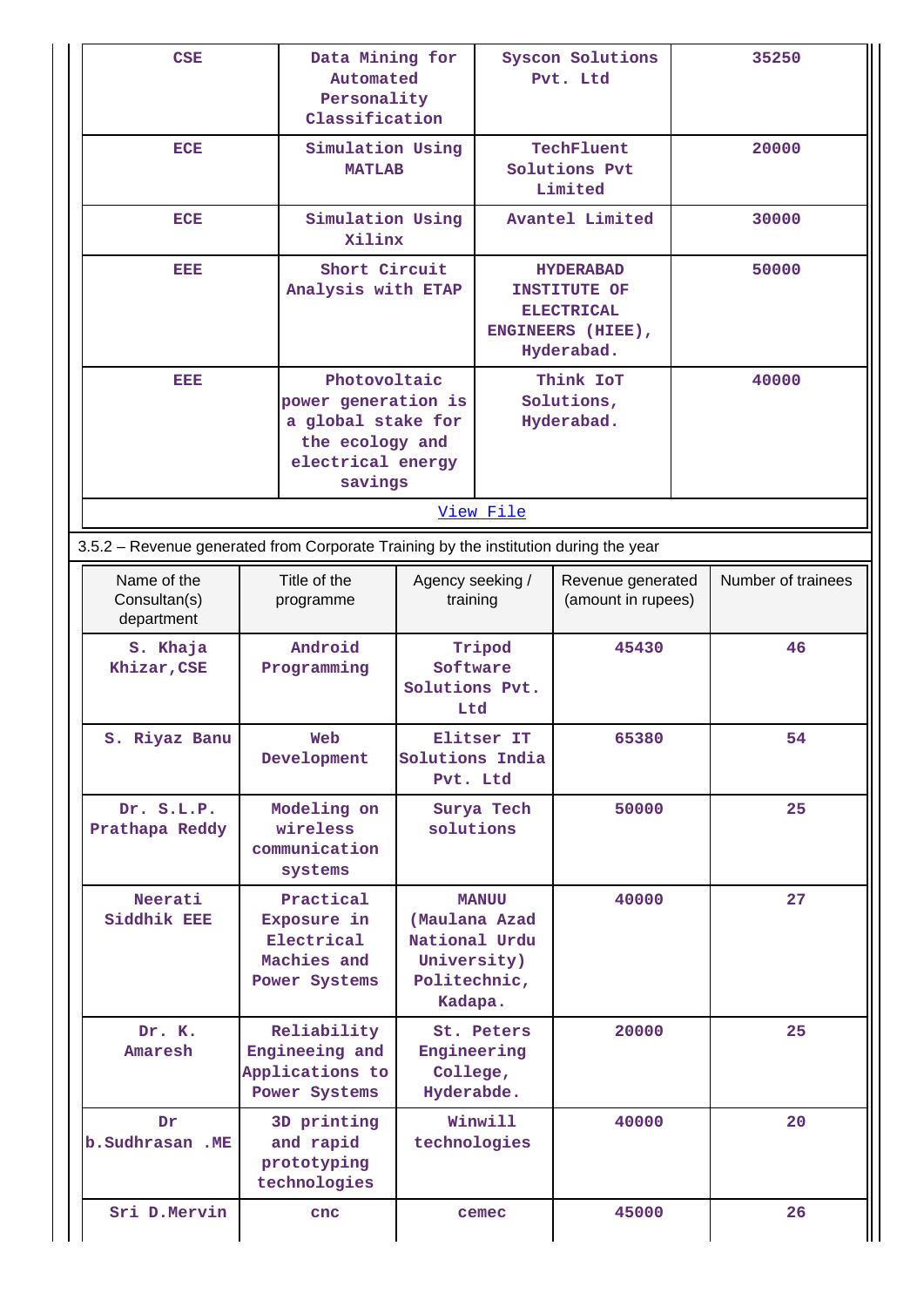| CSE | Data Mining for Automated Personality Classification | Syscon Solutions Pvt. Ltd | 35250 |
|---|---|---|---|
| ECE | Simulation Using MATLAB | TechFluent Solutions Pvt Limited | 20000 |
| ECE | Simulation Using Xilinx | Avantel Limited | 30000 |
| EEE | Short Circuit Analysis with ETAP | HYDERABAD INSTITUTE OF ELECTRICAL ENGINEERS (HIEE), Hyderabad. | 50000 |
| EEE | Photovoltaic power generation is a global stake for the ecology and electrical energy savings | Think IoT Solutions, Hyderabad. | 40000 |

View File

3.5.2 – Revenue generated from Corporate Training by the institution during the year

| Name of the Consultan(s) department | Title of the programme | Agency seeking / training | Revenue generated (amount in rupees) | Number of trainees |
|---|---|---|---|---|
| S. Khaja Khizar,CSE | Android Programming | Tripod Software Solutions Pvt. Ltd | 45430 | 46 |
| S. Riyaz Banu | Web Development | Elitser IT Solutions India Pvt. Ltd | 65380 | 54 |
| Dr. S.L.P. Prathapa Reddy | Modeling on wireless communication systems | Surya Tech solutions | 50000 | 25 |
| Neerati Siddhik EEE | Practical Exposure in Electrical Machies and Power Systems | MANUU (Maulana Azad National Urdu University) Politechnic, Kadapa. | 40000 | 27 |
| Dr. K. Amaresh | Reliability Engineeing and Applications to Power Systems | St. Peters Engineering College, Hyderabde. | 20000 | 25 |
| Dr b.Sudhrasan .ME | 3D printing and rapid prototyping technologies | Winwill technologies | 40000 | 20 |
| Sri D.Mervin | cnc | cemec | 45000 | 26 |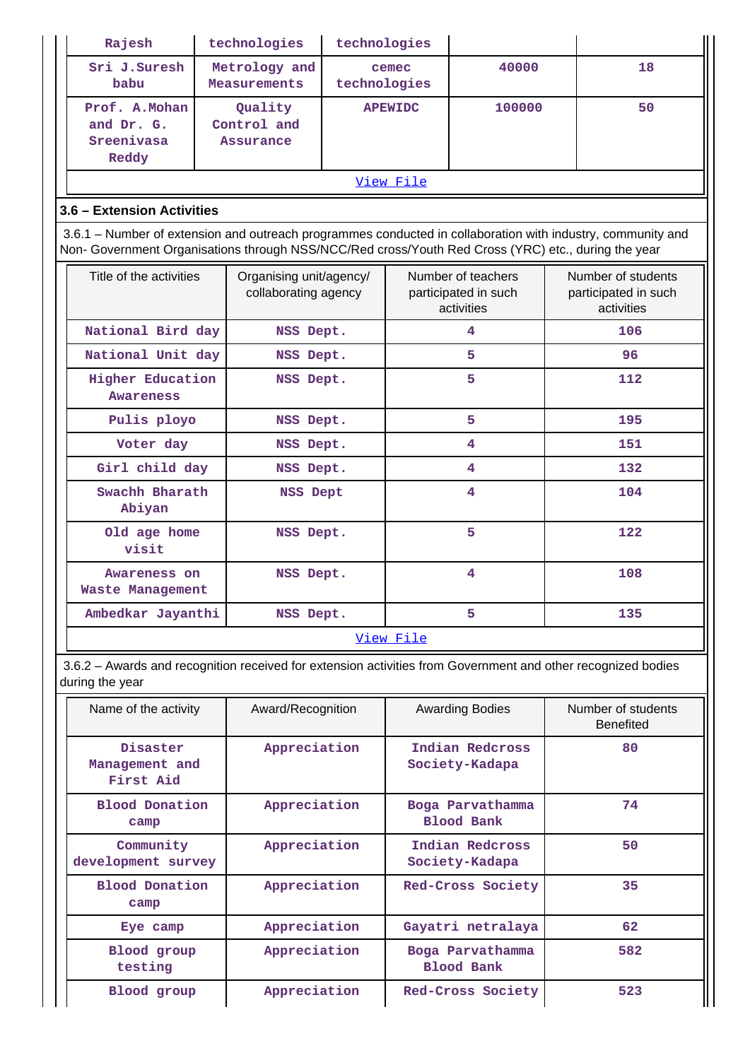| Rajesh | technologies | technologies | | |
|---|---|---|---|---|
| Sri J.Suresh babu | Metrology and Measurements | cemec technologies | 40000 | 18 |
| Prof. A.Mohan and Dr. G. Sreenivasa Reddy | Quality Control and Assurance | APEWIDC | 100000 | 50 |
| View File | | | | |

### 3.6 – Extension Activities

3.6.1 – Number of extension and outreach programmes conducted in collaboration with industry, community and Non- Government Organisations through NSS/NCC/Red cross/Youth Red Cross (YRC) etc., during the year

| Title of the activities | Organising unit/agency/ collaborating agency | Number of teachers participated in such activities | Number of students participated in such activities |
|---|---|---|---|
| National Bird day | NSS Dept. | 4 | 106 |
| National Unit day | NSS Dept. | 5 | 96 |
| Higher Education Awareness | NSS Dept. | 5 | 112 |
| Pulis ployo | NSS Dept. | 5 | 195 |
| Voter day | NSS Dept. | 4 | 151 |
| Girl child day | NSS Dept. | 4 | 132 |
| Swachh Bharath Abiyan | NSS Dept | 4 | 104 |
| Old age home visit | NSS Dept. | 5 | 122 |
| Awareness on Waste Management | NSS Dept. | 4 | 108 |
| Ambedkar Jayanthi | NSS Dept. | 5 | 135 |
| View File | | | |

3.6.2 – Awards and recognition received for extension activities from Government and other recognized bodies during the year

| Name of the activity | Award/Recognition | Awarding Bodies | Number of students Benefited |
|---|---|---|---|
| Disaster Management and First Aid | Appreciation | Indian Redcross Society-Kadapa | 80 |
| Blood Donation camp | Appreciation | Boga Parvathamma Blood Bank | 74 |
| Community development survey | Appreciation | Indian Redcross Society-Kadapa | 50 |
| Blood Donation camp | Appreciation | Red-Cross Society | 35 |
| Eye camp | Appreciation | Gayatri netralaya | 62 |
| Blood group testing | Appreciation | Boga Parvathamma Blood Bank | 582 |
| Blood group | Appreciation | Red-Cross Society | 523 |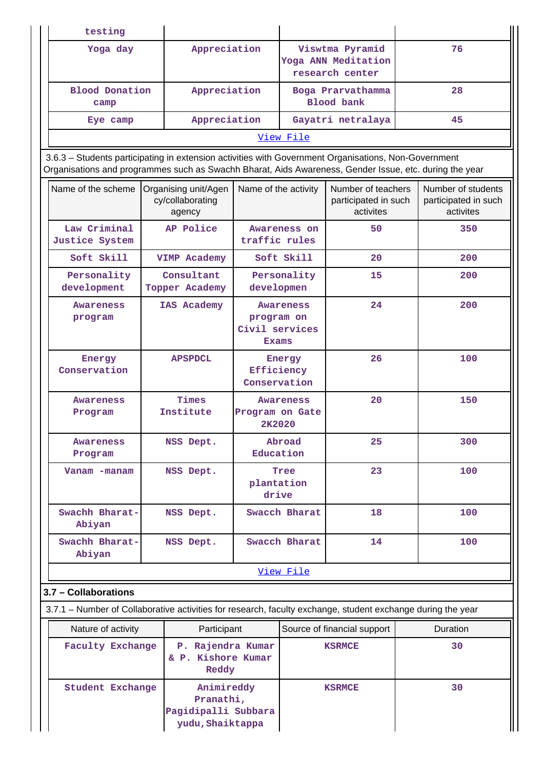| testing | | | |
|---|---|---|---|
| Yoga day | Appreciation | Viswtma Pyramid Yoga ANN Meditation research center | 76 |
| Blood Donation camp | Appreciation | Boga Pravathamma Blood bank | 28 |
| Eye camp | Appreciation | Gayatri netralaya | 45 |

View File

3.6.3 – Students participating in extension activities with Government Organisations, Non-Government Organisations and programmes such as Swachh Bharat, Aids Awareness, Gender Issue, etc. during the year

| Name of the scheme | Organising unit/Agency/collaborating agency | Name of the activity | Number of teachers participated in such activites | Number of students participated in such activites |
|---|---|---|---|---|
| Law Criminal Justice System | AP Police | Awareness on traffic rules | 50 | 350 |
| Soft Skill | VIMP Academy | Soft Skill | 20 | 200 |
| Personality development | Consultant Topper Academy | Personality developmen | 15 | 200 |
| Awareness program | IAS Academy | Awareness program on Civil services Exams | 24 | 200 |
| Energy Conservation | APSPDCL | Energy Efficiency Conservation | 26 | 100 |
| Awareness Program | Times Institute | Awareness Program on Gate 2K2020 | 20 | 150 |
| Awareness Program | NSS Dept. | Abroad Education | 25 | 300 |
| Vanam -manam | NSS Dept. | Tree plantation drive | 23 | 100 |
| Swachh Bharat-Abiyan | NSS Dept. | Swacch Bharat | 18 | 100 |
| Swachh Bharat-Abiyan | NSS Dept. | Swacch Bharat | 14 | 100 |

View File

### 3.7 – Collaborations

3.7.1 – Number of Collaborative activities for research, faculty exchange, student exchange during the year

| Nature of activity | Participant | Source of financial support | Duration |
|---|---|---|---|
| Faculty Exchange | P. Rajendra Kumar & P. Kishore Kumar Reddy | KSRMCE | 30 |
| Student Exchange | Animireddy Pranathi, Pagidipalli Subbarayudu,Shaiktappa | KSRMCE | 30 |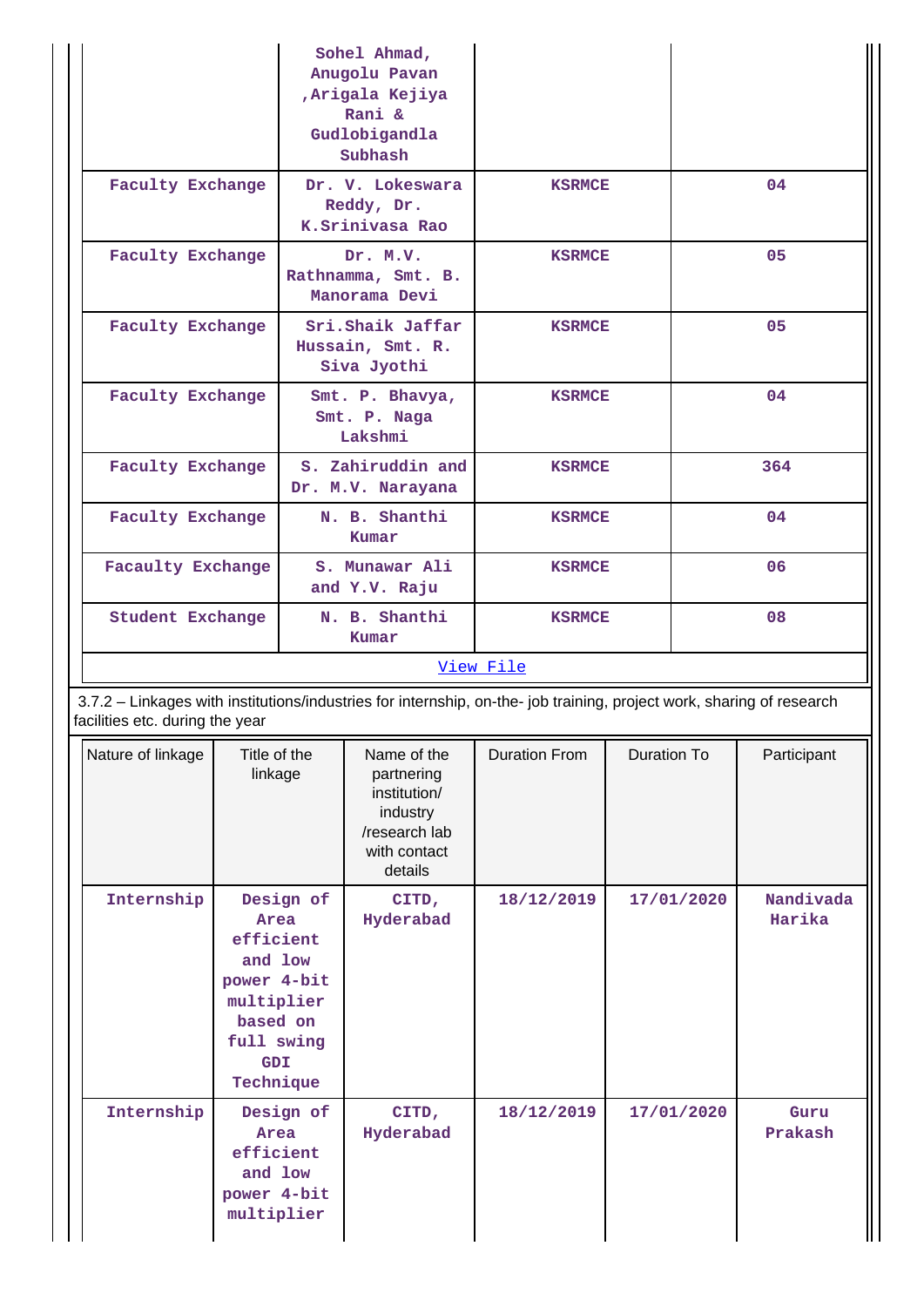|  | Sohel Ahmad, Anugolu Pavan ,Arigala Kejiya Rani & Gudlobigandla Subhash |  |  |
|---|---|---|---|
| Faculty Exchange | Dr. V. Lokeswara Reddy, Dr. K.Srinivasa Rao | KSRMCE | 04 |
| Faculty Exchange | Dr. M.V. Rathnamma, Smt. B. Manorama Devi | KSRMCE | 05 |
| Faculty Exchange | Sri.Shaik Jaffar Hussain, Smt. R. Siva Jyothi | KSRMCE | 05 |
| Faculty Exchange | Smt. P. Bhavya, Smt. P. Naga Lakshmi | KSRMCE | 04 |
| Faculty Exchange | S. Zahiruddin and Dr. M.V. Narayana | KSRMCE | 364 |
| Faculty Exchange | N. B. Shanthi Kumar | KSRMCE | 04 |
| Facaulty Exchange | S. Munawar Ali and Y.V. Raju | KSRMCE | 06 |
| Student Exchange | N. B. Shanthi Kumar | KSRMCE | 08 |

View File

3.7.2 – Linkages with institutions/industries for internship, on-the- job training, project work, sharing of research facilities etc. during the year

| Nature of linkage | Title of the linkage | Name of the partnering institution/ industry /research lab with contact details | Duration From | Duration To | Participant |
|---|---|---|---|---|---|
| Internship | Design of Area efficient and low power 4-bit multiplier based on full swing GDI Technique | CITD, Hyderabad | 18/12/2019 | 17/01/2020 | Nandivada Harika |
| Internship | Design of Area efficient and low power 4-bit multiplier | CITD, Hyderabad | 18/12/2019 | 17/01/2020 | Guru Prakash |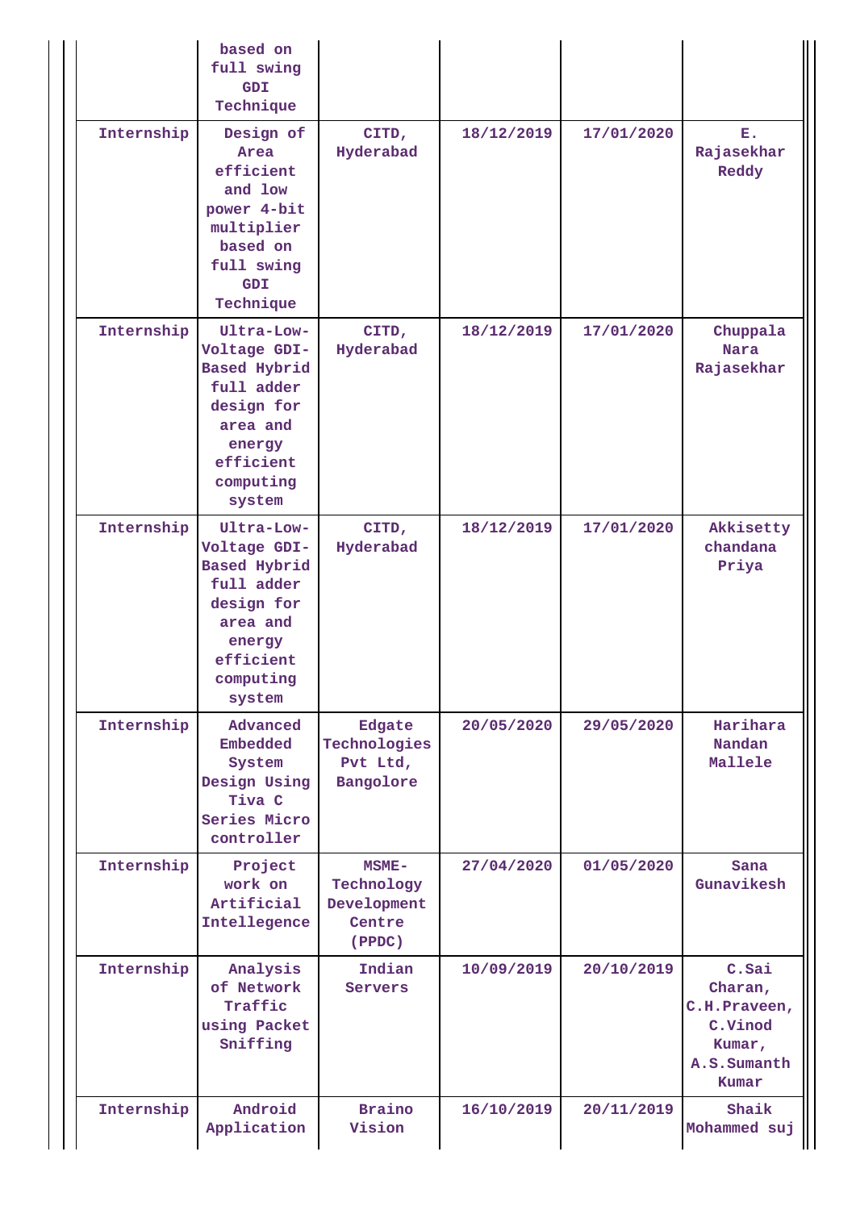| | | | | | |
|---|---|---|---|---|---|
| | based on full swing GDI Technique | | | | |
| Internship | Design of Area efficient and low power 4-bit multiplier based on full swing GDI Technique | CITD, Hyderabad | 18/12/2019 | 17/01/2020 | E. Rajasekhar Reddy |
| Internship | Ultra-Low-Voltage GDI-Based Hybrid full adder design for area and energy efficient computing system | CITD, Hyderabad | 18/12/2019 | 17/01/2020 | Chuppala Nara Rajasekhar |
| Internship | Ultra-Low-Voltage GDI-Based Hybrid full adder design for area and energy efficient computing system | CITD, Hyderabad | 18/12/2019 | 17/01/2020 | Akkisetty chandana Priya |
| Internship | Advanced Embedded System Design Using Tiva C Series Micro controller | Edgate Technologies Pvt Ltd, Bangolore | 20/05/2020 | 29/05/2020 | Harihara Nandan Mallele |
| Internship | Project work on Artificial Intellegence | MSME-Technology Development Centre (PPDC) | 27/04/2020 | 01/05/2020 | Sana Gunavikesh |
| Internship | Analysis of Network Traffic using Packet Sniffing | Indian Servers | 10/09/2019 | 20/10/2019 | C.Sai Charan, C.H.Praveen, C.Vinod Kumar, A.S.Sumanth Kumar |
| Internship | Android Application | Braino Vision | 16/10/2019 | 20/11/2019 | Shaik Mohammed suj |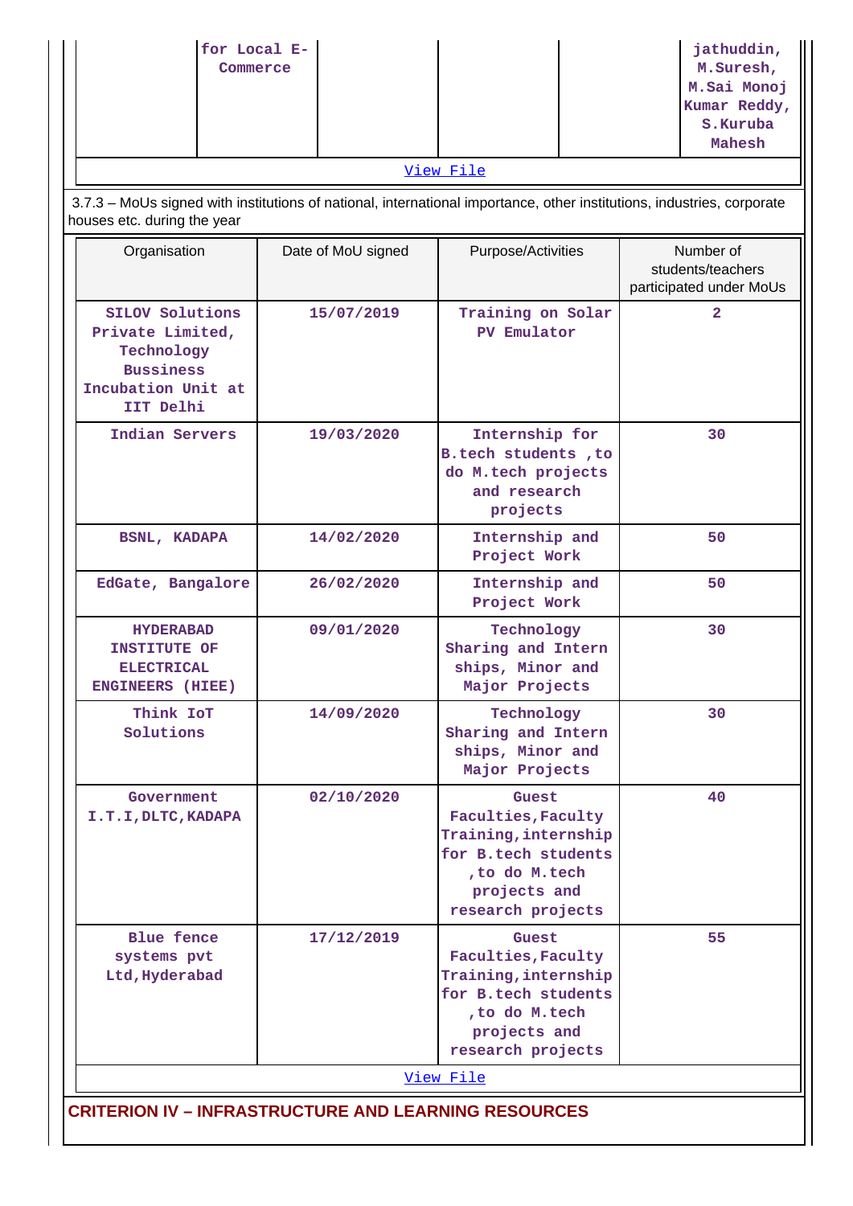| | for Local E-Commerce | | | | jathuddin, M.Suresh, M.Sai Monoj Kumar Reddy, S.Kuruba Mahesh |
|---|---|---|---|---|---|

View File

3.7.3 – MoUs signed with institutions of national, international importance, other institutions, industries, corporate houses etc. during the year

| Organisation | Date of MoU signed | Purpose/Activities | Number of students/teachers participated under MoUs |
|---|---|---|---|
| SILOV Solutions Private Limited, Technology Bussiness Incubation Unit at IIT Delhi | 15/07/2019 | Training on Solar PV Emulator | 2 |
| Indian Servers | 19/03/2020 | Internship for B.tech students ,to do M.tech projects and research projects | 30 |
| BSNL, KADAPA | 14/02/2020 | Internship and Project Work | 50 |
| EdGate, Bangalore | 26/02/2020 | Internship and Project Work | 50 |
| HYDERABAD INSTITUTE OF ELECTRICAL ENGINEERS (HIEE) | 09/01/2020 | Technology Sharing and Intern ships, Minor and Major Projects | 30 |
| Think IoT Solutions | 14/09/2020 | Technology Sharing and Intern ships, Minor and Major Projects | 30 |
| Government I.T.I,DLTC,KADAPA | 02/10/2020 | Guest Faculties,Faculty Training,internship for B.tech students ,to do M.tech projects and research projects | 40 |
| Blue fence systems pvt Ltd,Hyderabad | 17/12/2019 | Guest Faculties,Faculty Training,internship for B.tech students ,to do M.tech projects and research projects | 55 |

View File

## CRITERION IV – INFRASTRUCTURE AND LEARNING RESOURCES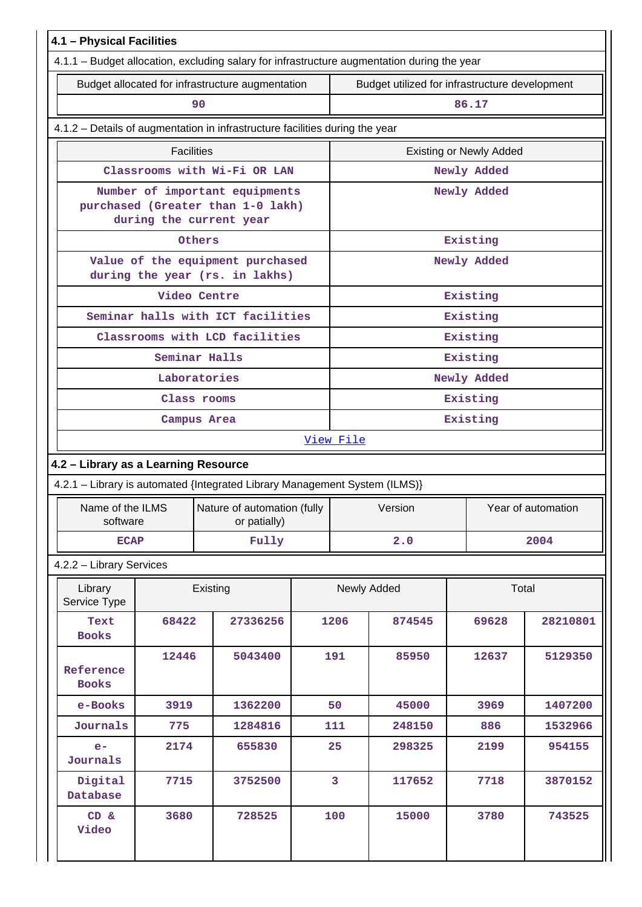**4.1 – Physical Facilities**

4.1.1 – Budget allocation, excluding salary for infrastructure augmentation during the year

| Budget allocated for infrastructure augmentation | Budget utilized for infrastructure development |
|---|---|
| 90 | 86.17 |

4.1.2 – Details of augmentation in infrastructure facilities during the year

| Facilities | Existing or Newly Added |
|---|---|
| Classrooms with Wi-Fi OR LAN | Newly Added |
| Number of important equipments purchased (Greater than 1-0 lakh) during the current year | Newly Added |
| Others | Existing |
| Value of the equipment purchased during the year (rs. in lakhs) | Newly Added |
| Video Centre | Existing |
| Seminar halls with ICT facilities | Existing |
| Classrooms with LCD facilities | Existing |
| Seminar Halls | Existing |
| Laboratories | Newly Added |
| Class rooms | Existing |
| Campus Area | Existing |
| View File | |

**4.2 – Library as a Learning Resource**

4.2.1 – Library is automated {Integrated Library Management System (ILMS)}

| Name of the ILMS software | Nature of automation (fully or patially) | Version | Year of automation |
|---|---|---|---|
| ECAP | Fully | 2.0 | 2004 |

4.2.2 – Library Services

| Library Service Type | Existing | | Newly Added | | Total | |
|---|---|---|---|---|---|---|
| Text Books | 68422 | 27336256 | 1206 | 874545 | 69628 | 28210801 |
| Reference Books | 12446 | 5043400 | 191 | 85950 | 12637 | 5129350 |
| e-Books | 3919 | 1362200 | 50 | 45000 | 3969 | 1407200 |
| Journals | 775 | 1284816 | 111 | 248150 | 886 | 1532966 |
| e-Journals | 2174 | 655830 | 25 | 298325 | 2199 | 954155 |
| Digital Database | 7715 | 3752500 | 3 | 117652 | 7718 | 3870152 |
| CD & Video | 3680 | 728525 | 100 | 15000 | 3780 | 743525 |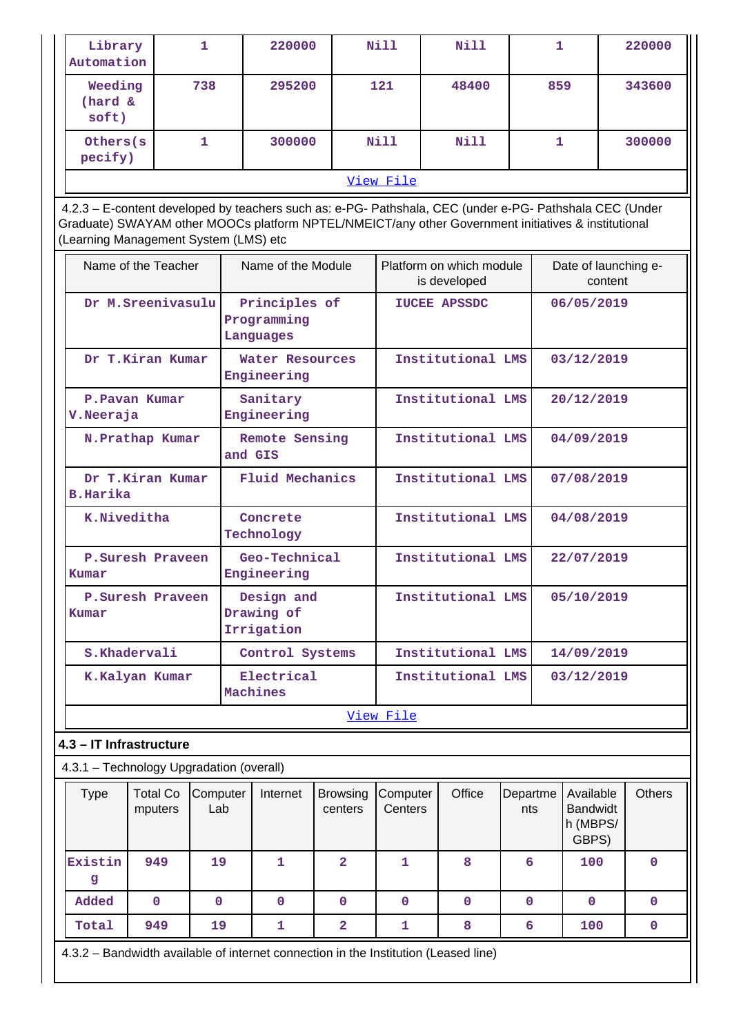| | | | | | | |
|---|---|---|---|---|---|---|
| Library Automation | 1 | 220000 | Nill | Nill | 1 | 220000 |
| Weeding (hard & soft) | 738 | 295200 | 121 | 48400 | 859 | 343600 |
| Others(specify) | 1 | 300000 | Nill | Nill | 1 | 300000 |

View File

4.2.3 – E-content developed by teachers such as: e-PG- Pathshala, CEC (under e-PG- Pathshala CEC (Under Graduate) SWAYAM other MOOCs platform NPTEL/NMEICT/any other Government initiatives & institutional (Learning Management System (LMS) etc

| Name of the Teacher | Name of the Module | Platform on which module is developed | Date of launching e-content |
|---|---|---|---|
| Dr M.Sreenivasulu | Principles of Programming Languages | IUCEE APSSDC | 06/05/2019 |
| Dr T.Kiran Kumar | Water Resources Engineering | Institutional LMS | 03/12/2019 |
| P.Pavan Kumar V.Neeraja | Sanitary Engineering | Institutional LMS | 20/12/2019 |
| N.Prathap Kumar | Remote Sensing and GIS | Institutional LMS | 04/09/2019 |
| Dr T.Kiran Kumar B.Harika | Fluid Mechanics | Institutional LMS | 07/08/2019 |
| K.Niveditha | Concrete Technology | Institutional LMS | 04/08/2019 |
| P.Suresh Praveen Kumar | Geo-Technical Engineering | Institutional LMS | 22/07/2019 |
| P.Suresh Praveen Kumar | Design and Drawing of Irrigation | Institutional LMS | 05/10/2019 |
| S.Khadervali | Control Systems | Institutional LMS | 14/09/2019 |
| K.Kalyan Kumar | Electrical Machines | Institutional LMS | 03/12/2019 |

View File

### 4.3 – IT Infrastructure

4.3.1 – Technology Upgradation (overall)

| Type | Total Computers | Computer Lab | Internet | Browsing centers | Computer Centers | Office | Departments | Available Bandwidth (MBPS/ GBPS) | Others |
|---|---|---|---|---|---|---|---|---|---|
| Existing | 949 | 19 | 1 | 2 | 1 | 8 | 6 | 100 | 0 |
| Added | 0 | 0 | 0 | 0 | 0 | 0 | 0 | 0 | 0 |
| Total | 949 | 19 | 1 | 2 | 1 | 8 | 6 | 100 | 0 |

4.3.2 – Bandwidth available of internet connection in the Institution (Leased line)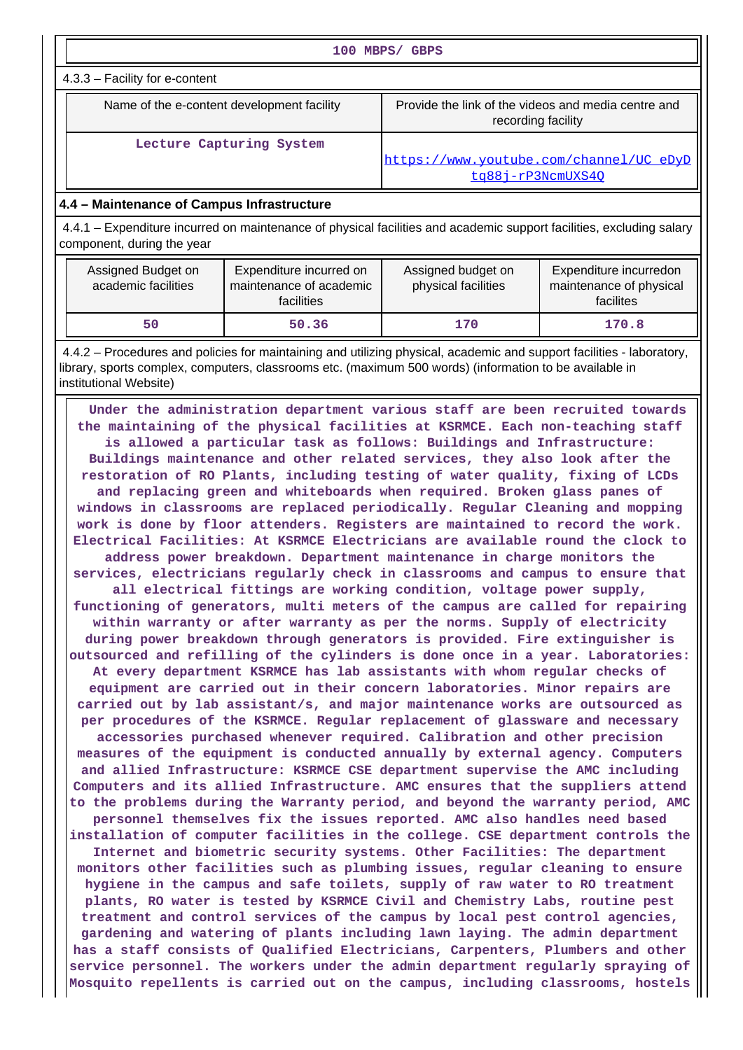| 100 MBPS/ GBPS |
|---|

4.3.3 – Facility for e-content

| Name of the e-content development facility | Provide the link of the videos and media centre and recording facility |
|---|---|
| Lecture Capturing System | https://www.youtube.com/channel/UC_eDyDtq88j-rP3NcmUXS4Q |

## 4.4 – Maintenance of Campus Infrastructure

4.4.1 – Expenditure incurred on maintenance of physical facilities and academic support facilities, excluding salary component, during the year

| Assigned Budget on academic facilities | Expenditure incurred on maintenance of academic facilities | Assigned budget on physical facilities | Expenditure incurredon maintenance of physical facilites |
|---|---|---|---|
| 50 | 50.36 | 170 | 170.8 |

4.4.2 – Procedures and policies for maintaining and utilizing physical, academic and support facilities - laboratory, library, sports complex, computers, classrooms etc. (maximum 500 words) (information to be available in institutional Website)

Under the administration department various staff are been recruited towards the maintaining of the physical facilities at KSRMCE. Each non-teaching staff is allowed a particular task as follows: Buildings and Infrastructure: Buildings maintenance and other related services, they also look after the restoration of RO Plants, including testing of water quality, fixing of LCDs and replacing green and whiteboards when required. Broken glass panes of windows in classrooms are replaced periodically. Regular Cleaning and mopping work is done by floor attenders. Registers are maintained to record the work. Electrical Facilities: At KSRMCE Electricians are available round the clock to address power breakdown. Department maintenance in charge monitors the services, electricians regularly check in classrooms and campus to ensure that all electrical fittings are working condition, voltage power supply, functioning of generators, multi meters of the campus are called for repairing within warranty or after warranty as per the norms. Supply of electricity during power breakdown through generators is provided. Fire extinguisher is outsourced and refilling of the cylinders is done once in a year. Laboratories: At every department KSRMCE has lab assistants with whom regular checks of equipment are carried out in their concern laboratories. Minor repairs are carried out by lab assistant/s, and major maintenance works are outsourced as per procedures of the KSRMCE. Regular replacement of glassware and necessary accessories purchased whenever required. Calibration and other precision measures of the equipment is conducted annually by external agency. Computers and allied Infrastructure: KSRMCE CSE department supervise the AMC including Computers and its allied Infrastructure. AMC ensures that the suppliers attend to the problems during the Warranty period, and beyond the warranty period, AMC personnel themselves fix the issues reported. AMC also handles need based installation of computer facilities in the college. CSE department controls the Internet and biometric security systems. Other Facilities: The department monitors other facilities such as plumbing issues, regular cleaning to ensure hygiene in the campus and safe toilets, supply of raw water to RO treatment plants, RO water is tested by KSRMCE Civil and Chemistry Labs, routine pest treatment and control services of the campus by local pest control agencies, gardening and watering of plants including lawn laying. The admin department has a staff consists of Qualified Electricians, Carpenters, Plumbers and other service personnel. The workers under the admin department regularly spraying of Mosquito repellents is carried out on the campus, including classrooms, hostels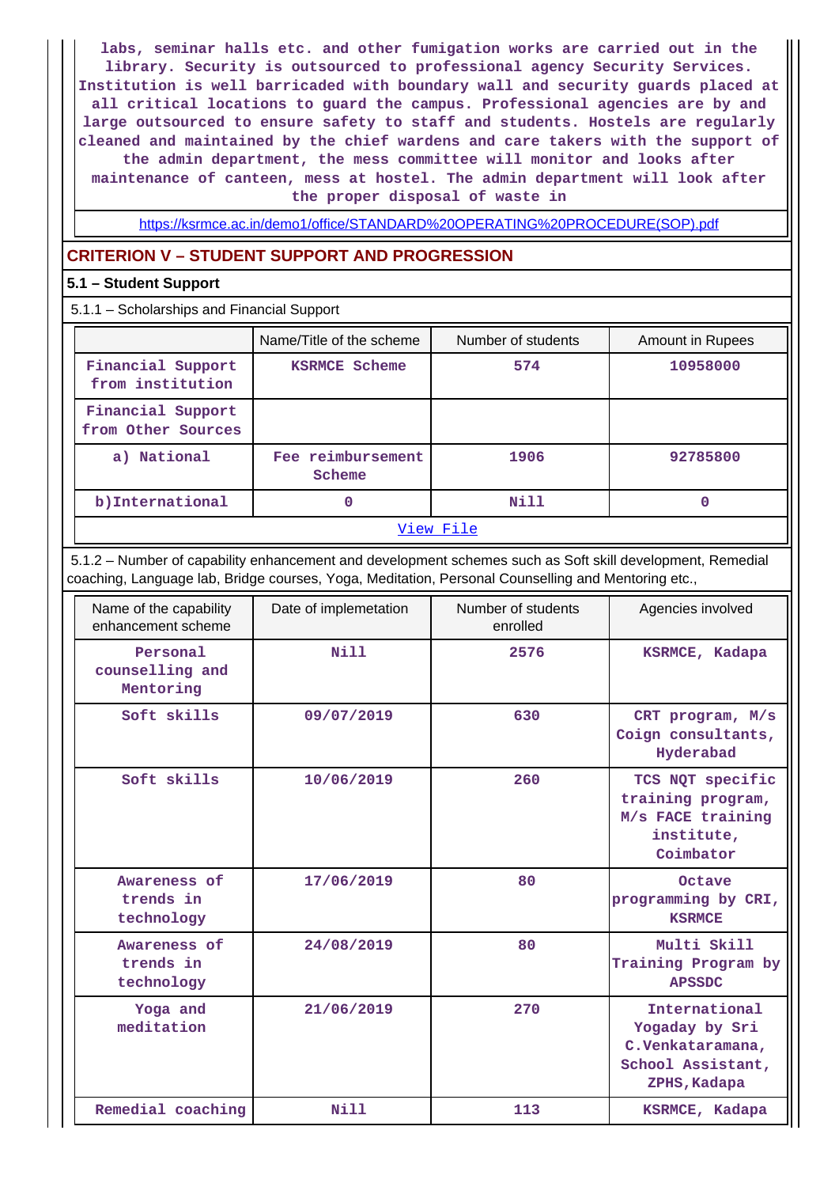labs, seminar halls etc. and other fumigation works are carried out in the library. Security is outsourced to professional agency Security Services. Institution is well barricaded with boundary wall and security guards placed at all critical locations to guard the campus. Professional agencies are by and large outsourced to ensure safety to staff and students. Hostels are regularly cleaned and maintained by the chief wardens and care takers with the support of the admin department, the mess committee will monitor and looks after maintenance of canteen, mess at hostel. The admin department will look after the proper disposal of waste in

https://ksrmce.ac.in/demo1/office/STANDARD%20OPERATING%20PROCEDURE(SOP).pdf

## CRITERION V – STUDENT SUPPORT AND PROGRESSION

### 5.1 – Student Support

5.1.1 – Scholarships and Financial Support

| | Name/Title of the scheme | Number of students | Amount in Rupees |
|---|---|---|---|
| Financial Support from institution | KSRMCE Scheme | 574 | 10958000 |
| Financial Support from Other Sources | | | |
| a) National | Fee reimbursement Scheme | 1906 | 92785800 |
| b)International | 0 | Nill | 0 |

View File

5.1.2 – Number of capability enhancement and development schemes such as Soft skill development, Remedial coaching, Language lab, Bridge courses, Yoga, Meditation, Personal Counselling and Mentoring etc.,

| Name of the capability enhancement scheme | Date of implemetation | Number of students enrolled | Agencies involved |
|---|---|---|---|
| Personal counselling and Mentoring | Nill | 2576 | KSRMCE, Kadapa |
| Soft skills | 09/07/2019 | 630 | CRT program, M/s Coign consultants, Hyderabad |
| Soft skills | 10/06/2019 | 260 | TCS NQT specific training program, M/s FACE training institute, Coimbator |
| Awareness of trends in technology | 17/06/2019 | 80 | Octave programming by CRI, KSRMCE |
| Awareness of trends in technology | 24/08/2019 | 80 | Multi Skill Training Program by APSSDC |
| Yoga and meditation | 21/06/2019 | 270 | International Yogaday by Sri C.Venkataramana, School Assistant, ZPHS,Kadapa |
| Remedial coaching | Nill | 113 | KSRMCE, Kadapa |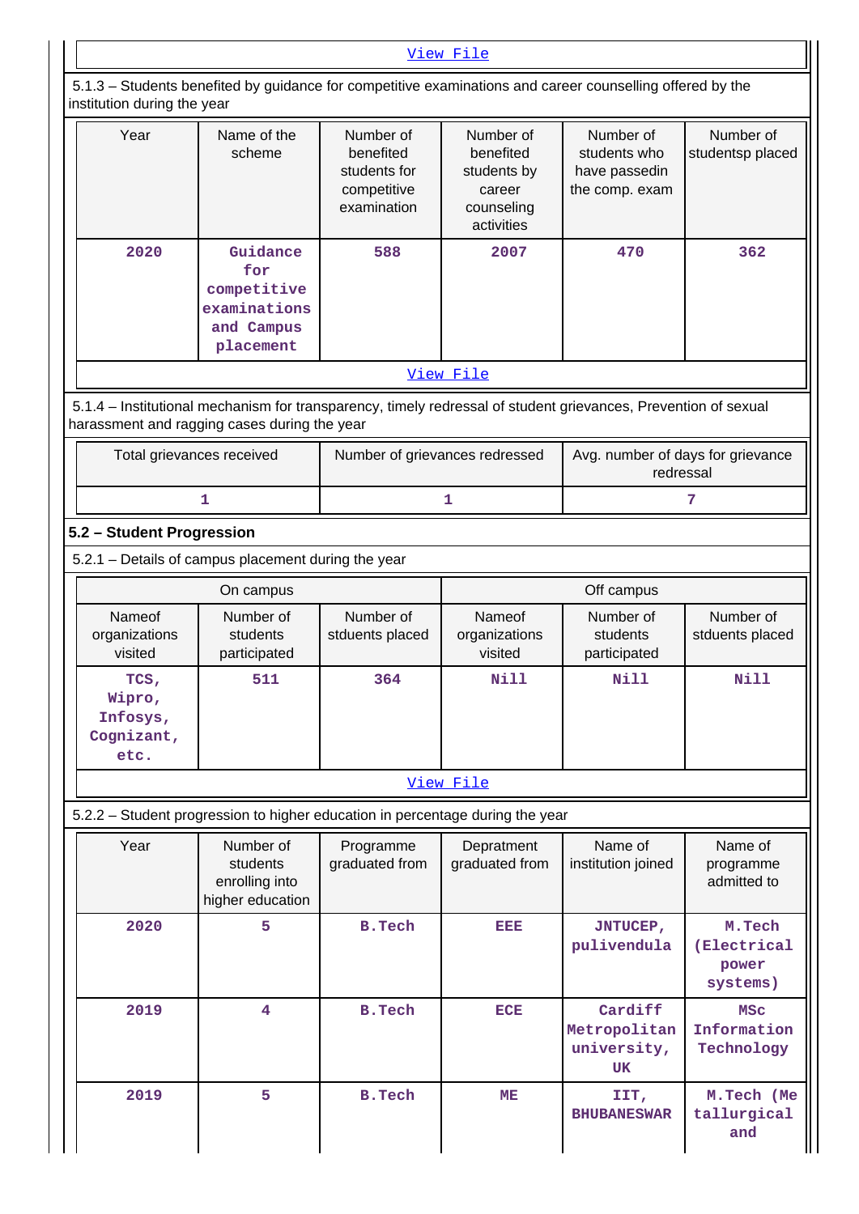View File

5.1.3 – Students benefited by guidance for competitive examinations and career counselling offered by the institution during the year

| Year | Name of the scheme | Number of benefited students for competitive examination | Number of benefited students by career counseling activities | Number of students who have passedin the comp. exam | Number of studentsp placed |
|---|---|---|---|---|---|
| 2020 | Guidance for competitive examinations and Campus placement | 588 | 2007 | 470 | 362 |

View File

5.1.4 – Institutional mechanism for transparency, timely redressal of student grievances, Prevention of sexual harassment and ragging cases during the year

| Total grievances received | Number of grievances redressed | Avg. number of days for grievance redressal |
|---|---|---|
| 1 | 1 | 7 |

**5.2 – Student Progression**

5.2.1 – Details of campus placement during the year

| On campus | | | Off campus | | |
|---|---|---|---|---|---|
| Nameof organizations visited | Number of students participated | Number of stduents placed | Nameof organizations visited | Number of students participated | Number of stduents placed |
| TCS, Wipro, Infosys, Cognizant, etc. | 511 | 364 | Nill | Nill | Nill |

View File

5.2.2 – Student progression to higher education in percentage during the year

| Year | Number of students enrolling into higher education | Programme graduated from | Depratment graduated from | Name of institution joined | Name of programme admitted to |
|---|---|---|---|---|---|
| 2020 | 5 | B.Tech | EEE | JNTUCEP, pulivendula | M.Tech (Electrical power systems) |
| 2019 | 4 | B.Tech | ECE | Cardiff Metropolitan university, UK | MSc Information Technology |
| 2019 | 5 | B.Tech | ME | IIT, BHUBANESWAR | M.Tech (Me tallurgical and |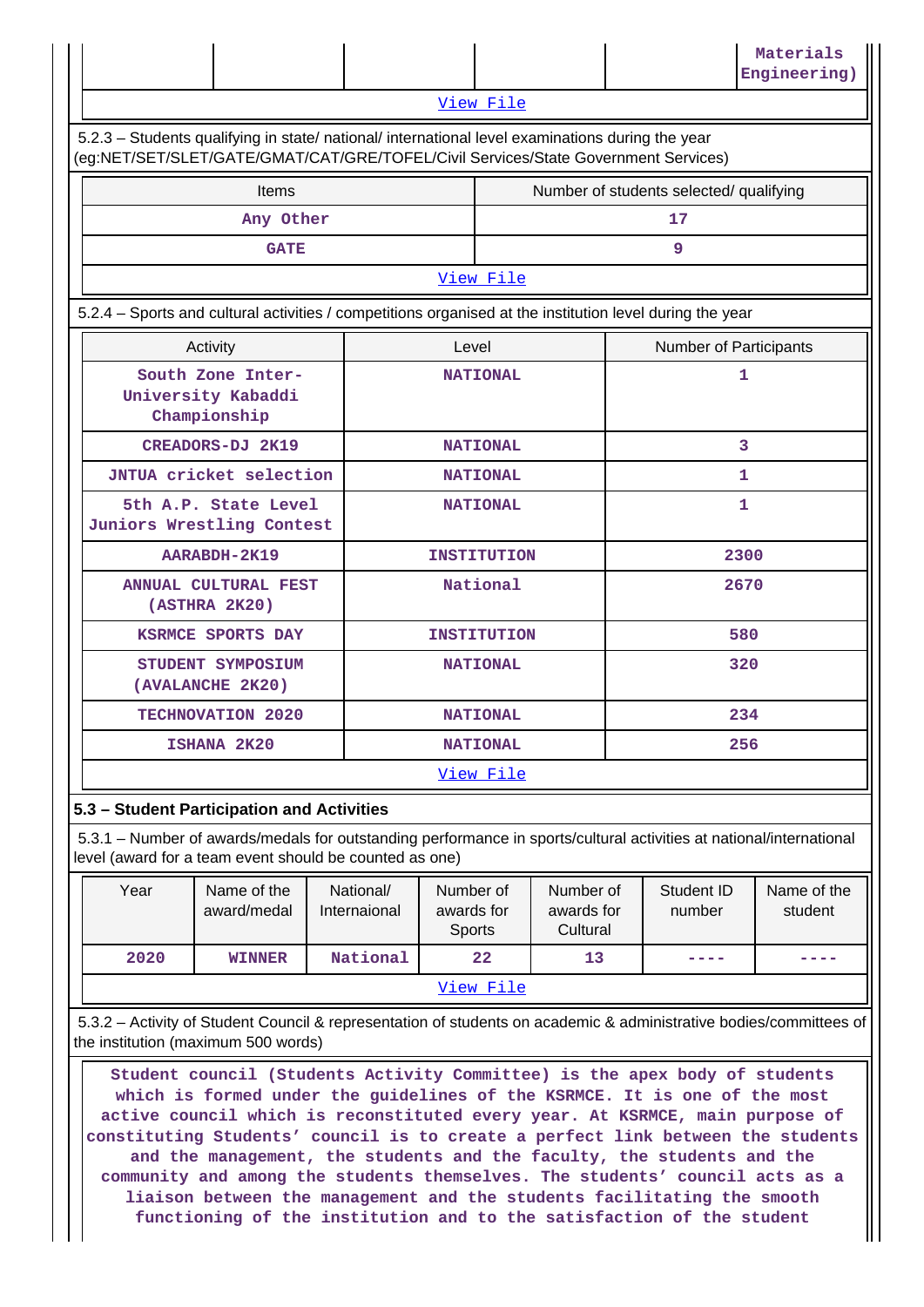| | | | | | Materials Engineering) |
|---|---|---|---|---|---|

View File

5.2.3 – Students qualifying in state/ national/ international level examinations during the year (eg:NET/SET/SLET/GATE/GMAT/CAT/GRE/TOFEL/Civil Services/State Government Services)

| Items | Number of students selected/ qualifying |
|---|---|
| Any Other | 17 |
| GATE | 9 |

View File

5.2.4 – Sports and cultural activities / competitions organised at the institution level during the year

| Activity | Level | Number of Participants |
|---|---|---|
| South Zone Inter-University Kabaddi Championship | NATIONAL | 1 |
| CREADORS-DJ 2K19 | NATIONAL | 3 |
| JNTUA cricket selection | NATIONAL | 1 |
| 5th A.P. State Level Juniors Wrestling Contest | NATIONAL | 1 |
| AARABDH-2K19 | INSTITUTION | 2300 |
| ANNUAL CULTURAL FEST (ASTHRA 2K20) | National | 2670 |
| KSRMCE SPORTS DAY | INSTITUTION | 580 |
| STUDENT SYMPOSIUM (AVALANCHE 2K20) | NATIONAL | 320 |
| TECHNOVATION 2020 | NATIONAL | 234 |
| ISHANA 2K20 | NATIONAL | 256 |

View File

### 5.3 – Student Participation and Activities

5.3.1 – Number of awards/medals for outstanding performance in sports/cultural activities at national/international level (award for a team event should be counted as one)

| Year | Name of the award/medal | National/ Internaional | Number of awards for Sports | Number of awards for Cultural | Student ID number | Name of the student |
|---|---|---|---|---|---|---|
| 2020 | WINNER | National | 22 | 13 | ---- | ---- |

View File

5.3.2 – Activity of Student Council & representation of students on academic & administrative bodies/committees of the institution (maximum 500 words)

Student council (Students Activity Committee) is the apex body of students which is formed under the guidelines of the KSRMCE. It is one of the most active council which is reconstituted every year. At KSRMCE, main purpose of constituting Students' council is to create a perfect link between the students and the management, the students and the faculty, the students and the community and among the students themselves. The students' council acts as a liaison between the management and the students facilitating the smooth functioning of the institution and to the satisfaction of the student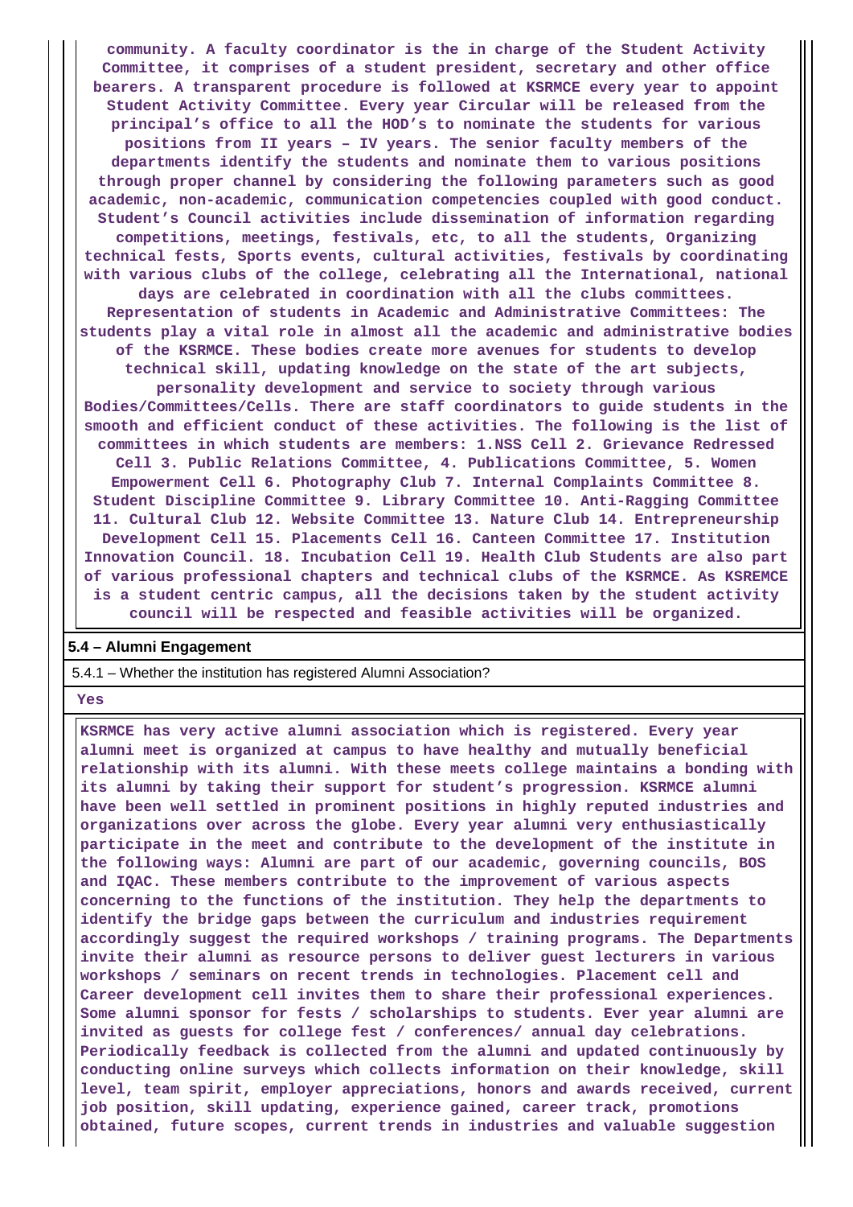community. A faculty coordinator is the in charge of the Student Activity Committee, it comprises of a student president, secretary and other office bearers. A transparent procedure is followed at KSRMCE every year to appoint Student Activity Committee. Every year Circular will be released from the principal's office to all the HOD's to nominate the students for various positions from II years – IV years. The senior faculty members of the departments identify the students and nominate them to various positions through proper channel by considering the following parameters such as good academic, non-academic, communication competencies coupled with good conduct. Student's Council activities include dissemination of information regarding competitions, meetings, festivals, etc, to all the students, Organizing technical fests, Sports events, cultural activities, festivals by coordinating with various clubs of the college, celebrating all the International, national days are celebrated in coordination with all the clubs committees. Representation of students in Academic and Administrative Committees: The students play a vital role in almost all the academic and administrative bodies of the KSRMCE. These bodies create more avenues for students to develop technical skill, updating knowledge on the state of the art subjects, personality development and service to society through various Bodies/Committees/Cells. There are staff coordinators to guide students in the smooth and efficient conduct of these activities. The following is the list of committees in which students are members: 1.NSS Cell 2. Grievance Redressed Cell 3. Public Relations Committee, 4. Publications Committee, 5. Women Empowerment Cell 6. Photography Club 7. Internal Complaints Committee 8. Student Discipline Committee 9. Library Committee 10. Anti-Ragging Committee 11. Cultural Club 12. Website Committee 13. Nature Club 14. Entrepreneurship Development Cell 15. Placements Cell 16. Canteen Committee 17. Institution Innovation Council. 18. Incubation Cell 19. Health Club Students are also part of various professional chapters and technical clubs of the KSRMCE. As KSREMCE is a student centric campus, all the decisions taken by the student activity council will be respected and feasible activities will be organized.

## 5.4 – Alumni Engagement

5.4.1 – Whether the institution has registered Alumni Association?

Yes

KSRMCE has very active alumni association which is registered. Every year alumni meet is organized at campus to have healthy and mutually beneficial relationship with its alumni. With these meets college maintains a bonding with its alumni by taking their support for student's progression. KSRMCE alumni have been well settled in prominent positions in highly reputed industries and organizations over across the globe. Every year alumni very enthusiastically participate in the meet and contribute to the development of the institute in the following ways: Alumni are part of our academic, governing councils, BOS and IQAC. These members contribute to the improvement of various aspects concerning to the functions of the institution. They help the departments to identify the bridge gaps between the curriculum and industries requirement accordingly suggest the required workshops / training programs. The Departments invite their alumni as resource persons to deliver guest lecturers in various workshops / seminars on recent trends in technologies. Placement cell and Career development cell invites them to share their professional experiences. Some alumni sponsor for fests / scholarships to students. Ever year alumni are invited as guests for college fest / conferences/ annual day celebrations. Periodically feedback is collected from the alumni and updated continuously by conducting online surveys which collects information on their knowledge, skill level, team spirit, employer appreciations, honors and awards received, current job position, skill updating, experience gained, career track, promotions obtained, future scopes, current trends in industries and valuable suggestion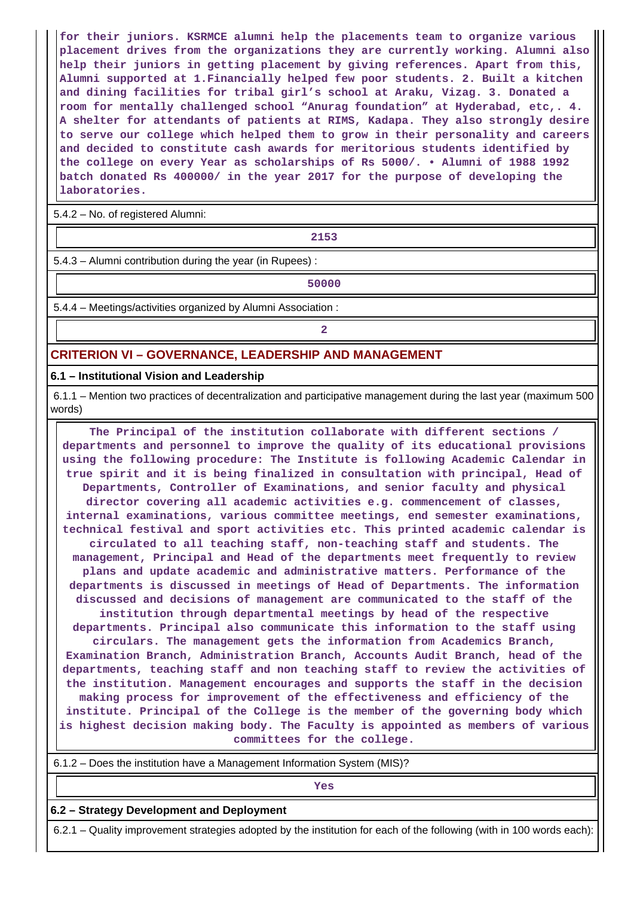for their juniors. KSRMCE alumni help the placements team to organize various placement drives from the organizations they are currently working. Alumni also help their juniors in getting placement by giving references. Apart from this, Alumni supported at 1.Financially helped few poor students. 2. Built a kitchen and dining facilities for tribal girl's school at Araku, Vizag. 3. Donated a room for mentally challenged school "Anurag foundation" at Hyderabad, etc,. 4. A shelter for attendants of patients at RIMS, Kadapa. They also strongly desire to serve our college which helped them to grow in their personality and careers and decided to constitute cash awards for meritorious students identified by the college on every Year as scholarships of Rs 5000/. • Alumni of 1988 1992 batch donated Rs 400000/ in the year 2017 for the purpose of developing the laboratories.

5.4.2 – No. of registered Alumni:

2153

5.4.3 – Alumni contribution during the year (in Rupees) :

50000

5.4.4 – Meetings/activities organized by Alumni Association :

2

## CRITERION VI – GOVERNANCE, LEADERSHIP AND MANAGEMENT

### 6.1 – Institutional Vision and Leadership

6.1.1 – Mention two practices of decentralization and participative management during the last year (maximum 500 words)

The Principal of the institution collaborate with different sections / departments and personnel to improve the quality of its educational provisions using the following procedure: The Institute is following Academic Calendar in true spirit and it is being finalized in consultation with principal, Head of Departments, Controller of Examinations, and senior faculty and physical director covering all academic activities e.g. commencement of classes, internal examinations, various committee meetings, end semester examinations, technical festival and sport activities etc. This printed academic calendar is circulated to all teaching staff, non-teaching staff and students. The management, Principal and Head of the departments meet frequently to review plans and update academic and administrative matters. Performance of the departments is discussed in meetings of Head of Departments. The information discussed and decisions of management are communicated to the staff of the institution through departmental meetings by head of the respective departments. Principal also communicate this information to the staff using circulars. The management gets the information from Academics Branch, Examination Branch, Administration Branch, Accounts Audit Branch, head of the departments, teaching staff and non teaching staff to review the activities of the institution. Management encourages and supports the staff in the decision making process for improvement of the effectiveness and efficiency of the institute. Principal of the College is the member of the governing body which is highest decision making body. The Faculty is appointed as members of various committees for the college.

6.1.2 – Does the institution have a Management Information System (MIS)?

Yes

### 6.2 – Strategy Development and Deployment

6.2.1 – Quality improvement strategies adopted by the institution for each of the following (with in 100 words each):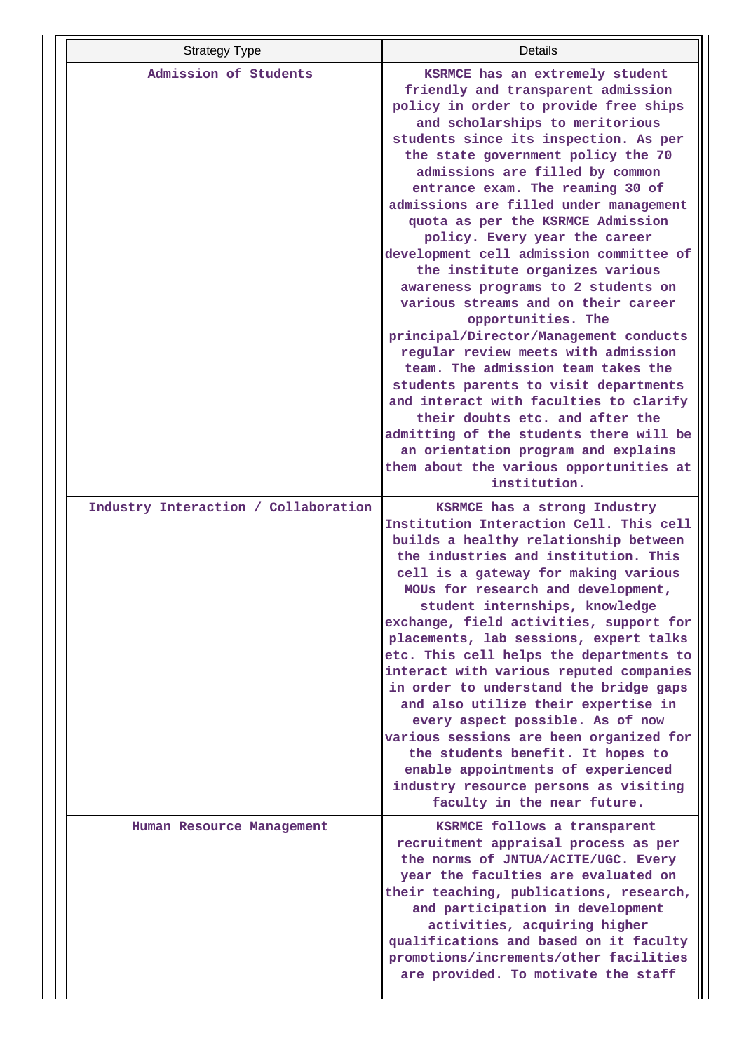| Strategy Type | Details |
|---|---|
| Admission of Students | KSRMCE has an extremely student friendly and transparent admission policy in order to provide free ships and scholarships to meritorious students since its inspection. As per the state government policy the 70 admissions are filled by common entrance exam. The reaming 30 of admissions are filled under management quota as per the KSRMCE Admission policy. Every year the career development cell admission committee of the institute organizes various awareness programs to 2 students on various streams and on their career opportunities. The principal/Director/Management conducts regular review meets with admission team. The admission team takes the students parents to visit departments and interact with faculties to clarify their doubts etc. and after the admitting of the students there will be an orientation program and explains them about the various opportunities at institution. |
| Industry Interaction / Collaboration | KSRMCE has a strong Industry Institution Interaction Cell. This cell builds a healthy relationship between the industries and institution. This cell is a gateway for making various MOUs for research and development, student internships, knowledge exchange, field activities, support for placements, lab sessions, expert talks etc. This cell helps the departments to interact with various reputed companies in order to understand the bridge gaps and also utilize their expertise in every aspect possible. As of now various sessions are been organized for the students benefit. It hopes to enable appointments of experienced industry resource persons as visiting faculty in the near future. |
| Human Resource Management | KSRMCE follows a transparent recruitment appraisal process as per the norms of JNTUA/ACITE/UGC. Every year the faculties are evaluated on their teaching, publications, research, and participation in development activities, acquiring higher qualifications and based on it faculty promotions/increments/other facilities are provided. To motivate the staff |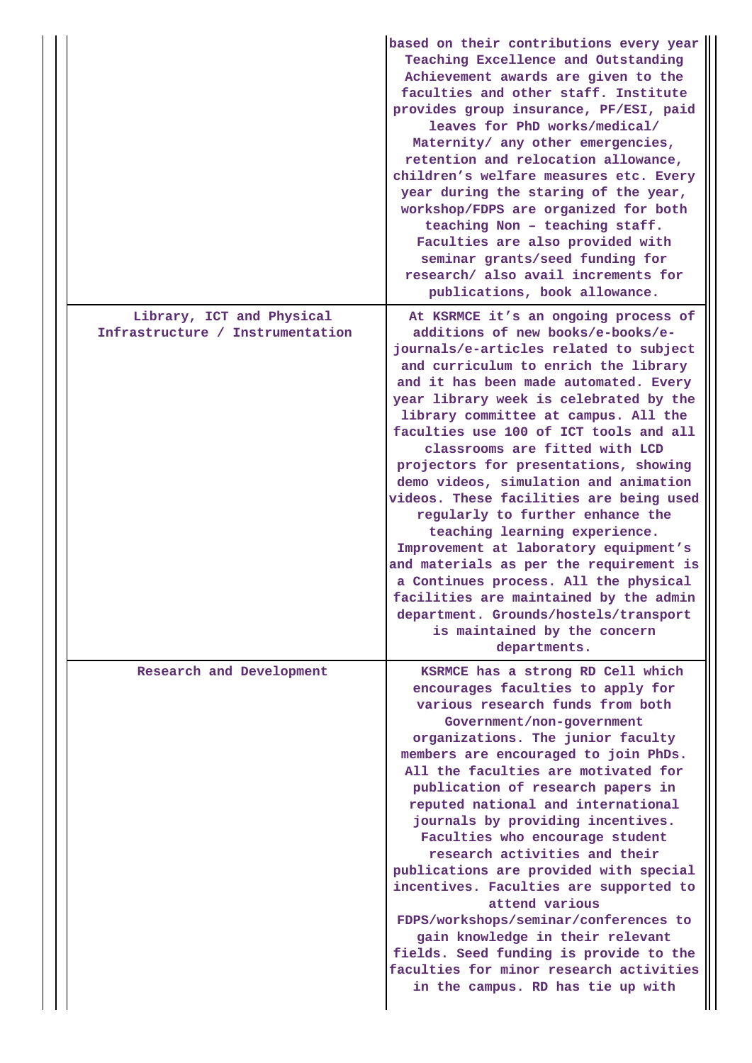| | |
|---|---|
| | based on their contributions every year Teaching Excellence and Outstanding Achievement awards are given to the faculties and other staff. Institute provides group insurance, PF/ESI, paid leaves for PhD works/medical/ Maternity/ any other emergencies, retention and relocation allowance, children's welfare measures etc. Every year during the staring of the year, workshop/FDPS are organized for both teaching Non – teaching staff. Faculties are also provided with seminar grants/seed funding for research/ also avail increments for publications, book allowance. |
| Library, ICT and Physical Infrastructure / Instrumentation | At KSRMCE it's an ongoing process of additions of new books/e-books/e-journals/e-articles related to subject and curriculum to enrich the library and it has been made automated. Every year library week is celebrated by the library committee at campus. All the faculties use 100 of ICT tools and all classrooms are fitted with LCD projectors for presentations, showing demo videos, simulation and animation videos. These facilities are being used regularly to further enhance the teaching learning experience. Improvement at laboratory equipment's and materials as per the requirement is a Continues process. All the physical facilities are maintained by the admin department. Grounds/hostels/transport is maintained by the concern departments. |
| Research and Development | KSRMCE has a strong RD Cell which encourages faculties to apply for various research funds from both Government/non-government organizations. The junior faculty members are encouraged to join PhDs. All the faculties are motivated for publication of research papers in reputed national and international journals by providing incentives. Faculties who encourage student research activities and their publications are provided with special incentives. Faculties are supported to attend various FDPS/workshops/seminar/conferences to gain knowledge in their relevant fields. Seed funding is provide to the faculties for minor research activities in the campus. RD has tie up with |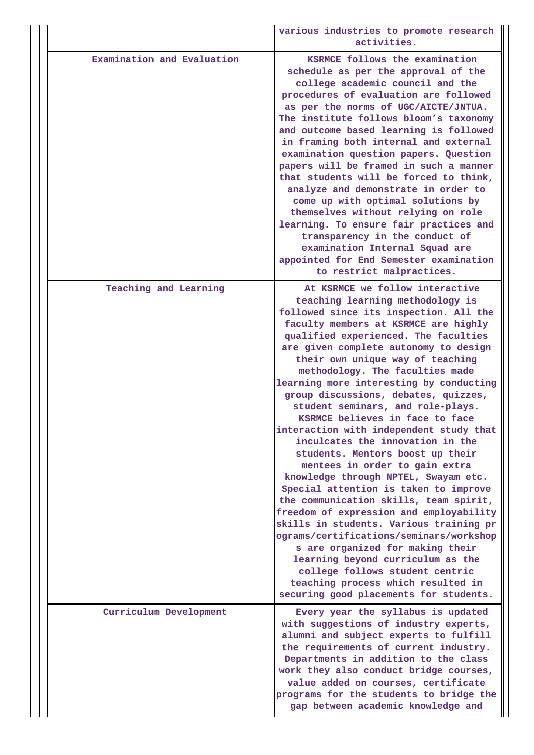| | |
|---|---|
| | various industries to promote research activities. |
| Examination and Evaluation | KSRMCE follows the examination schedule as per the approval of the college academic council and the procedures of evaluation are followed as per the norms of UGC/AICTE/JNTUA. The institute follows bloom's taxonomy and outcome based learning is followed in framing both internal and external examination question papers. Question papers will be framed in such a manner that students will be forced to think, analyze and demonstrate in order to come up with optimal solutions by themselves without relying on role learning. To ensure fair practices and transparency in the conduct of examination Internal Squad are appointed for End Semester examination to restrict malpractices. |
| Teaching and Learning | At KSRMCE we follow interactive teaching learning methodology is followed since its inspection. All the faculty members at KSRMCE are highly qualified experienced. The faculties are given complete autonomy to design their own unique way of teaching methodology. The faculties made learning more interesting by conducting group discussions, debates, quizzes, student seminars, and role-plays. KSRMCE believes in face to face interaction with independent study that inculcates the innovation in the students. Mentors boost up their mentees in order to gain extra knowledge through NPTEL, Swayam etc. Special attention is taken to improve the communication skills, team spirit, freedom of expression and employability skills in students. Various training programs/certifications/seminars/workshops are organized for making their learning beyond curriculum as the college follows student centric teaching process which resulted in securing good placements for students. |
| Curriculum Development | Every year the syllabus is updated with suggestions of industry experts, alumni and subject experts to fulfill the requirements of current industry. Departments in addition to the class work they also conduct bridge courses, value added on courses, certificate programs for the students to bridge the gap between academic knowledge and |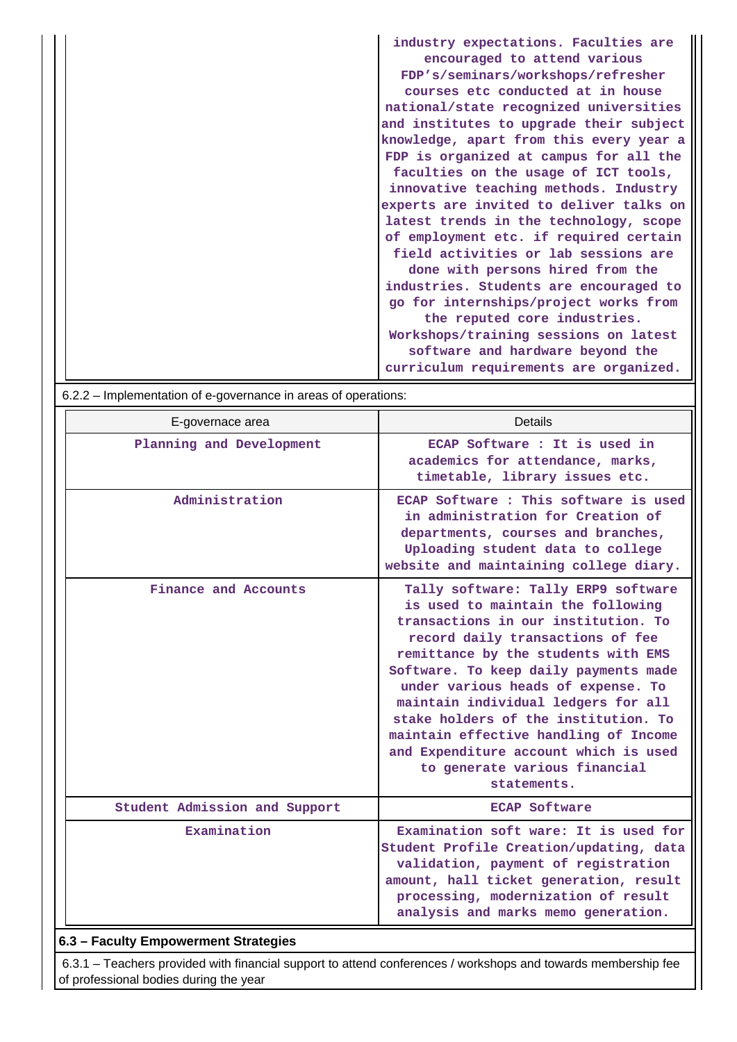| | |
|---|---|
| | industry expectations. Faculties are encouraged to attend various FDP's/seminars/workshops/refresher courses etc conducted at in house national/state recognized universities and institutes to upgrade their subject knowledge, apart from this every year a FDP is organized at campus for all the faculties on the usage of ICT tools, innovative teaching methods. Industry experts are invited to deliver talks on latest trends in the technology, scope of employment etc. if required certain field activities or lab sessions are done with persons hired from the industries. Students are encouraged to go for internships/project works from the reputed core industries. Workshops/training sessions on latest software and hardware beyond the curriculum requirements are organized. |

6.2.2 – Implementation of e-governance in areas of operations:

| E-governace area | Details |
|---|---|
| Planning and Development | ECAP Software : It is used in academics for attendance, marks, timetable, library issues etc. |
| Administration | ECAP Software : This software is used in administration for Creation of departments, courses and branches, Uploading student data to college website and maintaining college diary. |
| Finance and Accounts | Tally software: Tally ERP9 software is used to maintain the following transactions in our institution. To record daily transactions of fee remittance by the students with EMS Software. To keep daily payments made under various heads of expense. To maintain individual ledgers for all stake holders of the institution. To maintain effective handling of Income and Expenditure account which is used to generate various financial statements. |
| Student Admission and Support | ECAP Software |
| Examination | Examination soft ware: It is used for Student Profile Creation/updating, data validation, payment of registration amount, hall ticket generation, result processing, modernization of result analysis and marks memo generation. |

### 6.3 – Faculty Empowerment Strategies

6.3.1 – Teachers provided with financial support to attend conferences / workshops and towards membership fee of professional bodies during the year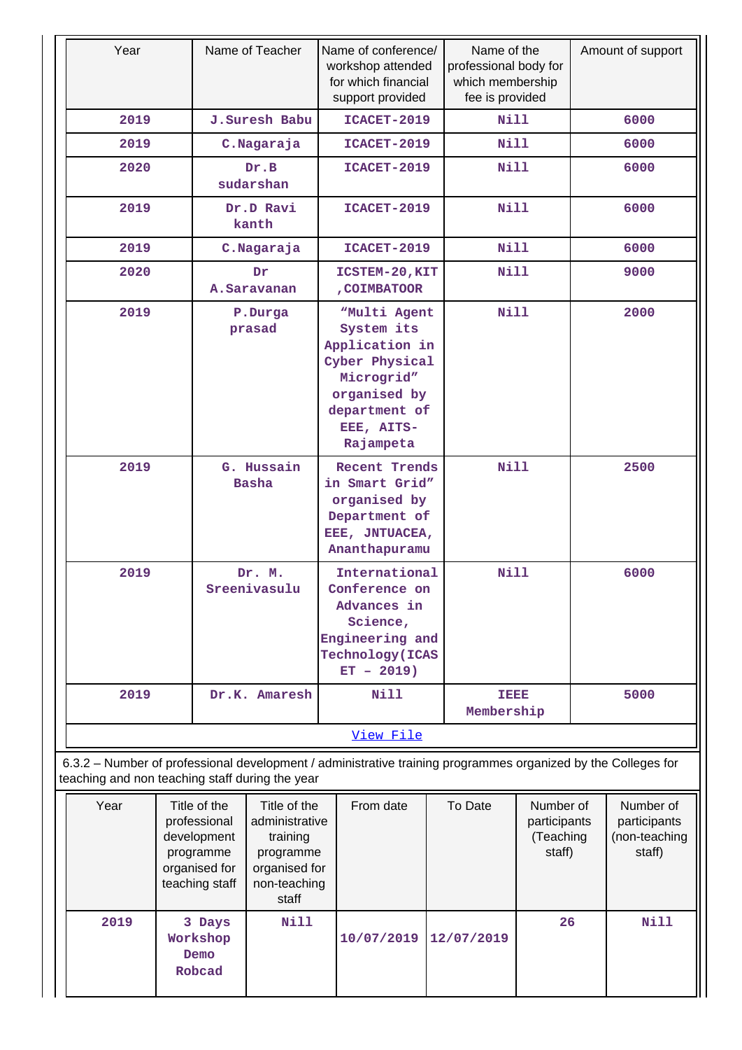| Year | Name of Teacher | Name of conference/ workshop attended for which financial support provided | Name of the professional body for which membership fee is provided | Amount of support |
|---|---|---|---|---|
| 2019 | J.Suresh Babu | ICACET-2019 | Nill | 6000 |
| 2019 | C.Nagaraja | ICACET-2019 | Nill | 6000 |
| 2020 | Dr.B sudarshan | ICACET-2019 | Nill | 6000 |
| 2019 | Dr.D Ravi kanth | ICACET-2019 | Nill | 6000 |
| 2019 | C.Nagaraja | ICACET-2019 | Nill | 6000 |
| 2020 | Dr A.Saravanan | ICSTEM-20,KIT ,COIMBATOOR | Nill | 9000 |
| 2019 | P.Durga prasad | "Multi Agent System its Application in Cyber Physical Microgrid" organised by department of EEE, AITS-Rajampeta | Nill | 2000 |
| 2019 | G. Hussain Basha | Recent Trends in Smart Grid" organised by Department of EEE, JNTUACEA, Ananthapuramu | Nill | 2500 |
| 2019 | Dr. M. Sreenivasulu | International Conference on Advances in Science, Engineering and Technology(ICASET – 2019) | Nill | 6000 |
| 2019 | Dr.K. Amaresh | Nill | IEEE Membership | 5000 |

View File

6.3.2 – Number of professional development / administrative training programmes organized by the Colleges for teaching and non teaching staff during the year

| Year | Title of the professional development programme organised for teaching staff | Title of the administrative training programme organised for non-teaching staff | From date | To Date | Number of participants (Teaching staff) | Number of participants (non-teaching staff) |
|---|---|---|---|---|---|---|
| 2019 | 3 Days Workshop Demo Robcad | Nill | 10/07/2019 | 12/07/2019 | 26 | Nill |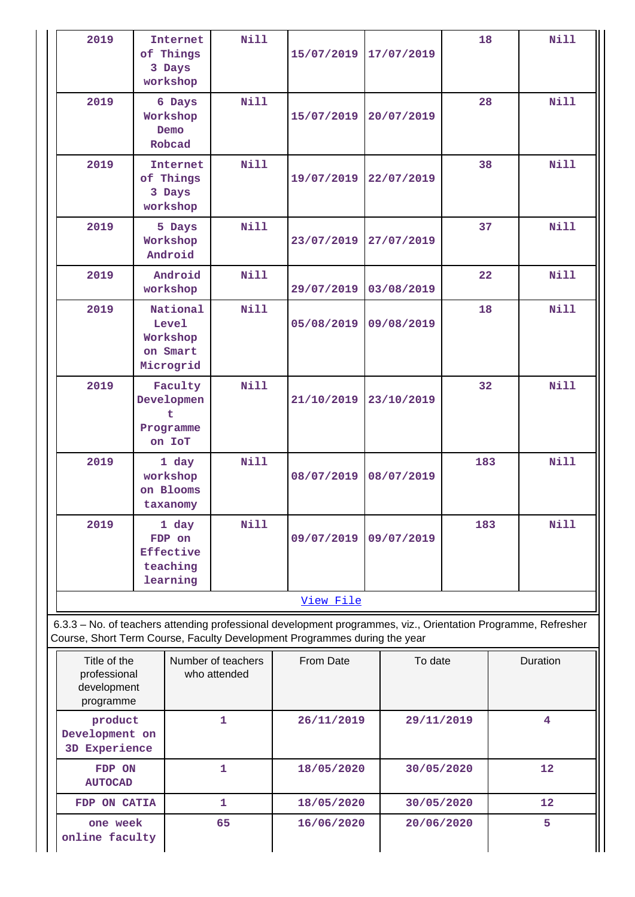| | | | | | | |
|---|---|---|---|---|---|---|
| 2019 | Internet of Things 3 Days workshop | Nill | 15/07/2019 | 17/07/2019 | 18 | Nill |
| 2019 | 6 Days Workshop Demo Robcad | Nill | 15/07/2019 | 20/07/2019 | 28 | Nill |
| 2019 | Internet of Things 3 Days workshop | Nill | 19/07/2019 | 22/07/2019 | 38 | Nill |
| 2019 | 5 Days Workshop Android | Nill | 23/07/2019 | 27/07/2019 | 37 | Nill |
| 2019 | Android workshop | Nill | 29/07/2019 | 03/08/2019 | 22 | Nill |
| 2019 | National Level Workshop on Smart Microgrid | Nill | 05/08/2019 | 09/08/2019 | 18 | Nill |
| 2019 | Faculty Development Programme on IoT | Nill | 21/10/2019 | 23/10/2019 | 32 | Nill |
| 2019 | 1 day workshop on Blooms taxanomy | Nill | 08/07/2019 | 08/07/2019 | 183 | Nill |
| 2019 | 1 day FDP on Effective teaching learning | Nill | 09/07/2019 | 09/07/2019 | 183 | Nill |

View File

6.3.3 – No. of teachers attending professional development programmes, viz., Orientation Programme, Refresher Course, Short Term Course, Faculty Development Programmes during the year

| Title of the professional development programme | Number of teachers who attended | From Date | To date | Duration |
|---|---|---|---|---|
| product Development on 3D Experience | 1 | 26/11/2019 | 29/11/2019 | 4 |
| FDP ON AUTOCAD | 1 | 18/05/2020 | 30/05/2020 | 12 |
| FDP ON CATIA | 1 | 18/05/2020 | 30/05/2020 | 12 |
| one week online faculty | 65 | 16/06/2020 | 20/06/2020 | 5 |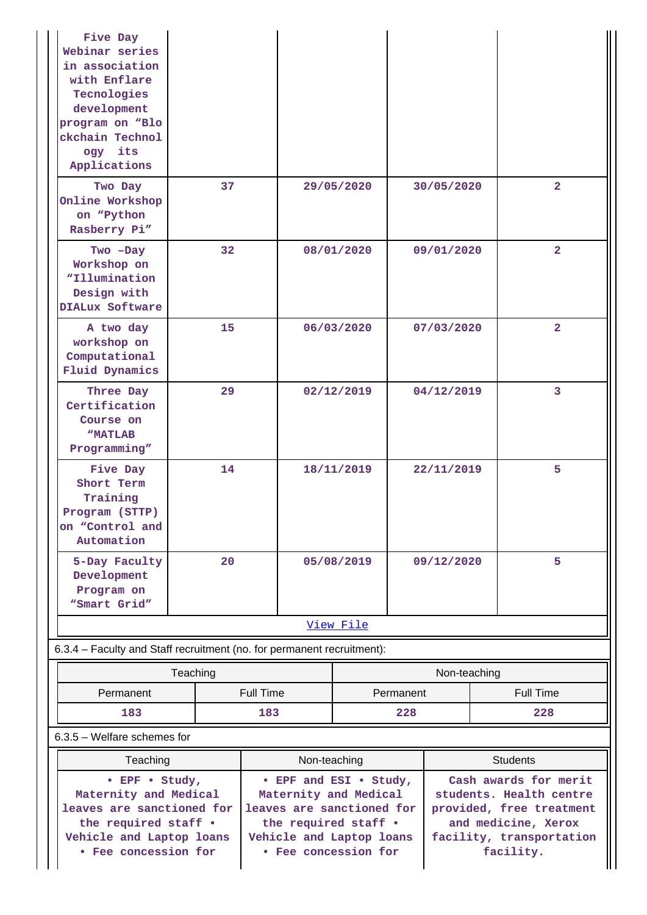| | | | | |
|---|---|---|---|---|
| Five Day Webinar series in association with Enflare Tecnologies development program on "Blockchain Technology its Applications | | | | |
| Two Day Online Workshop on "Python Rasberry Pi" | 37 | 29/05/2020 | 30/05/2020 | 2 |
| Two –Day Workshop on "Illumination Design with DIALux Software | 32 | 08/01/2020 | 09/01/2020 | 2 |
| A two day workshop on Computational Fluid Dynamics | 15 | 06/03/2020 | 07/03/2020 | 2 |
| Three Day Certification Course on "MATLAB Programming" | 29 | 02/12/2019 | 04/12/2019 | 3 |
| Five Day Short Term Training Program (STTP) on "Control and Automation | 14 | 18/11/2019 | 22/11/2019 | 5 |
| 5-Day Faculty Development Program on "Smart Grid" | 20 | 05/08/2019 | 09/12/2020 | 5 |

View File

6.3.4 – Faculty and Staff recruitment (no. for permanent recruitment):

| Teaching | | Non-teaching | |
|---|---|---|---|
| Permanent | Full Time | Permanent | Full Time |
| 183 | 183 | 228 | 228 |

6.3.5 – Welfare schemes for

| Teaching | Non-teaching | Students |
|---|---|---|
| • EPF • Study, Maternity and Medical leaves are sanctioned for the required staff • Vehicle and Laptop loans • Fee concession for | • EPF and ESI • Study, Maternity and Medical leaves are sanctioned for the required staff • Vehicle and Laptop loans • Fee concession for | Cash awards for merit students. Health centre provided, free treatment and medicine, Xerox facility, transportation facility. |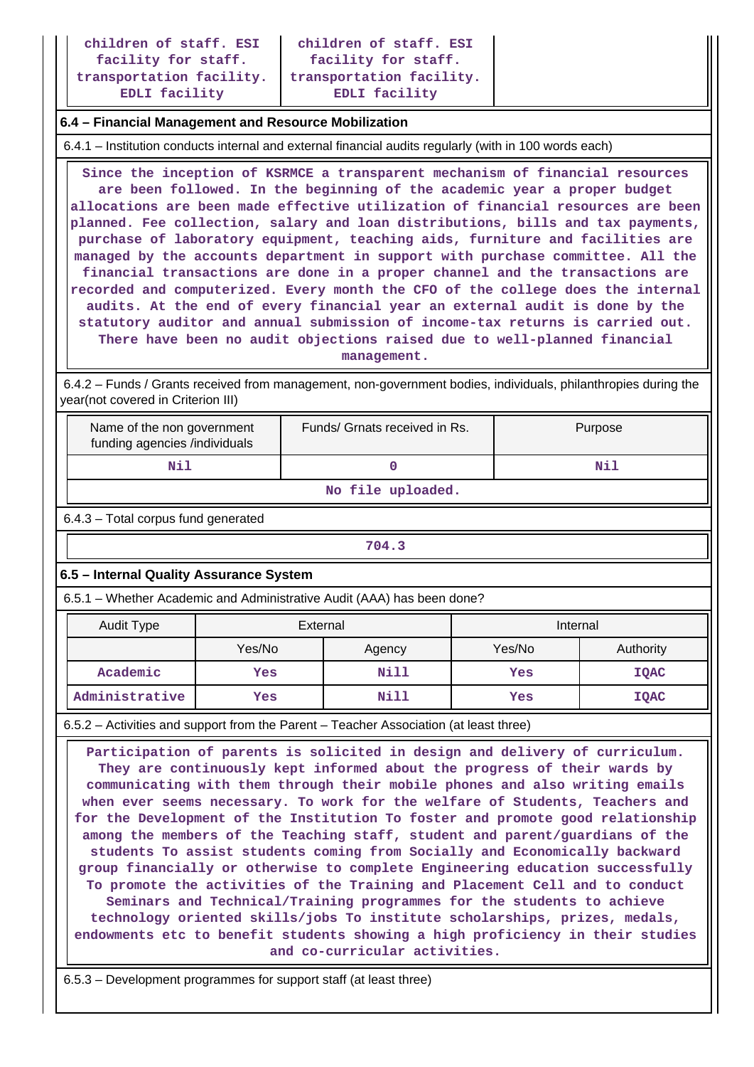| children of staff. ESI facility for staff. transportation facility. EDLI facility | children of staff. ESI facility for staff. transportation facility. EDLI facility | |
|---|---|---|

### 6.4 – Financial Management and Resource Mobilization

6.4.1 – Institution conducts internal and external financial audits regularly (with in 100 words each)

Since the inception of KSRMCE a transparent mechanism of financial resources are been followed. In the beginning of the academic year a proper budget allocations are been made effective utilization of financial resources are been planned. Fee collection, salary and loan distributions, bills and tax payments, purchase of laboratory equipment, teaching aids, furniture and facilities are managed by the accounts department in support with purchase committee. All the financial transactions are done in a proper channel and the transactions are recorded and computerized. Every month the CFO of the college does the internal audits. At the end of every financial year an external audit is done by the statutory auditor and annual submission of income-tax returns is carried out. There have been no audit objections raised due to well-planned financial management.

6.4.2 – Funds / Grants received from management, non-government bodies, individuals, philanthropies during the year(not covered in Criterion III)

| Name of the non government funding agencies /individuals | Funds/ Grnats received in Rs. | Purpose |
|---|---|---|
| Nil | 0 | Nil |
| No file uploaded. | | |

6.4.3 – Total corpus fund generated

704.3

### 6.5 – Internal Quality Assurance System

6.5.1 – Whether Academic and Administrative Audit (AAA) has been done?

| Audit Type | External | | Internal | |
|---|---|---|---|---|
| | Yes/No | Agency | Yes/No | Authority |
| Academic | Yes | Nill | Yes | IQAC |
| Administrative | Yes | Nill | Yes | IQAC |

6.5.2 – Activities and support from the Parent – Teacher Association (at least three)

Participation of parents is solicited in design and delivery of curriculum. They are continuously kept informed about the progress of their wards by communicating with them through their mobile phones and also writing emails when ever seems necessary. To work for the welfare of Students, Teachers and for the Development of the Institution To foster and promote good relationship among the members of the Teaching staff, student and parent/guardians of the students To assist students coming from Socially and Economically backward group financially or otherwise to complete Engineering education successfully To promote the activities of the Training and Placement Cell and to conduct Seminars and Technical/Training programmes for the students to achieve technology oriented skills/jobs To institute scholarships, prizes, medals, endowments etc to benefit students showing a high proficiency in their studies and co-curricular activities.

6.5.3 – Development programmes for support staff (at least three)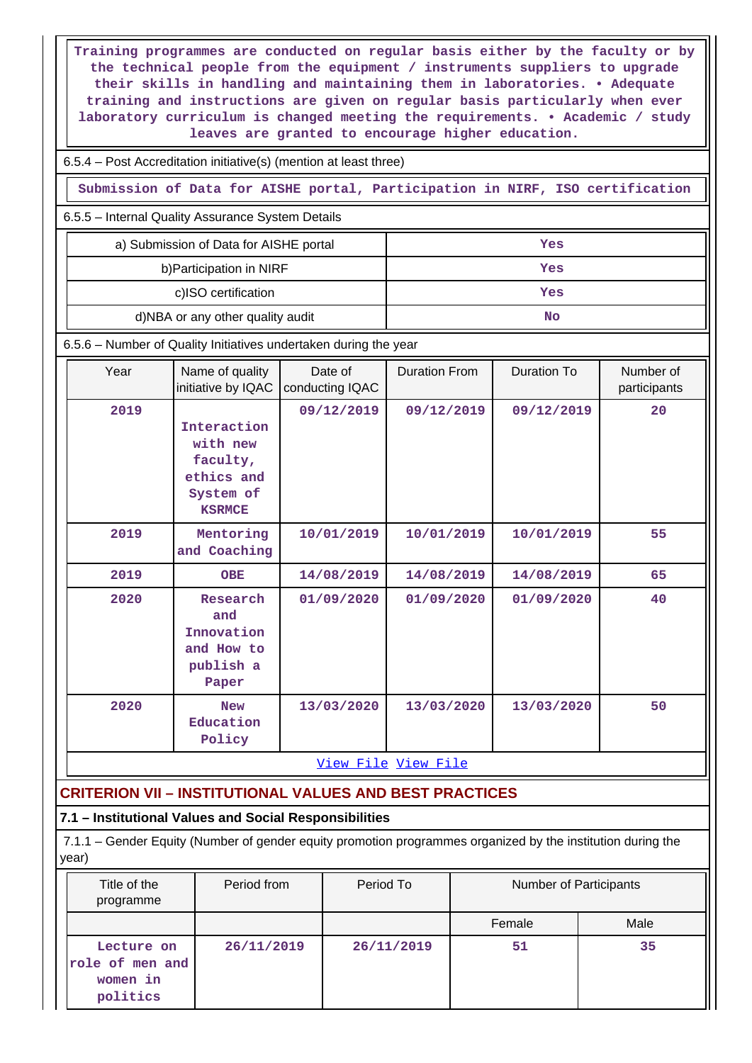Training programmes are conducted on regular basis either by the faculty or by the technical people from the equipment / instruments suppliers to upgrade their skills in handling and maintaining them in laboratories. • Adequate training and instructions are given on regular basis particularly when ever laboratory curriculum is changed meeting the requirements. • Academic / study leaves are granted to encourage higher education.

6.5.4 – Post Accreditation initiative(s) (mention at least three)

Submission of Data for AISHE portal, Participation in NIRF, ISO certification

6.5.5 – Internal Quality Assurance System Details

| | |
|---|---|
| a) Submission of Data for AISHE portal | Yes |
| b)Participation in NIRF | Yes |
| c)ISO certification | Yes |
| d)NBA or any other quality audit | No |

6.5.6 – Number of Quality Initiatives undertaken during the year

| Year | Name of quality initiative by IQAC | Date of conducting IQAC | Duration From | Duration To | Number of participants |
|---|---|---|---|---|---|
| 2019 | Interaction with new faculty, ethics and System of KSRMCE | 09/12/2019 | 09/12/2019 | 09/12/2019 | 20 |
| 2019 | Mentoring and Coaching | 10/01/2019 | 10/01/2019 | 10/01/2019 | 55 |
| 2019 | OBE | 14/08/2019 | 14/08/2019 | 14/08/2019 | 65 |
| 2020 | Research and Innovation and How to publish a Paper | 01/09/2020 | 01/09/2020 | 01/09/2020 | 40 |
| 2020 | New Education Policy | 13/03/2020 | 13/03/2020 | 13/03/2020 | 50 |

View File View File

## CRITERION VII – INSTITUTIONAL VALUES AND BEST PRACTICES

### 7.1 – Institutional Values and Social Responsibilities

7.1.1 – Gender Equity (Number of gender equity promotion programmes organized by the institution during the year)

| Title of the programme | Period from | Period To | Number of Participants | |
|---|---|---|---|---|
| | | | Female | Male |
| Lecture on role of men and women in politics | 26/11/2019 | 26/11/2019 | 51 | 35 |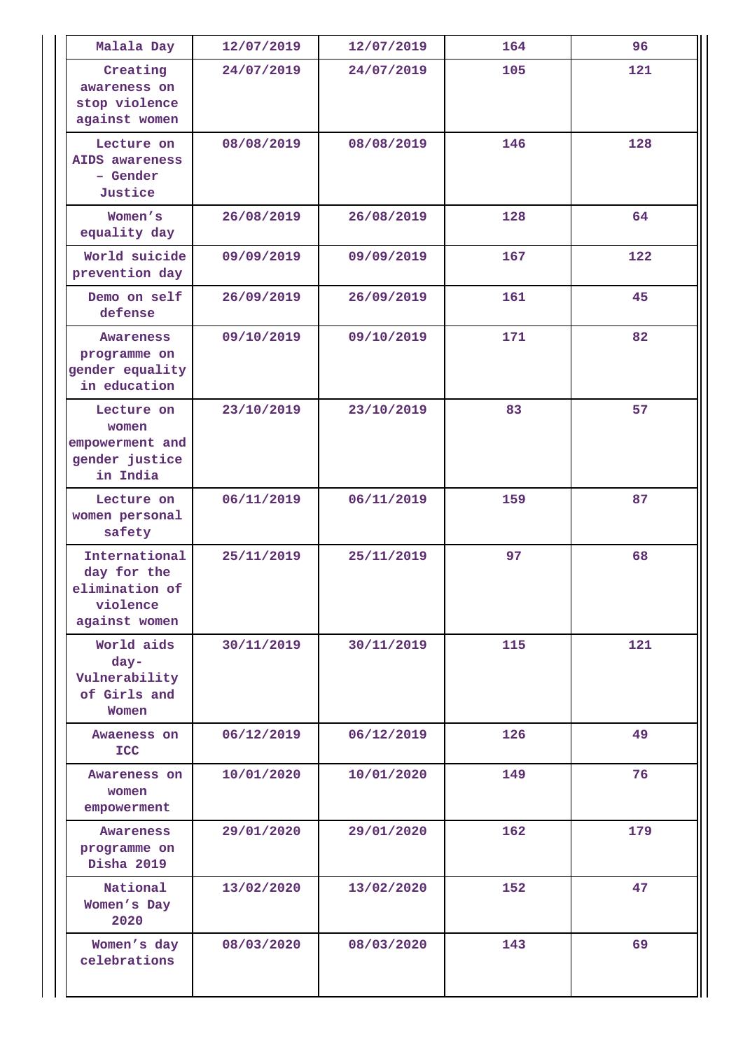| Malala Day | 12/07/2019 | 12/07/2019 | 164 | 96 |
|---|---|---|---|---|
| Creating awareness on stop violence against women | 24/07/2019 | 24/07/2019 | 105 | 121 |
| Lecture on AIDS awareness – Gender Justice | 08/08/2019 | 08/08/2019 | 146 | 128 |
| Women’s equality day | 26/08/2019 | 26/08/2019 | 128 | 64 |
| World suicide prevention day | 09/09/2019 | 09/09/2019 | 167 | 122 |
| Demo on self defense | 26/09/2019 | 26/09/2019 | 161 | 45 |
| Awareness programme on gender equality in education | 09/10/2019 | 09/10/2019 | 171 | 82 |
| Lecture on women empowerment and gender justice in India | 23/10/2019 | 23/10/2019 | 83 | 57 |
| Lecture on women personal safety | 06/11/2019 | 06/11/2019 | 159 | 87 |
| International day for the elimination of violence against women | 25/11/2019 | 25/11/2019 | 97 | 68 |
| World aids day- Vulnerability of Girls and Women | 30/11/2019 | 30/11/2019 | 115 | 121 |
| Awaeness on ICC | 06/12/2019 | 06/12/2019 | 126 | 49 |
| Awareness on women empowerment | 10/01/2020 | 10/01/2020 | 149 | 76 |
| Awareness programme on Disha 2019 | 29/01/2020 | 29/01/2020 | 162 | 179 |
| National Women’s Day 2020 | 13/02/2020 | 13/02/2020 | 152 | 47 |
| Women’s day celebrations | 08/03/2020 | 08/03/2020 | 143 | 69 |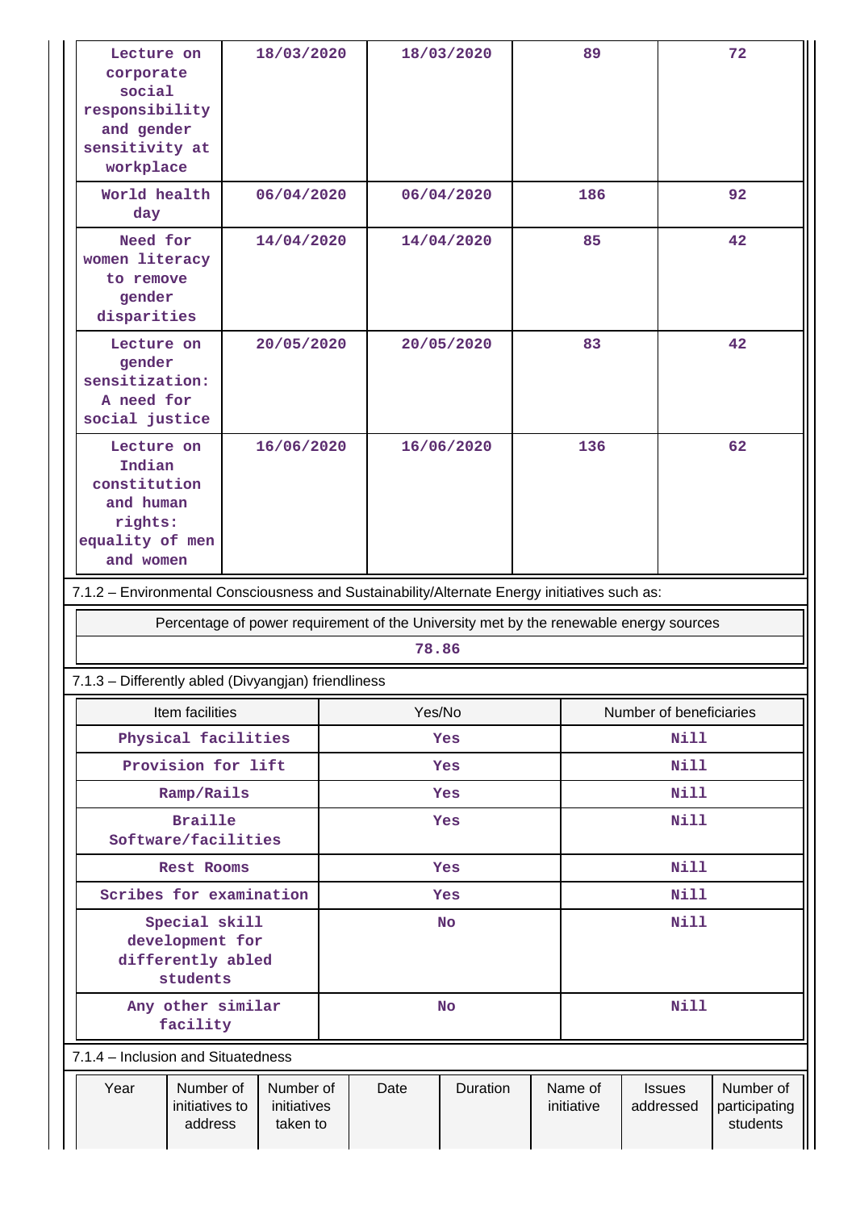| Lecture on corporate social responsibility and gender sensitivity at workplace | 18/03/2020 | 18/03/2020 | 89 | 72 |
|---|---|---|---|---|
| World health day | 06/04/2020 | 06/04/2020 | 186 | 92 |
| Need for women literacy to remove gender disparities | 14/04/2020 | 14/04/2020 | 85 | 42 |
| Lecture on gender sensitization: A need for social justice | 20/05/2020 | 20/05/2020 | 83 | 42 |
| Lecture on Indian constitution and human rights: equality of men and women | 16/06/2020 | 16/06/2020 | 136 | 62 |

7.1.2 – Environmental Consciousness and Sustainability/Alternate Energy initiatives such as:

| Percentage of power requirement of the University met by the renewable energy sources |
|---|
| 78.86 |

7.1.3 – Differently abled (Divyangjan) friendliness

| Item facilities | Yes/No | Number of beneficiaries |
|---|---|---|
| Physical facilities | Yes | Nill |
| Provision for lift | Yes | Nill |
| Ramp/Rails | Yes | Nill |
| Braille Software/facilities | Yes | Nill |
| Rest Rooms | Yes | Nill |
| Scribes for examination | Yes | Nill |
| Special skill development for differently abled students | No | Nill |
| Any other similar facility | No | Nill |

7.1.4 – Inclusion and Situatedness

| Year | Number of initiatives to address | Number of initiatives taken to | Date | Duration | Name of initiative | Issues addressed | Number of participating students |
|---|---|---|---|---|---|---|---|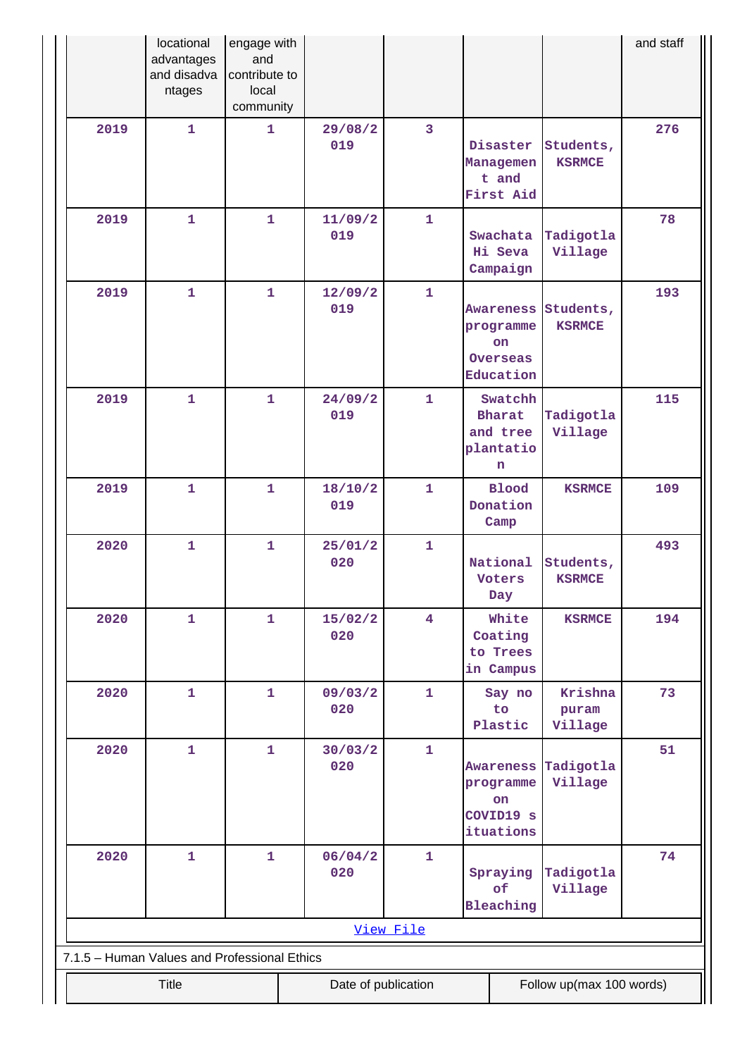| | locational advantages and disadvantages | engage with and contribute to local community | | | | | and staff |
|---|---|---|---|---|---|---|---|
| 2019 | 1 | 1 | 29/08/2019 | 3 | Disaster Management and First Aid | Students, KSRMCE | 276 |
| 2019 | 1 | 1 | 11/09/2019 | 1 | Swachata Hi Seva Campaign | Tadigotla Village | 78 |
| 2019 | 1 | 1 | 12/09/2019 | 1 | Awareness programme on Overseas Education | Students, KSRMCE | 193 |
| 2019 | 1 | 1 | 24/09/2019 | 1 | Swatchh Bharat and tree plantation | Tadigotla Village | 115 |
| 2019 | 1 | 1 | 18/10/2019 | 1 | Blood Donation Camp | KSRMCE | 109 |
| 2020 | 1 | 1 | 25/01/2020 | 1 | National Voters Day | Students, KSRMCE | 493 |
| 2020 | 1 | 1 | 15/02/2020 | 4 | White Coating to Trees in Campus | KSRMCE | 194 |
| 2020 | 1 | 1 | 09/03/2020 | 1 | Say no to Plastic | Krishna puram Village | 73 |
| 2020 | 1 | 1 | 30/03/2020 | 1 | Awareness programme on COVID19 situations | Tadigotla Village | 51 |
| 2020 | 1 | 1 | 06/04/2020 | 1 | Spraying of Bleaching | Tadigotla Village | 74 |

View File

7.1.5 – Human Values and Professional Ethics

| Title | Date of publication | Follow up(max 100 words) |
|---|---|---|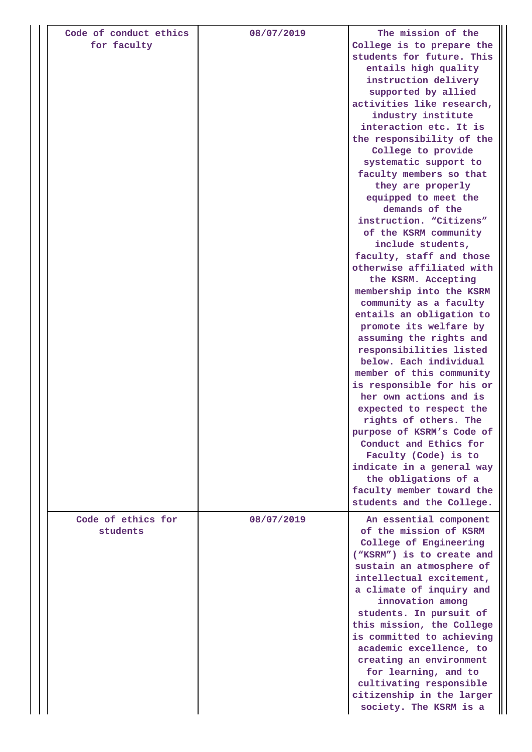| | | |
|---|---|---|
| Code of conduct ethics for faculty | 08/07/2019 | The mission of the College is to prepare the students for future. This entails high quality instruction delivery supported by allied activities like research, industry institute interaction etc. It is the responsibility of the College to provide systematic support to faculty members so that they are properly equipped to meet the demands of the instruction. “Citizens” of the KSRM community include students, faculty, staff and those otherwise affiliated with the KSRM. Accepting membership into the KSRM community as a faculty entails an obligation to promote its welfare by assuming the rights and responsibilities listed below. Each individual member of this community is responsible for his or her own actions and is expected to respect the rights of others. The purpose of KSRM’s Code of Conduct and Ethics for Faculty (Code) is to indicate in a general way the obligations of a faculty member toward the students and the College. |
| Code of ethics for students | 08/07/2019 | An essential component of the mission of KSRM College of Engineering (“KSRM”) is to create and sustain an atmosphere of intellectual excitement, a climate of inquiry and innovation among students. In pursuit of this mission, the College is committed to achieving academic excellence, to creating an environment for learning, and to cultivating responsible citizenship in the larger society. The KSRM is a |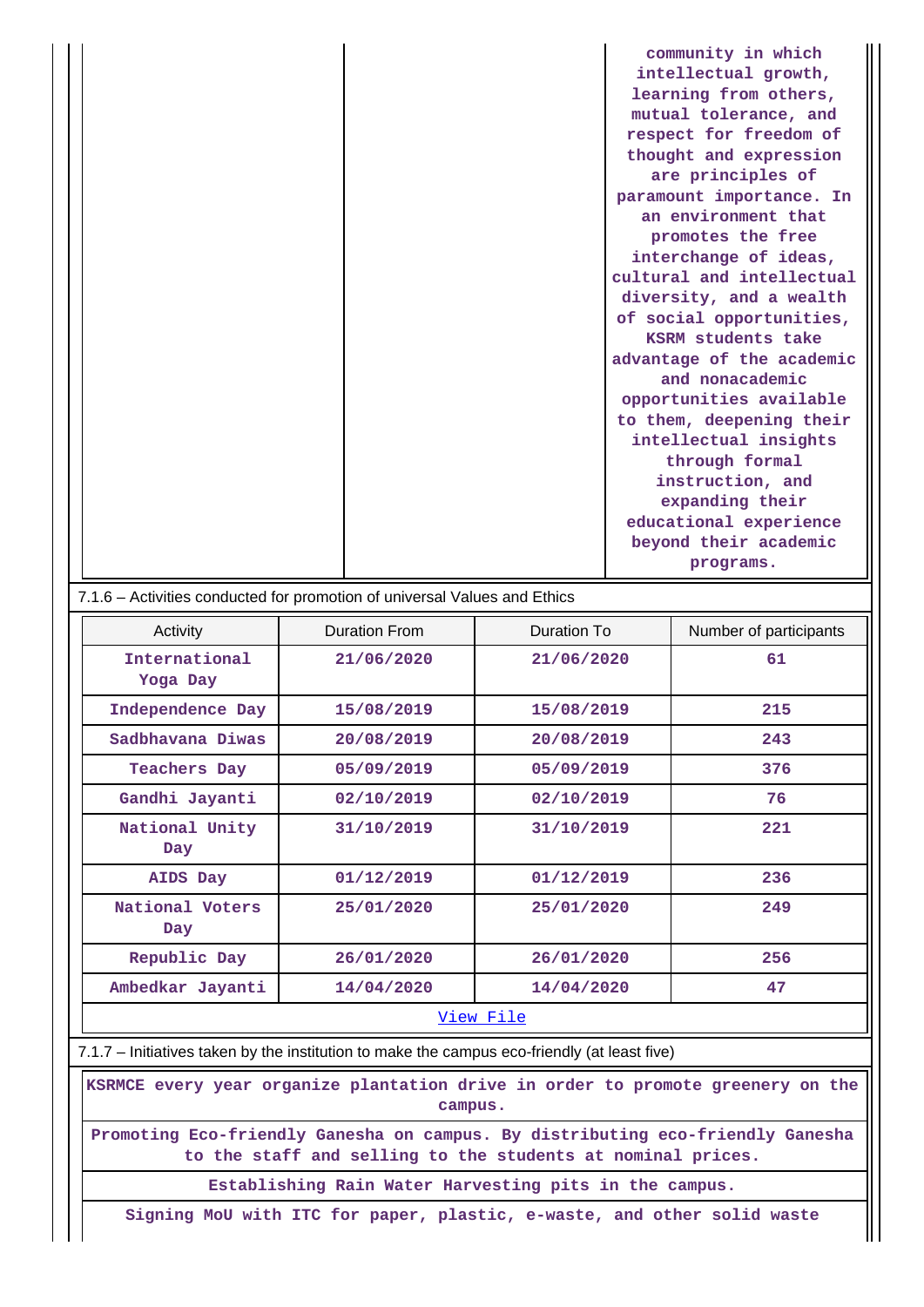| | | community in which intellectual growth, learning from others, mutual tolerance, and respect for freedom of thought and expression are principles of paramount importance. In an environment that promotes the free interchange of ideas, cultural and intellectual diversity, and a wealth of social opportunities, KSRM students take advantage of the academic and nonacademic opportunities available to them, deepening their intellectual insights through formal instruction, and expanding their educational experience beyond their academic programs. |
|---|---|---|

7.1.6 – Activities conducted for promotion of universal Values and Ethics

| Activity | Duration From | Duration To | Number of participants |
|---|---|---|---|
| International Yoga Day | 21/06/2020 | 21/06/2020 | 61 |
| Independence Day | 15/08/2019 | 15/08/2019 | 215 |
| Sadbhavana Diwas | 20/08/2019 | 20/08/2019 | 243 |
| Teachers Day | 05/09/2019 | 05/09/2019 | 376 |
| Gandhi Jayanti | 02/10/2019 | 02/10/2019 | 76 |
| National Unity Day | 31/10/2019 | 31/10/2019 | 221 |
| AIDS Day | 01/12/2019 | 01/12/2019 | 236 |
| National Voters Day | 25/01/2020 | 25/01/2020 | 249 |
| Republic Day | 26/01/2020 | 26/01/2020 | 256 |
| Ambedkar Jayanti | 14/04/2020 | 14/04/2020 | 47 |

View File

7.1.7 – Initiatives taken by the institution to make the campus eco-friendly (at least five)

KSRMCE every year organize plantation drive in order to promote greenery on the campus.

Promoting Eco-friendly Ganesha on campus. By distributing eco-friendly Ganesha to the staff and selling to the students at nominal prices.

Establishing Rain Water Harvesting pits in the campus.

Signing MoU with ITC for paper, plastic, e-waste, and other solid waste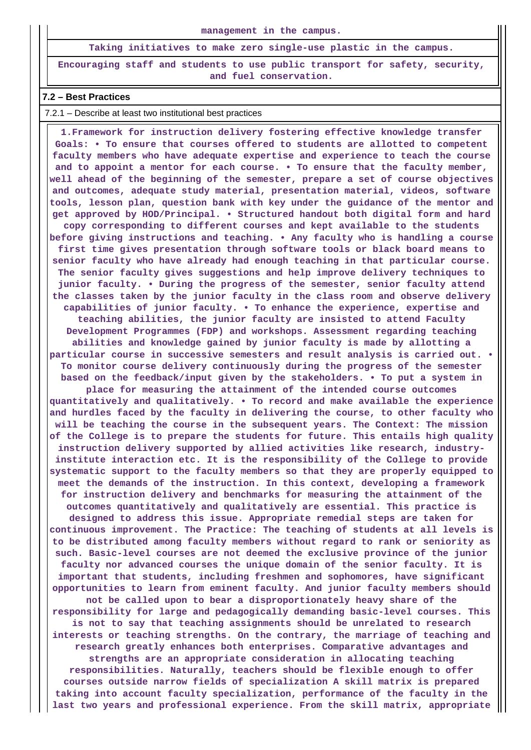management in the campus.

Taking initiatives to make zero single-use plastic in the campus.

Encouraging staff and students to use public transport for safety, security, and fuel conservation.

**7.2 – Best Practices**

7.2.1 – Describe at least two institutional best practices

1.Framework for instruction delivery fostering effective knowledge transfer Goals: • To ensure that courses offered to students are allotted to competent faculty members who have adequate expertise and experience to teach the course and to appoint a mentor for each course. • To ensure that the faculty member, well ahead of the beginning of the semester, prepare a set of course objectives and outcomes, adequate study material, presentation material, videos, software tools, lesson plan, question bank with key under the guidance of the mentor and get approved by HOD/Principal. • Structured handout both digital form and hard copy corresponding to different courses and kept available to the students before giving instructions and teaching. • Any faculty who is handling a course first time gives presentation through software tools or black board means to senior faculty who have already had enough teaching in that particular course. The senior faculty gives suggestions and help improve delivery techniques to junior faculty. • During the progress of the semester, senior faculty attend the classes taken by the junior faculty in the class room and observe delivery capabilities of junior faculty. • To enhance the experience, expertise and teaching abilities, the junior faculty are insisted to attend Faculty Development Programmes (FDP) and workshops. Assessment regarding teaching abilities and knowledge gained by junior faculty is made by allotting a particular course in successive semesters and result analysis is carried out. • To monitor course delivery continuously during the progress of the semester based on the feedback/input given by the stakeholders. • To put a system in place for measuring the attainment of the intended course outcomes quantitatively and qualitatively. • To record and make available the experience and hurdles faced by the faculty in delivering the course, to other faculty who will be teaching the course in the subsequent years. The Context: The mission of the College is to prepare the students for future. This entails high quality instruction delivery supported by allied activities like research, industry-institute interaction etc. It is the responsibility of the College to provide systematic support to the faculty members so that they are properly equipped to meet the demands of the instruction. In this context, developing a framework for instruction delivery and benchmarks for measuring the attainment of the outcomes quantitatively and qualitatively are essential. This practice is designed to address this issue. Appropriate remedial steps are taken for continuous improvement. The Practice: The teaching of students at all levels is to be distributed among faculty members without regard to rank or seniority as such. Basic-level courses are not deemed the exclusive province of the junior faculty nor advanced courses the unique domain of the senior faculty. It is important that students, including freshmen and sophomores, have significant opportunities to learn from eminent faculty. And junior faculty members should not be called upon to bear a disproportionately heavy share of the responsibility for large and pedagogically demanding basic-level courses. This is not to say that teaching assignments should be unrelated to research interests or teaching strengths. On the contrary, the marriage of teaching and research greatly enhances both enterprises. Comparative advantages and strengths are an appropriate consideration in allocating teaching responsibilities. Naturally, teachers should be flexible enough to offer courses outside narrow fields of specialization A skill matrix is prepared taking into account faculty specialization, performance of the faculty in the last two years and professional experience. From the skill matrix, appropriate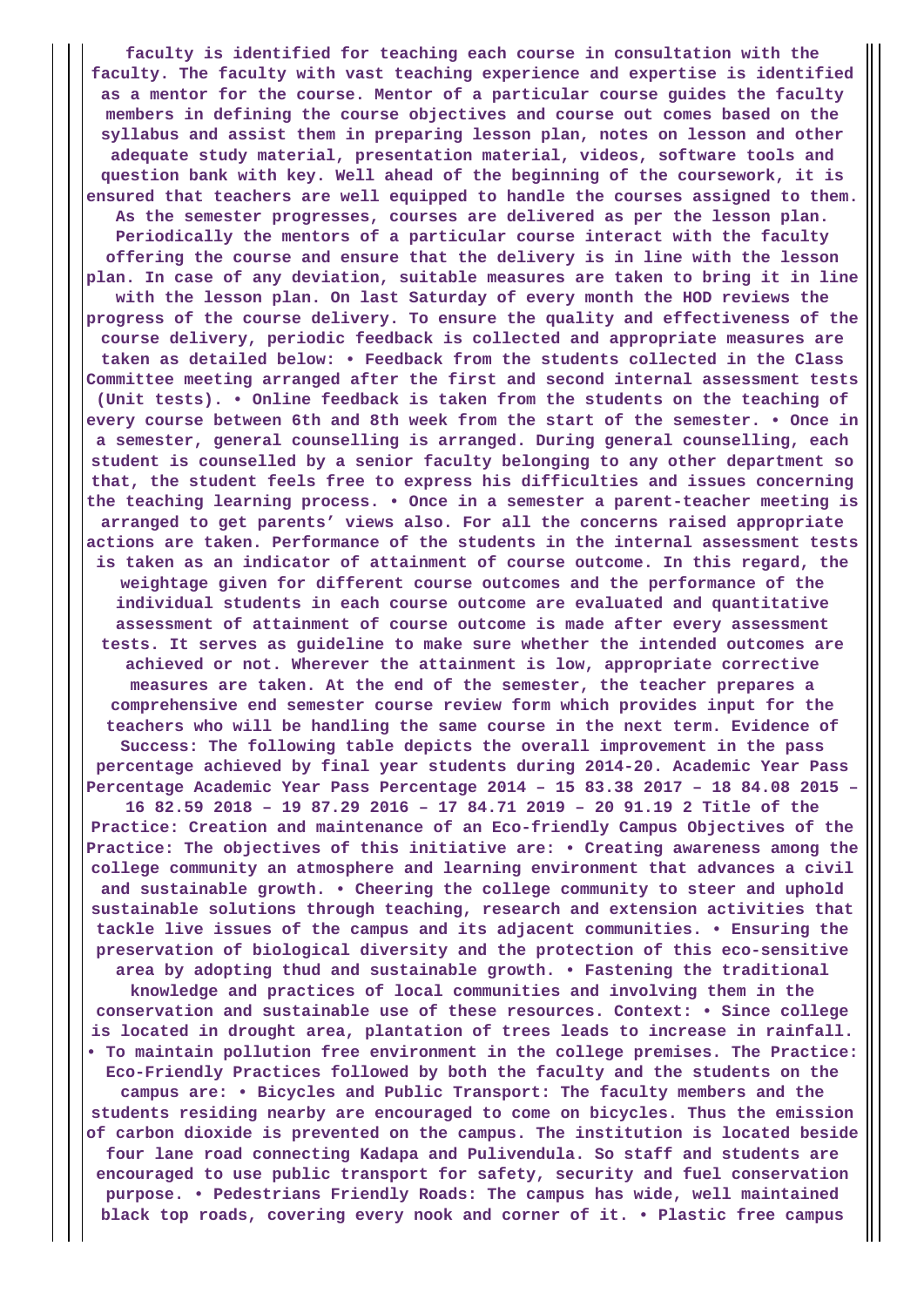faculty is identified for teaching each course in consultation with the faculty. The faculty with vast teaching experience and expertise is identified as a mentor for the course. Mentor of a particular course guides the faculty members in defining the course objectives and course out comes based on the syllabus and assist them in preparing lesson plan, notes on lesson and other adequate study material, presentation material, videos, software tools and question bank with key. Well ahead of the beginning of the coursework, it is ensured that teachers are well equipped to handle the courses assigned to them. As the semester progresses, courses are delivered as per the lesson plan. Periodically the mentors of a particular course interact with the faculty offering the course and ensure that the delivery is in line with the lesson plan. In case of any deviation, suitable measures are taken to bring it in line with the lesson plan. On last Saturday of every month the HOD reviews the progress of the course delivery. To ensure the quality and effectiveness of the course delivery, periodic feedback is collected and appropriate measures are taken as detailed below: • Feedback from the students collected in the Class Committee meeting arranged after the first and second internal assessment tests (Unit tests). • Online feedback is taken from the students on the teaching of every course between 6th and 8th week from the start of the semester. • Once in a semester, general counselling is arranged. During general counselling, each student is counselled by a senior faculty belonging to any other department so that, the student feels free to express his difficulties and issues concerning the teaching learning process. • Once in a semester a parent-teacher meeting is arranged to get parents' views also. For all the concerns raised appropriate actions are taken. Performance of the students in the internal assessment tests is taken as an indicator of attainment of course outcome. In this regard, the weightage given for different course outcomes and the performance of the individual students in each course outcome are evaluated and quantitative assessment of attainment of course outcome is made after every assessment tests. It serves as guideline to make sure whether the intended outcomes are achieved or not. Wherever the attainment is low, appropriate corrective measures are taken. At the end of the semester, the teacher prepares a comprehensive end semester course review form which provides input for the teachers who will be handling the same course in the next term. Evidence of Success: The following table depicts the overall improvement in the pass percentage achieved by final year students during 2014-20. Academic Year Pass Percentage Academic Year Pass Percentage 2014 – 15 83.38 2017 – 18 84.08 2015 – 16 82.59 2018 – 19 87.29 2016 – 17 84.71 2019 – 20 91.19 2 Title of the Practice: Creation and maintenance of an Eco-friendly Campus Objectives of the Practice: The objectives of this initiative are: • Creating awareness among the college community an atmosphere and learning environment that advances a civil and sustainable growth. • Cheering the college community to steer and uphold sustainable solutions through teaching, research and extension activities that tackle live issues of the campus and its adjacent communities. • Ensuring the preservation of biological diversity and the protection of this eco-sensitive area by adopting thud and sustainable growth. • Fastening the traditional knowledge and practices of local communities and involving them in the conservation and sustainable use of these resources. Context: • Since college is located in drought area, plantation of trees leads to increase in rainfall. • To maintain pollution free environment in the college premises. The Practice: Eco-Friendly Practices followed by both the faculty and the students on the campus are: • Bicycles and Public Transport: The faculty members and the students residing nearby are encouraged to come on bicycles. Thus the emission of carbon dioxide is prevented on the campus. The institution is located beside four lane road connecting Kadapa and Pulivendula. So staff and students are encouraged to use public transport for safety, security and fuel conservation purpose. • Pedestrians Friendly Roads: The campus has wide, well maintained black top roads, covering every nook and corner of it. • Plastic free campus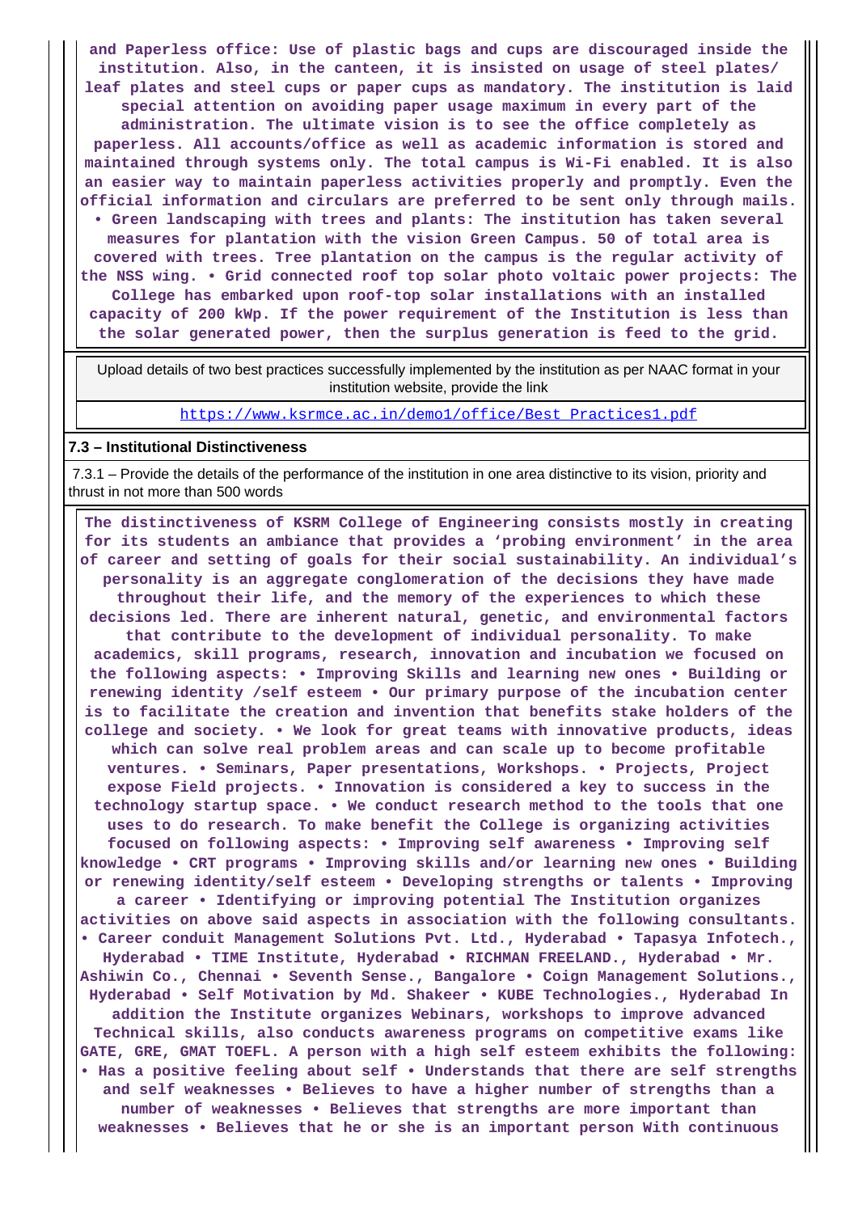**and Paperless office: Use of plastic bags and cups are discouraged inside the institution. Also, in the canteen, it is insisted on usage of steel plates/ leaf plates and steel cups or paper cups as mandatory. The institution is laid special attention on avoiding paper usage maximum in every part of the administration. The ultimate vision is to see the office completely as paperless. All accounts/office as well as academic information is stored and maintained through systems only. The total campus is Wi-Fi enabled. It is also an easier way to maintain paperless activities properly and promptly. Even the official information and circulars are preferred to be sent only through mails. • Green landscaping with trees and plants: The institution has taken several measures for plantation with the vision Green Campus. 50 of total area is covered with trees. Tree plantation on the campus is the regular activity of the NSS wing. • Grid connected roof top solar photo voltaic power projects: The College has embarked upon roof-top solar installations with an installed capacity of 200 kWp. If the power requirement of the Institution is less than the solar generated power, then the surplus generation is feed to the grid.**

| Upload details of two best practices successfully implemented by the institution as per NAAC format in your institution website, provide the link |
|---|
| https://www.ksrmce.ac.in/demo1/office/Best_Practices1.pdf |

**7.3 – Institutional Distinctiveness**

7.3.1 – Provide the details of the performance of the institution in one area distinctive to its vision, priority and thrust in not more than 500 words

**The distinctiveness of KSRM College of Engineering consists mostly in creating for its students an ambiance that provides a 'probing environment' in the area of career and setting of goals for their social sustainability. An individual's personality is an aggregate conglomeration of the decisions they have made throughout their life, and the memory of the experiences to which these decisions led. There are inherent natural, genetic, and environmental factors that contribute to the development of individual personality. To make academics, skill programs, research, innovation and incubation we focused on the following aspects: • Improving Skills and learning new ones • Building or renewing identity /self esteem • Our primary purpose of the incubation center is to facilitate the creation and invention that benefits stake holders of the college and society. • We look for great teams with innovative products, ideas which can solve real problem areas and can scale up to become profitable ventures. • Seminars, Paper presentations, Workshops. • Projects, Project expose Field projects. • Innovation is considered a key to success in the technology startup space. • We conduct research method to the tools that one uses to do research. To make benefit the College is organizing activities focused on following aspects: • Improving self awareness • Improving self knowledge • CRT programs • Improving skills and/or learning new ones • Building or renewing identity/self esteem • Developing strengths or talents • Improving a career • Identifying or improving potential The Institution organizes activities on above said aspects in association with the following consultants. • Career conduit Management Solutions Pvt. Ltd., Hyderabad • Tapasya Infotech., Hyderabad • TIME Institute, Hyderabad • RICHMAN FREELAND., Hyderabad • Mr. Ashiwin Co., Chennai • Seventh Sense., Bangalore • Coign Management Solutions., Hyderabad • Self Motivation by Md. Shakeer • KUBE Technologies., Hyderabad In addition the Institute organizes Webinars, workshops to improve advanced Technical skills, also conducts awareness programs on competitive exams like GATE, GRE, GMAT TOEFL. A person with a high self esteem exhibits the following: • Has a positive feeling about self • Understands that there are self strengths and self weaknesses • Believes to have a higher number of strengths than a number of weaknesses • Believes that strengths are more important than weaknesses • Believes that he or she is an important person With continuous**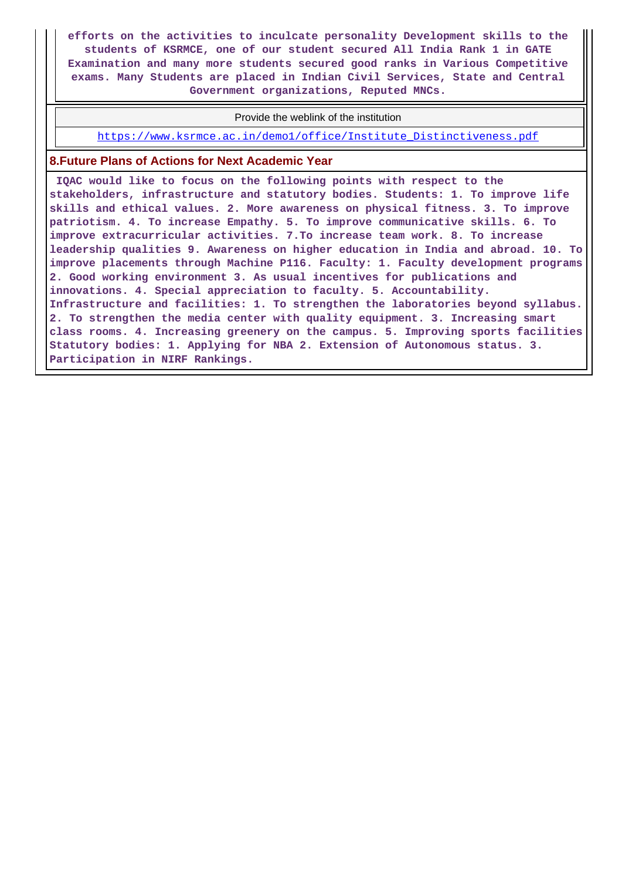**efforts on the activities to inculcate personality Development skills to the students of KSRMCE, one of our student secured All India Rank 1 in GATE Examination and many more students secured good ranks in Various Competitive exams. Many Students are placed in Indian Civil Services, State and Central Government organizations, Reputed MNCs.**

| Provide the weblink of the institution |
| --- |
| https://www.ksrmce.ac.in/demo1/office/Institute_Distinctiveness.pdf |

## 8.Future Plans of Actions for Next Academic Year

**IQAC would like to focus on the following points with respect to the stakeholders, infrastructure and statutory bodies. Students: 1. To improve life skills and ethical values. 2. More awareness on physical fitness. 3. To improve patriotism. 4. To increase Empathy. 5. To improve communicative skills. 6. To improve extracurricular activities. 7.To increase team work. 8. To increase leadership qualities 9. Awareness on higher education in India and abroad. 10. To improve placements through Machine P116. Faculty: 1. Faculty development programs 2. Good working environment 3. As usual incentives for publications and innovations. 4. Special appreciation to faculty. 5. Accountability. Infrastructure and facilities: 1. To strengthen the laboratories beyond syllabus. 2. To strengthen the media center with quality equipment. 3. Increasing smart class rooms. 4. Increasing greenery on the campus. 5. Improving sports facilities Statutory bodies: 1. Applying for NBA 2. Extension of Autonomous status. 3. Participation in NIRF Rankings.**